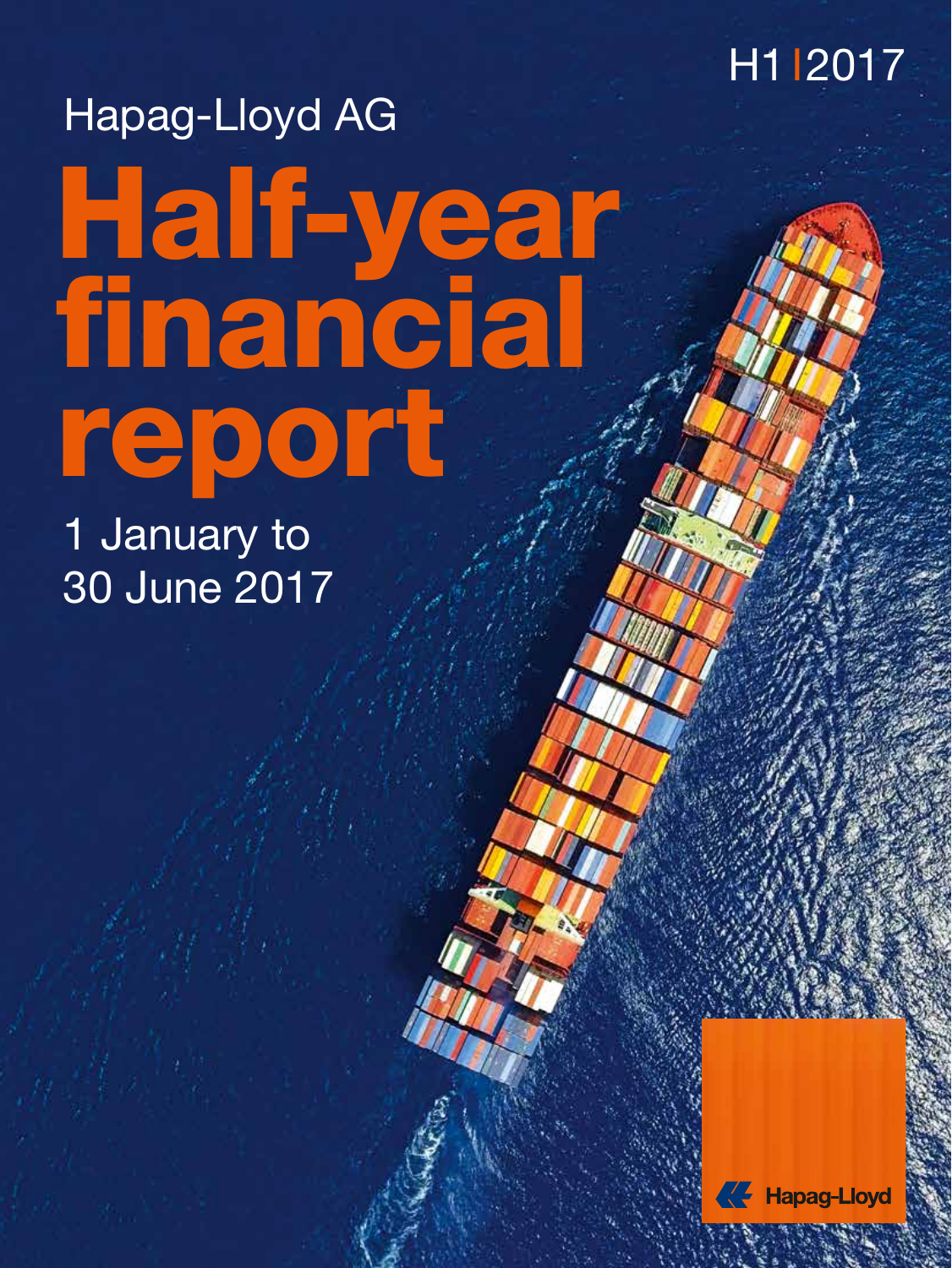H1 | 2017

Hapag-Lloyd AG

# Half-year financial report

1 January to 30 June 2017

Hapag-Lloyd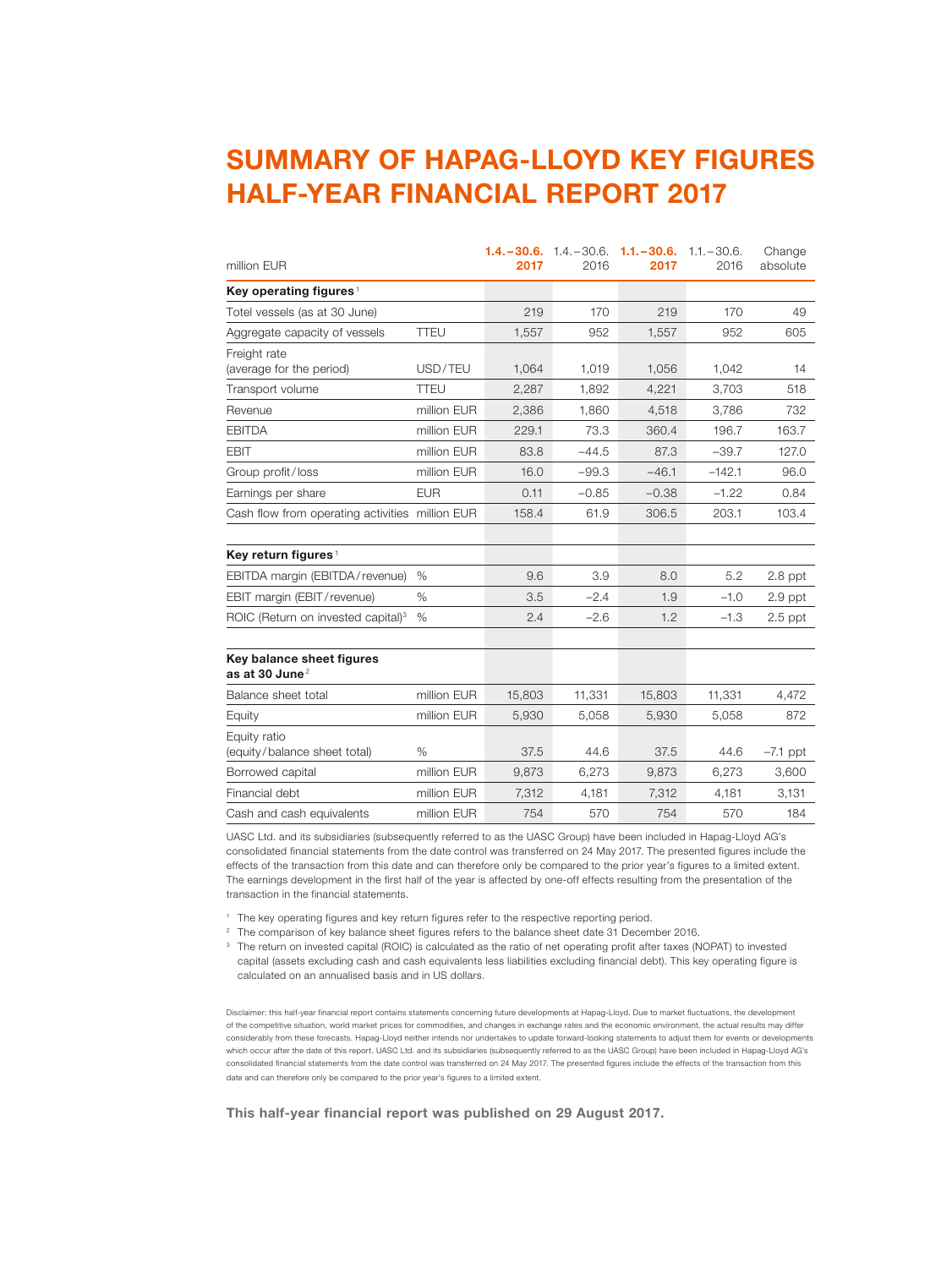# SUMMARY OF HAPAG-LLOYD KEY FIGURES HALF-YEAR FINANCIAL REPORT 2017

| million EUR | | 1.4.–30.6. 2017 | 1.4.–30.6. 2016 | 1.1.–30.6. 2017 | 1.1.–30.6. 2016 | Change absolute |
|---|---|---|---|---|---|---|
| **Key operating figures**[1] | | | | | | |
| Totel vessels (as at 30 June) | | 219 | 170 | 219 | 170 | 49 |
| Aggregate capacity of vessels | TTEU | 1,557 | 952 | 1,557 | 952 | 605 |
| Freight rate (average for the period) | USD/TEU | 1,064 | 1,019 | 1,056 | 1,042 | 14 |
| Transport volume | TTEU | 2,287 | 1,892 | 4,221 | 3,703 | 518 |
| Revenue | million EUR | 2,386 | 1,860 | 4,518 | 3,786 | 732 |
| EBITDA | million EUR | 229.1 | 73.3 | 360.4 | 196.7 | 163.7 |
| EBIT | million EUR | 83.8 | −44.5 | 87.3 | −39.7 | 127.0 |
| Group profit/loss | million EUR | 16.0 | −99.3 | −46.1 | −142.1 | 96.0 |
| Earnings per share | EUR | 0.11 | −0.85 | −0.38 | −1.22 | 0.84 |
| Cash flow from operating activities | million EUR | 158.4 | 61.9 | 306.5 | 203.1 | 103.4 |
| **Key return figures**[1] | | | | | | |
| EBITDA margin (EBITDA/revenue) | % | 9.6 | 3.9 | 8.0 | 5.2 | 2.8 ppt |
| EBIT margin (EBIT/revenue) | % | 3.5 | −2.4 | 1.9 | −1.0 | 2.9 ppt |
| ROIC (Return on invested capital)[3] | % | 2.4 | −2.6 | 1.2 | −1.3 | 2.5 ppt |
| **Key balance sheet figures as at 30 June**[2] | | | | | | |
| Balance sheet total | million EUR | 15,803 | 11,331 | 15,803 | 11,331 | 4,472 |
| Equity | million EUR | 5,930 | 5,058 | 5,930 | 5,058 | 872 |
| Equity ratio (equity/balance sheet total) | % | 37.5 | 44.6 | 37.5 | 44.6 | −7.1 ppt |
| Borrowed capital | million EUR | 9,873 | 6,273 | 9,873 | 6,273 | 3,600 |
| Financial debt | million EUR | 7,312 | 4,181 | 7,312 | 4,181 | 3,131 |
| Cash and cash equivalents | million EUR | 754 | 570 | 754 | 570 | 184 |

UASC Ltd. and its subsidiaries (subsequently referred to as the UASC Group) have been included in Hapag-Lloyd AG's consolidated financial statements from the date control was transferred on 24 May 2017. The presented figures include the effects of the transaction from this date and can therefore only be compared to the prior year's figures to a limited extent. The earnings development in the first half of the year is affected by one-off effects resulting from the presentation of the transaction in the financial statements.

[1] The key operating figures and key return figures refer to the respective reporting period.

[2] The comparison of key balance sheet figures refers to the balance sheet date 31 December 2016.

[3] The return on invested capital (ROIC) is calculated as the ratio of net operating profit after taxes (NOPAT) to invested capital (assets excluding cash and cash equivalents less liabilities excluding financial debt). This key operating figure is calculated on an annualised basis and in US dollars.

Disclaimer: this half-year financial report contains statements concerning future developments at Hapag-Lloyd. Due to market fluctuations, the development of the competitive situation, world market prices for commodities, and changes in exchange rates and the economic environment, the actual results may differ considerably from these forecasts. Hapag-Lloyd neither intends nor undertakes to update forward-looking statements to adjust them for events or developments which occur after the date of this report. UASC Ltd. and its subsidiaries (subsequently referred to as the UASC Group) have been included in Hapag-Lloyd AG's consolidated financial statements from the date control was transferred on 24 May 2017. The presented figures include the effects of the transaction from this date and can therefore only be compared to the prior year's figures to a limited extent.

**This half-year financial report was published on 29 August 2017.**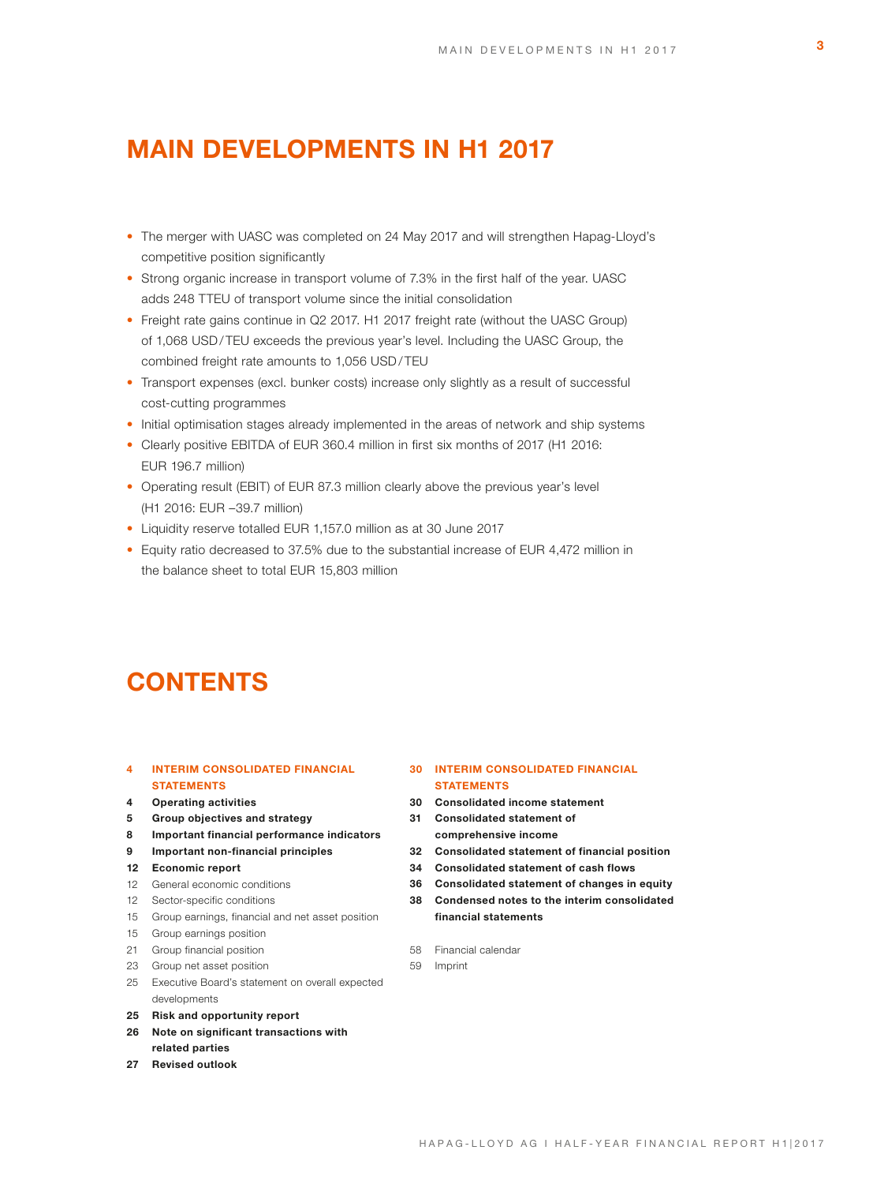# MAIN DEVELOPMENTS IN H1 2017

- The merger with UASC was completed on 24 May 2017 and will strengthen Hapag-Lloyd's competitive position significantly
- Strong organic increase in transport volume of 7.3% in the first half of the year. UASC adds 248 TTEU of transport volume since the initial consolidation
- Freight rate gains continue in Q2 2017. H1 2017 freight rate (without the UASC Group) of 1,068 USD/TEU exceeds the previous year's level. Including the UASC Group, the combined freight rate amounts to 1,056 USD/TEU
- Transport expenses (excl. bunker costs) increase only slightly as a result of successful cost-cutting programmes
- Initial optimisation stages already implemented in the areas of network and ship systems
- Clearly positive EBITDA of EUR 360.4 million in first six months of 2017 (H1 2016: EUR 196.7 million)
- Operating result (EBIT) of EUR 87.3 million clearly above the previous year's level (H1 2016: EUR –39.7 million)
- Liquidity reserve totalled EUR 1,157.0 million as at 30 June 2017
- Equity ratio decreased to 37.5% due to the substantial increase of EUR 4,472 million in the balance sheet to total EUR 15,803 million

# CONTENTS

**4 INTERIM CONSOLIDATED FINANCIAL STATEMENTS**

**4 Operating activities**
**5 Group objectives and strategy**
**8 Important financial performance indicators**
**9 Important non-financial principles**
**12 Economic report**
12 General economic conditions
12 Sector-specific conditions
15 Group earnings, financial and net asset position
15 Group earnings position
21 Group financial position
23 Group net asset position
25 Executive Board's statement on overall expected developments
**25 Risk and opportunity report**
**26 Note on significant transactions with related parties**
**27 Revised outlook**

**30 INTERIM CONSOLIDATED FINANCIAL STATEMENTS**

**30 Consolidated income statement**
**31 Consolidated statement of comprehensive income**
**32 Consolidated statement of financial position**
**34 Consolidated statement of cash flows**
**36 Consolidated statement of changes in equity**
**38 Condensed notes to the interim consolidated financial statements**

58 Financial calendar
59 Imprint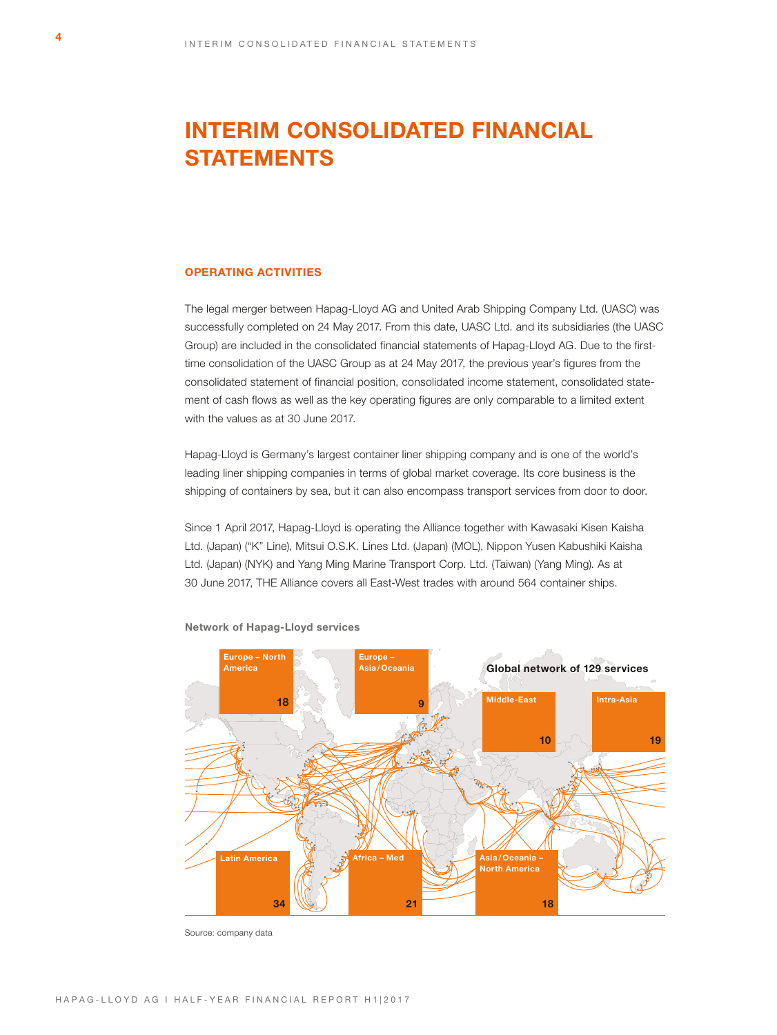# INTERIM CONSOLIDATED FINANCIAL STATEMENTS

## OPERATING ACTIVITIES

The legal merger between Hapag-Lloyd AG and United Arab Shipping Company Ltd. (UASC) was successfully completed on 24 May 2017. From this date, UASC Ltd. and its subsidiaries (the UASC Group) are included in the consolidated financial statements of Hapag-Lloyd AG. Due to the first-time consolidation of the UASC Group as at 24 May 2017, the previous year's figures from the consolidated statement of financial position, consolidated income statement, consolidated statement of cash flows as well as the key operating figures are only comparable to a limited extent with the values as at 30 June 2017.

Hapag-Lloyd is Germany's largest container liner shipping company and is one of the world's leading liner shipping companies in terms of global market coverage. Its core business is the shipping of containers by sea, but it can also encompass transport services from door to door.

Since 1 April 2017, Hapag-Lloyd is operating the Alliance together with Kawasaki Kisen Kaisha Ltd. (Japan) ("K" Line), Mitsui O.S.K. Lines Ltd. (Japan) (MOL), Nippon Yusen Kabushiki Kaisha Ltd. (Japan) (NYK) and Yang Ming Marine Transport Corp. Ltd. (Taiwan) (Yang Ming). As at 30 June 2017, THE Alliance covers all East-West trades with around 564 container ships.

**Network of Hapag-Lloyd services**

Global network of 129 services

| Trade | Services |
|---|---|
| Europe – North America | 18 |
| Europe – Asia / Oceania | 9 |
| Middle-East | 10 |
| Intra-Asia | 19 |
| Latin America | 34 |
| Africa – Med | 21 |
| Asia / Oceania – North America | 18 |

Source: company data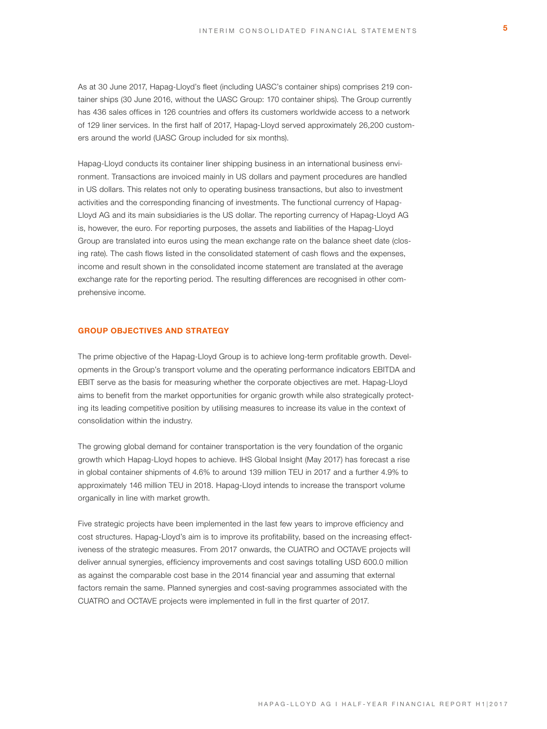As at 30 June 2017, Hapag-Lloyd's fleet (including UASC's container ships) comprises 219 container ships (30 June 2016, without the UASC Group: 170 container ships). The Group currently has 436 sales offices in 126 countries and offers its customers worldwide access to a network of 129 liner services. In the first half of 2017, Hapag-Lloyd served approximately 26,200 customers around the world (UASC Group included for six months).

Hapag-Lloyd conducts its container liner shipping business in an international business environment. Transactions are invoiced mainly in US dollars and payment procedures are handled in US dollars. This relates not only to operating business transactions, but also to investment activities and the corresponding financing of investments. The functional currency of Hapag-Lloyd AG and its main subsidiaries is the US dollar. The reporting currency of Hapag-Lloyd AG is, however, the euro. For reporting purposes, the assets and liabilities of the Hapag-Lloyd Group are translated into euros using the mean exchange rate on the balance sheet date (closing rate). The cash flows listed in the consolidated statement of cash flows and the expenses, income and result shown in the consolidated income statement are translated at the average exchange rate for the reporting period. The resulting differences are recognised in other comprehensive income.

## GROUP OBJECTIVES AND STRATEGY

The prime objective of the Hapag-Lloyd Group is to achieve long-term profitable growth. Developments in the Group's transport volume and the operating performance indicators EBITDA and EBIT serve as the basis for measuring whether the corporate objectives are met. Hapag-Lloyd aims to benefit from the market opportunities for organic growth while also strategically protecting its leading competitive position by utilising measures to increase its value in the context of consolidation within the industry.

The growing global demand for container transportation is the very foundation of the organic growth which Hapag-Lloyd hopes to achieve. IHS Global Insight (May 2017) has forecast a rise in global container shipments of 4.6% to around 139 million TEU in 2017 and a further 4.9% to approximately 146 million TEU in 2018. Hapag-Lloyd intends to increase the transport volume organically in line with market growth.

Five strategic projects have been implemented in the last few years to improve efficiency and cost structures. Hapag-Lloyd's aim is to improve its profitability, based on the increasing effectiveness of the strategic measures. From 2017 onwards, the CUATRO and OCTAVE projects will deliver annual synergies, efficiency improvements and cost savings totalling USD 600.0 million as against the comparable cost base in the 2014 financial year and assuming that external factors remain the same. Planned synergies and cost-saving programmes associated with the CUATRO and OCTAVE projects were implemented in full in the first quarter of 2017.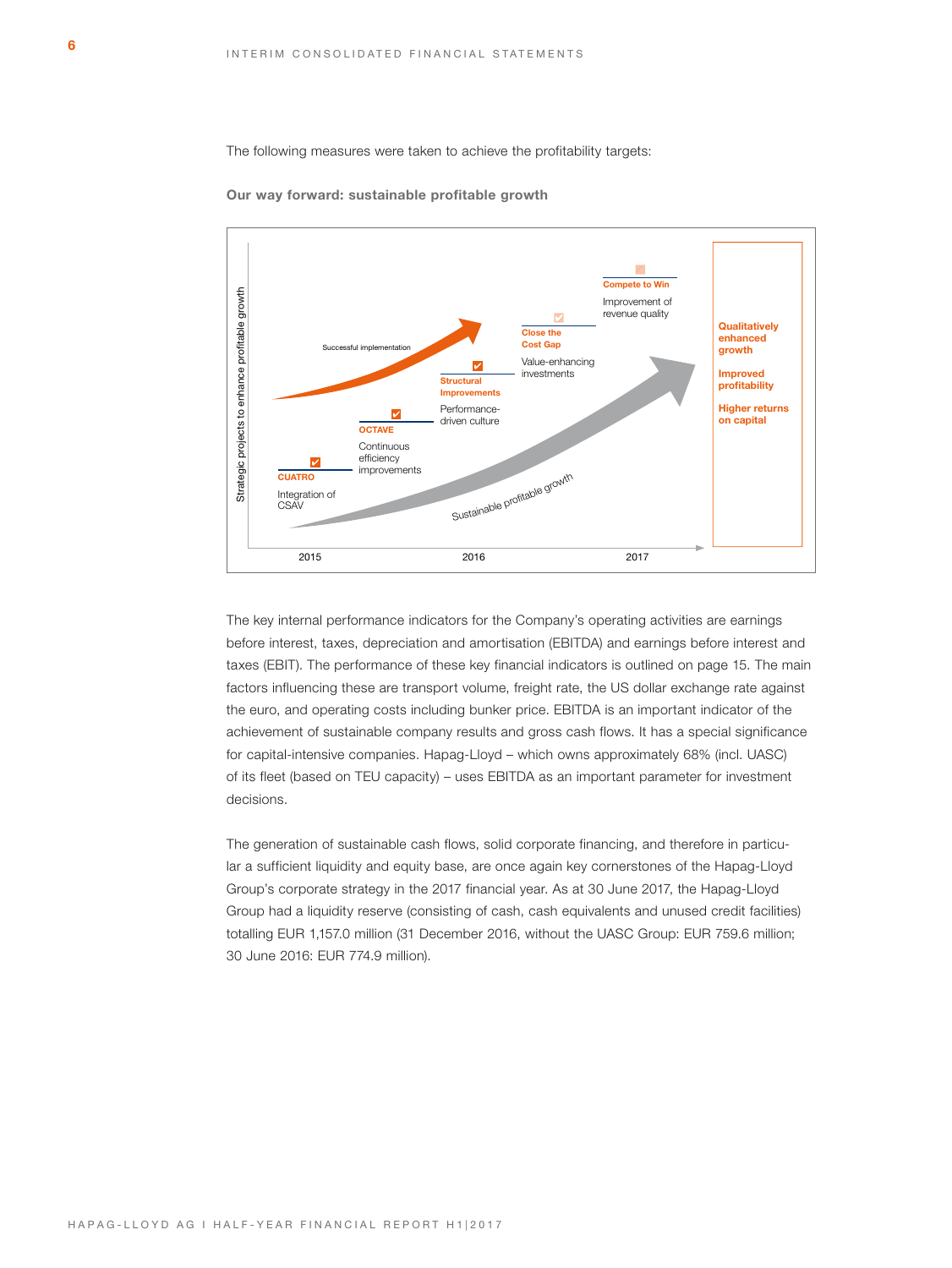The following measures were taken to achieve the profitability targets:

**Our way forward: sustainable profitable growth**

Strategic projects to enhance profitable growth

Successful implementation

**CUATRO**
Integration of CSAV

**OCTAVE**
Continuous efficiency improvements

**Structural Improvements**
Performance-driven culture

**Close the Cost Gap**
Value-enhancing investments

**Compete to Win**
Improvement of revenue quality

Sustainable profitable growth

**Qualitatively enhanced growth**

**Improved profitability**

**Higher returns on capital**

2015 2016 2017

The key internal performance indicators for the Company's operating activities are earnings before interest, taxes, depreciation and amortisation (EBITDA) and earnings before interest and taxes (EBIT). The performance of these key financial indicators is outlined on page 15. The main factors influencing these are transport volume, freight rate, the US dollar exchange rate against the euro, and operating costs including bunker price. EBITDA is an important indicator of the achievement of sustainable company results and gross cash flows. It has a special significance for capital-intensive companies. Hapag-Lloyd – which owns approximately 68% (incl. UASC) of its fleet (based on TEU capacity) – uses EBITDA as an important parameter for investment decisions.

The generation of sustainable cash flows, solid corporate financing, and therefore in particular a sufficient liquidity and equity base, are once again key cornerstones of the Hapag-Lloyd Group's corporate strategy in the 2017 financial year. As at 30 June 2017, the Hapag-Lloyd Group had a liquidity reserve (consisting of cash, cash equivalents and unused credit facilities) totalling EUR 1,157.0 million (31 December 2016, without the UASC Group: EUR 759.6 million; 30 June 2016: EUR 774.9 million).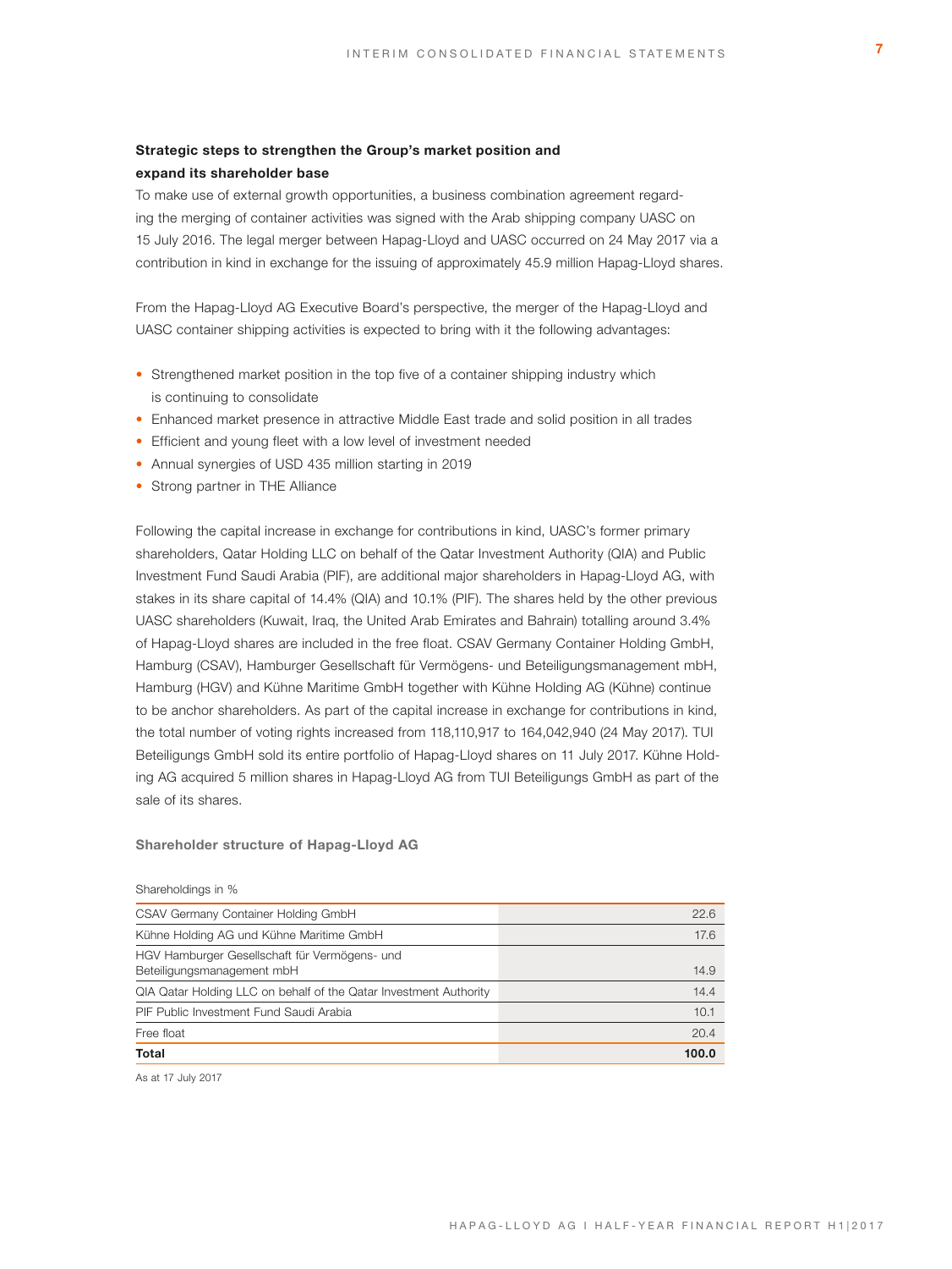### Strategic steps to strengthen the Group's market position and expand its shareholder base

To make use of external growth opportunities, a business combination agreement regarding the merging of container activities was signed with the Arab shipping company UASC on 15 July 2016. The legal merger between Hapag-Lloyd and UASC occurred on 24 May 2017 via a contribution in kind in exchange for the issuing of approximately 45.9 million Hapag-Lloyd shares.

From the Hapag-Lloyd AG Executive Board's perspective, the merger of the Hapag-Lloyd and UASC container shipping activities is expected to bring with it the following advantages:

- Strengthened market position in the top five of a container shipping industry which is continuing to consolidate
- Enhanced market presence in attractive Middle East trade and solid position in all trades
- Efficient and young fleet with a low level of investment needed
- Annual synergies of USD 435 million starting in 2019
- Strong partner in THE Alliance

Following the capital increase in exchange for contributions in kind, UASC's former primary shareholders, Qatar Holding LLC on behalf of the Qatar Investment Authority (QIA) and Public Investment Fund Saudi Arabia (PIF), are additional major shareholders in Hapag-Lloyd AG, with stakes in its share capital of 14.4% (QIA) and 10.1% (PIF). The shares held by the other previous UASC shareholders (Kuwait, Iraq, the United Arab Emirates and Bahrain) totalling around 3.4% of Hapag-Lloyd shares are included in the free float. CSAV Germany Container Holding GmbH, Hamburg (CSAV), Hamburger Gesellschaft für Vermögens- und Beteiligungsmanagement mbH, Hamburg (HGV) and Kühne Maritime GmbH together with Kühne Holding AG (Kühne) continue to be anchor shareholders. As part of the capital increase in exchange for contributions in kind, the total number of voting rights increased from 118,110,917 to 164,042,940 (24 May 2017). TUI Beteiligungs GmbH sold its entire portfolio of Hapag-Lloyd shares on 11 July 2017. Kühne Holding AG acquired 5 million shares in Hapag-Lloyd AG from TUI Beteiligungs GmbH as part of the sale of its shares.

**Shareholder structure of Hapag-Lloyd AG**

| Shareholdings in % | |
|---|---|
| CSAV Germany Container Holding GmbH | 22.6 |
| Kühne Holding AG und Kühne Maritime GmbH | 17.6 |
| HGV Hamburger Gesellschaft für Vermögens- und Beteiligungsmanagement mbH | 14.9 |
| QIA Qatar Holding LLC on behalf of the Qatar Investment Authority | 14.4 |
| PIF Public Investment Fund Saudi Arabia | 10.1 |
| Free float | 20.4 |
| **Total** | **100.0** |

As at 17 July 2017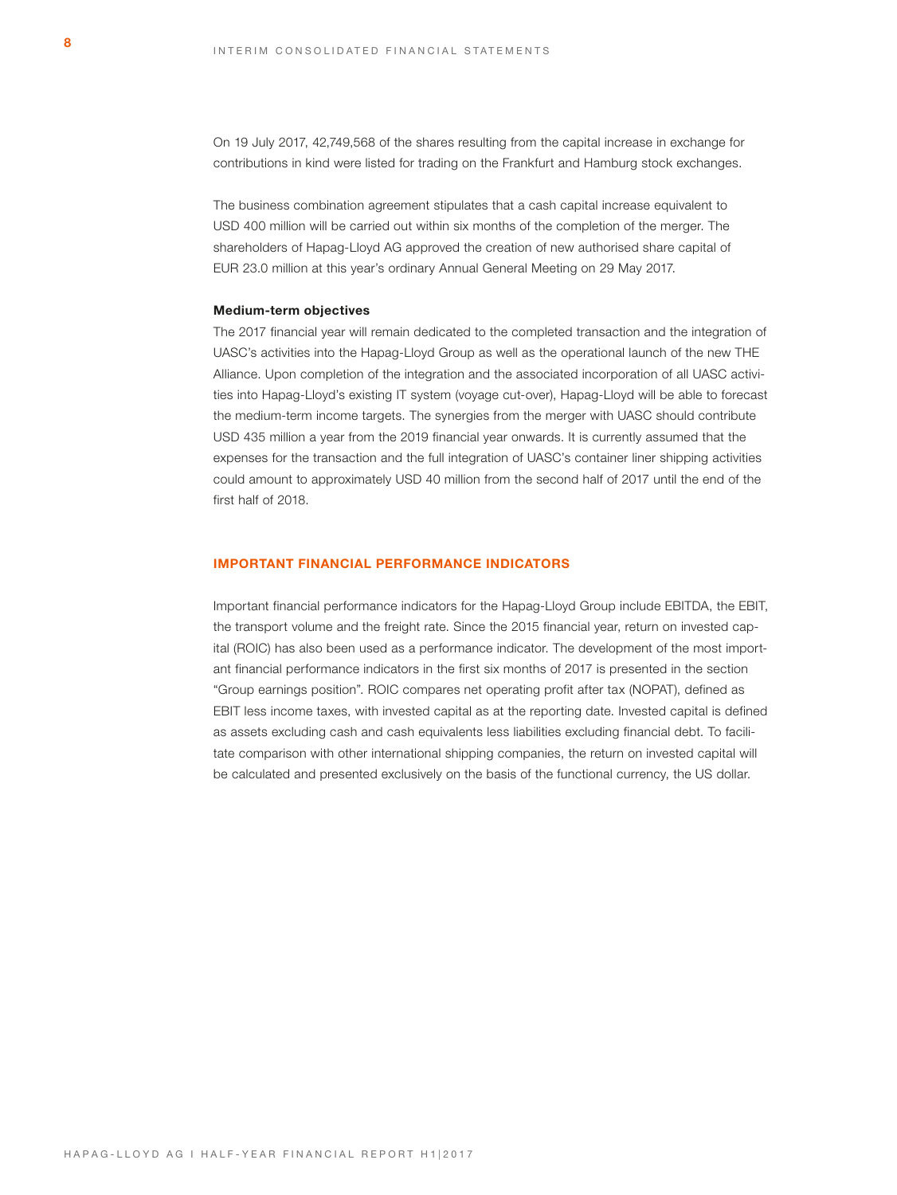On 19 July 2017, 42,749,568 of the shares resulting from the capital increase in exchange for contributions in kind were listed for trading on the Frankfurt and Hamburg stock exchanges.

The business combination agreement stipulates that a cash capital increase equivalent to USD 400 million will be carried out within six months of the completion of the merger. The shareholders of Hapag-Lloyd AG approved the creation of new authorised share capital of EUR 23.0 million at this year's ordinary Annual General Meeting on 29 May 2017.

**Medium-term objectives**

The 2017 financial year will remain dedicated to the completed transaction and the integration of UASC's activities into the Hapag-Lloyd Group as well as the operational launch of the new THE Alliance. Upon completion of the integration and the associated incorporation of all UASC activities into Hapag-Lloyd's existing IT system (voyage cut-over), Hapag-Lloyd will be able to forecast the medium-term income targets. The synergies from the merger with UASC should contribute USD 435 million a year from the 2019 financial year onwards. It is currently assumed that the expenses for the transaction and the full integration of UASC's container liner shipping activities could amount to approximately USD 40 million from the second half of 2017 until the end of the first half of 2018.

## IMPORTANT FINANCIAL PERFORMANCE INDICATORS

Important financial performance indicators for the Hapag-Lloyd Group include EBITDA, the EBIT, the transport volume and the freight rate. Since the 2015 financial year, return on invested capital (ROIC) has also been used as a performance indicator. The development of the most important financial performance indicators in the first six months of 2017 is presented in the section "Group earnings position". ROIC compares net operating profit after tax (NOPAT), defined as EBIT less income taxes, with invested capital as at the reporting date. Invested capital is defined as assets excluding cash and cash equivalents less liabilities excluding financial debt. To facilitate comparison with other international shipping companies, the return on invested capital will be calculated and presented exclusively on the basis of the functional currency, the US dollar.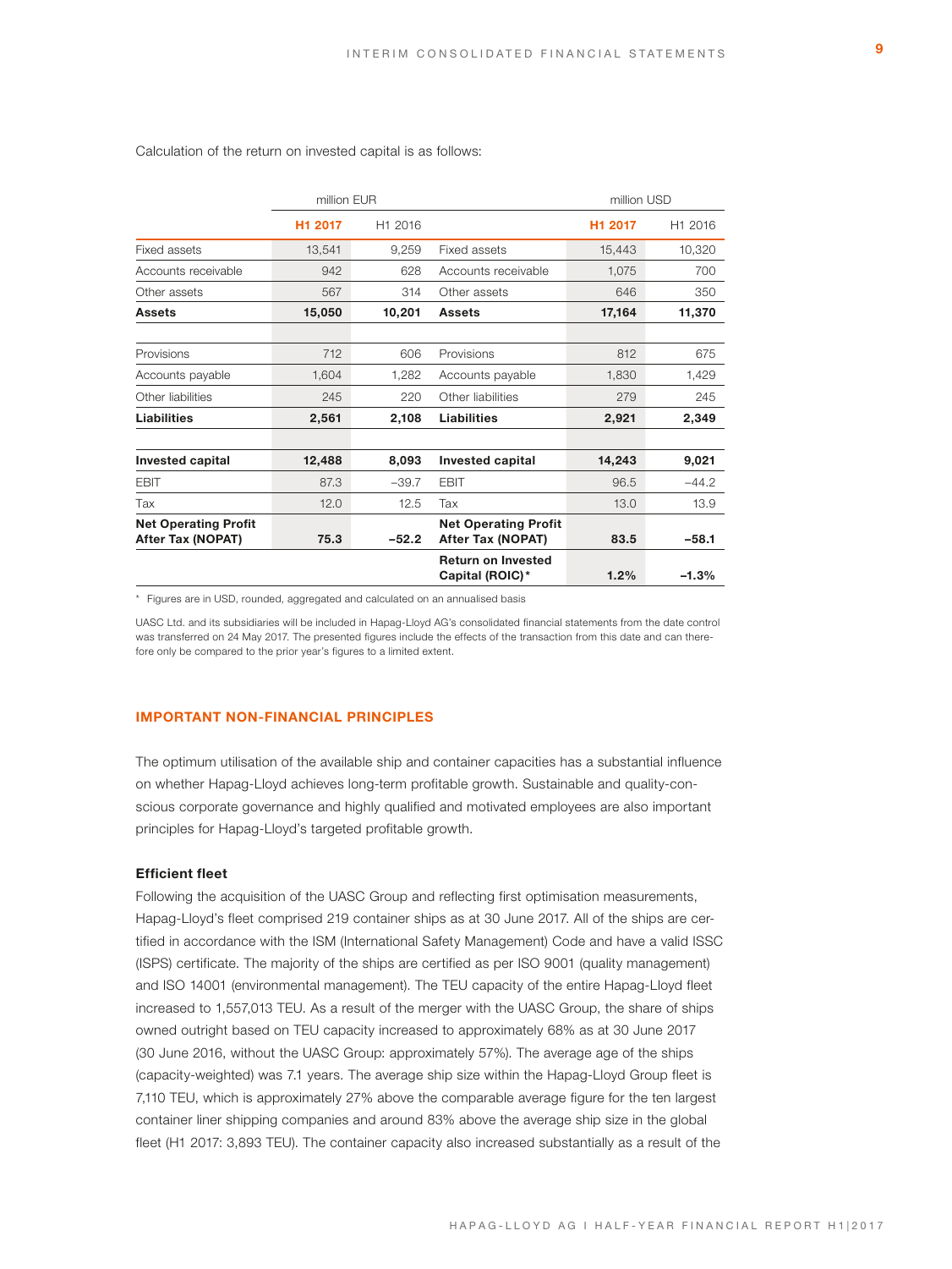Calculation of the return on invested capital is as follows:

| | million EUR | | | million USD | |
|---|---|---|---|---|---|
| | **H1 2017** | H1 2016 | | **H1 2017** | H1 2016 |
| Fixed assets | 13,541 | 9,259 | Fixed assets | 15,443 | 10,320 |
| Accounts receivable | 942 | 628 | Accounts receivable | 1,075 | 700 |
| Other assets | 567 | 314 | Other assets | 646 | 350 |
| **Assets** | **15,050** | **10,201** | **Assets** | **17,164** | **11,370** |
| | | | | | |
| Provisions | 712 | 606 | Provisions | 812 | 675 |
| Accounts payable | 1,604 | 1,282 | Accounts payable | 1,830 | 1,429 |
| Other liabilities | 245 | 220 | Other liabilities | 279 | 245 |
| **Liabilities** | **2,561** | **2,108** | **Liabilities** | **2,921** | **2,349** |
| | | | | | |
| **Invested capital** | **12,488** | **8,093** | **Invested capital** | **14,243** | **9,021** |
| EBIT | 87.3 | –39.7 | EBIT | 96.5 | –44.2 |
| Tax | 12.0 | 12.5 | Tax | 13.0 | 13.9 |
| **Net Operating Profit After Tax (NOPAT)** | **75.3** | **–52.2** | **Net Operating Profit After Tax (NOPAT)** | **83.5** | **–58.1** |
| | | | **Return on Invested Capital (ROIC)*** | **1.2%** | **–1.3%** |

* Figures are in USD, rounded, aggregated and calculated on an annualised basis

UASC Ltd. and its subsidiaries will be included in Hapag-Lloyd AG's consolidated financial statements from the date control was transferred on 24 May 2017. The presented figures include the effects of the transaction from this date and can therefore only be compared to the prior year's figures to a limited extent.

## IMPORTANT NON-FINANCIAL PRINCIPLES

The optimum utilisation of the available ship and container capacities has a substantial influence on whether Hapag-Lloyd achieves long-term profitable growth. Sustainable and quality-conscious corporate governance and highly qualified and motivated employees are also important principles for Hapag-Lloyd's targeted profitable growth.

### Efficient fleet

Following the acquisition of the UASC Group and reflecting first optimisation measurements, Hapag-Lloyd's fleet comprised 219 container ships as at 30 June 2017. All of the ships are certified in accordance with the ISM (International Safety Management) Code and have a valid ISSC (ISPS) certificate. The majority of the ships are certified as per ISO 9001 (quality management) and ISO 14001 (environmental management). The TEU capacity of the entire Hapag-Lloyd fleet increased to 1,557,013 TEU. As a result of the merger with the UASC Group, the share of ships owned outright based on TEU capacity increased to approximately 68% as at 30 June 2017 (30 June 2016, without the UASC Group: approximately 57%). The average age of the ships (capacity-weighted) was 7.1 years. The average ship size within the Hapag-Lloyd Group fleet is 7,110 TEU, which is approximately 27% above the comparable average figure for the ten largest container liner shipping companies and around 83% above the average ship size in the global fleet (H1 2017: 3,893 TEU). The container capacity also increased substantially as a result of the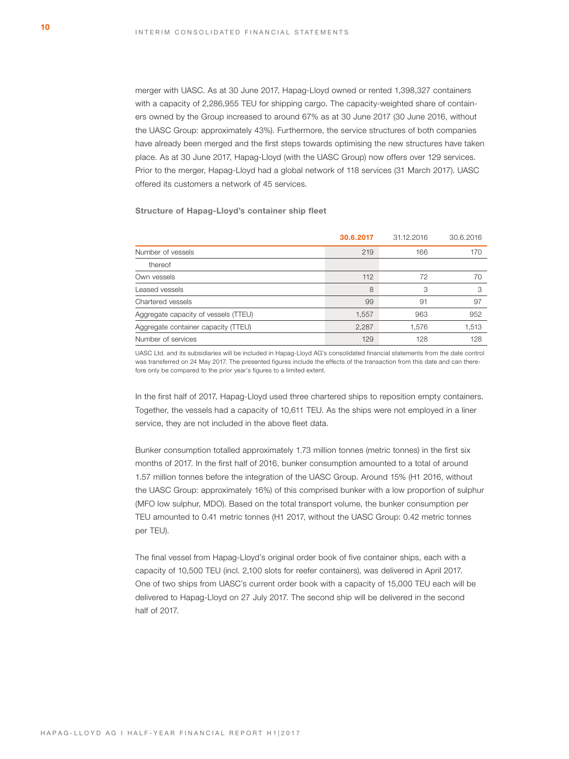merger with UASC. As at 30 June 2017, Hapag-Lloyd owned or rented 1,398,327 containers with a capacity of 2,286,955 TEU for shipping cargo. The capacity-weighted share of containers owned by the Group increased to around 67% as at 30 June 2017 (30 June 2016, without the UASC Group: approximately 43%). Furthermore, the service structures of both companies have already been merged and the first steps towards optimising the new structures have taken place. As at 30 June 2017, Hapag-Lloyd (with the UASC Group) now offers over 129 services. Prior to the merger, Hapag-Lloyd had a global network of 118 services (31 March 2017). UASC offered its customers a network of 45 services.

**Structure of Hapag-Lloyd's container ship fleet**

| | **30.6.2017** | 31.12.2016 | 30.6.2016 |
|---|---|---|---|
| Number of vessels | 219 | 166 | 170 |
| thereof | | | |
| Own vessels | 112 | 72 | 70 |
| Leased vessels | 8 | 3 | 3 |
| Chartered vessels | 99 | 91 | 97 |
| Aggregate capacity of vessels (TTEU) | 1,557 | 963 | 952 |
| Aggregate container capacity (TTEU) | 2,287 | 1,576 | 1,513 |
| Number of services | 129 | 128 | 128 |

UASC Ltd. and its subsidiaries will be included in Hapag-Lloyd AG's consolidated financial statements from the date control was transferred on 24 May 2017. The presented figures include the effects of the transaction from this date and can therefore only be compared to the prior year's figures to a limited extent.

In the first half of 2017, Hapag-Lloyd used three chartered ships to reposition empty containers. Together, the vessels had a capacity of 10,611 TEU. As the ships were not employed in a liner service, they are not included in the above fleet data.

Bunker consumption totalled approximately 1.73 million tonnes (metric tonnes) in the first six months of 2017. In the first half of 2016, bunker consumption amounted to a total of around 1.57 million tonnes before the integration of the UASC Group. Around 15% (H1 2016, without the UASC Group: approximately 16%) of this comprised bunker with a low proportion of sulphur (MFO low sulphur, MDO). Based on the total transport volume, the bunker consumption per TEU amounted to 0.41 metric tonnes (H1 2017, without the UASC Group: 0.42 metric tonnes per TEU).

The final vessel from Hapag-Lloyd's original order book of five container ships, each with a capacity of 10,500 TEU (incl. 2,100 slots for reefer containers), was delivered in April 2017. One of two ships from UASC's current order book with a capacity of 15,000 TEU each will be delivered to Hapag-Lloyd on 27 July 2017. The second ship will be delivered in the second half of 2017.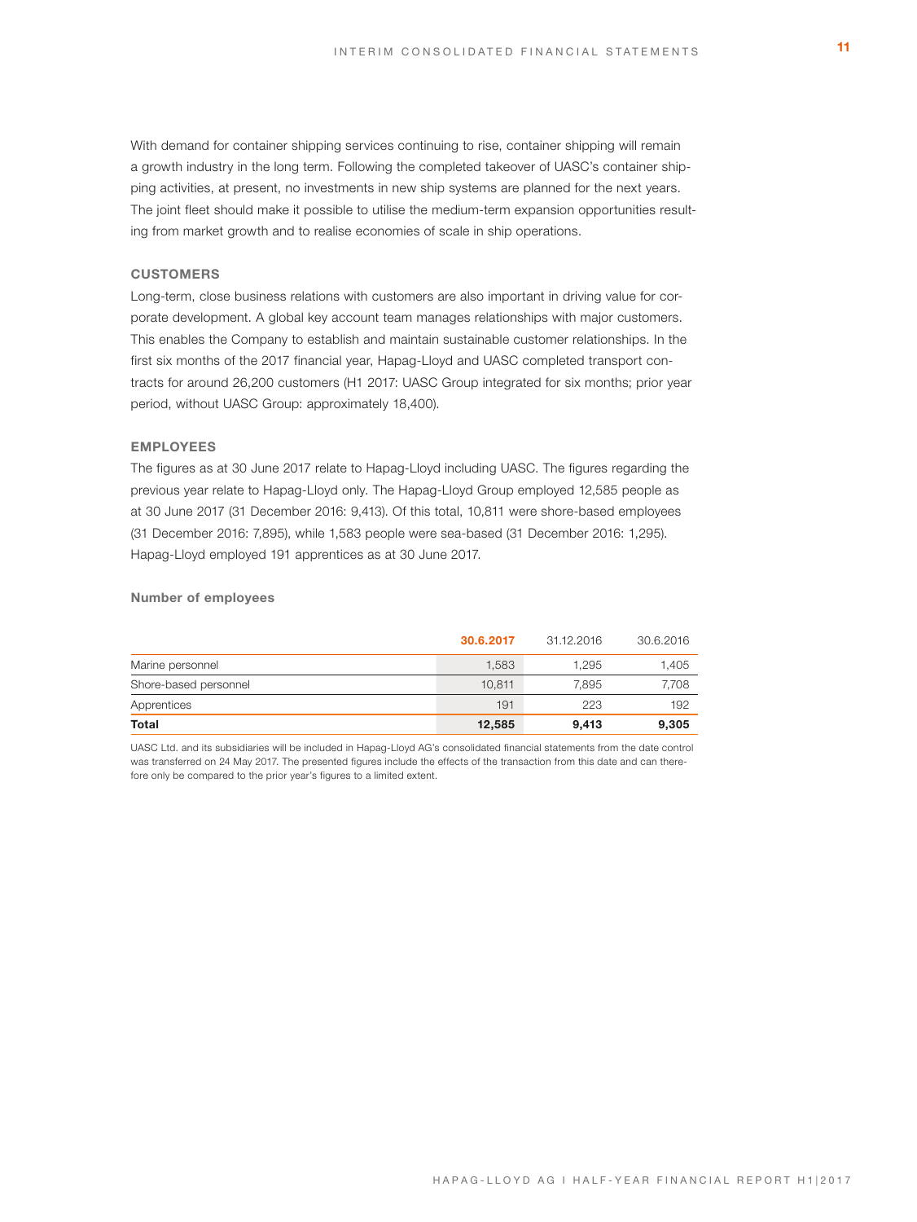With demand for container shipping services continuing to rise, container shipping will remain a growth industry in the long term. Following the completed takeover of UASC's container shipping activities, at present, no investments in new ship systems are planned for the next years. The joint fleet should make it possible to utilise the medium-term expansion opportunities resulting from market growth and to realise economies of scale in ship operations.

## CUSTOMERS

Long-term, close business relations with customers are also important in driving value for corporate development. A global key account team manages relationships with major customers. This enables the Company to establish and maintain sustainable customer relationships. In the first six months of the 2017 financial year, Hapag-Lloyd and UASC completed transport contracts for around 26,200 customers (H1 2017: UASC Group integrated for six months; prior year period, without UASC Group: approximately 18,400).

## EMPLOYEES

The figures as at 30 June 2017 relate to Hapag-Lloyd including UASC. The figures regarding the previous year relate to Hapag-Lloyd only. The Hapag-Lloyd Group employed 12,585 people as at 30 June 2017 (31 December 2016: 9,413). Of this total, 10,811 were shore-based employees (31 December 2016: 7,895), while 1,583 people were sea-based (31 December 2016: 1,295). Hapag-Lloyd employed 191 apprentices as at 30 June 2017.

**Number of employees**

| | 30.6.2017 | 31.12.2016 | 30.6.2016 |
|---|---|---|---|
| Marine personnel | 1,583 | 1,295 | 1,405 |
| Shore-based personnel | 10,811 | 7,895 | 7,708 |
| Apprentices | 191 | 223 | 192 |
| **Total** | **12,585** | **9,413** | **9,305** |

UASC Ltd. and its subsidiaries will be included in Hapag-Lloyd AG's consolidated financial statements from the date control was transferred on 24 May 2017. The presented figures include the effects of the transaction from this date and can therefore only be compared to the prior year's figures to a limited extent.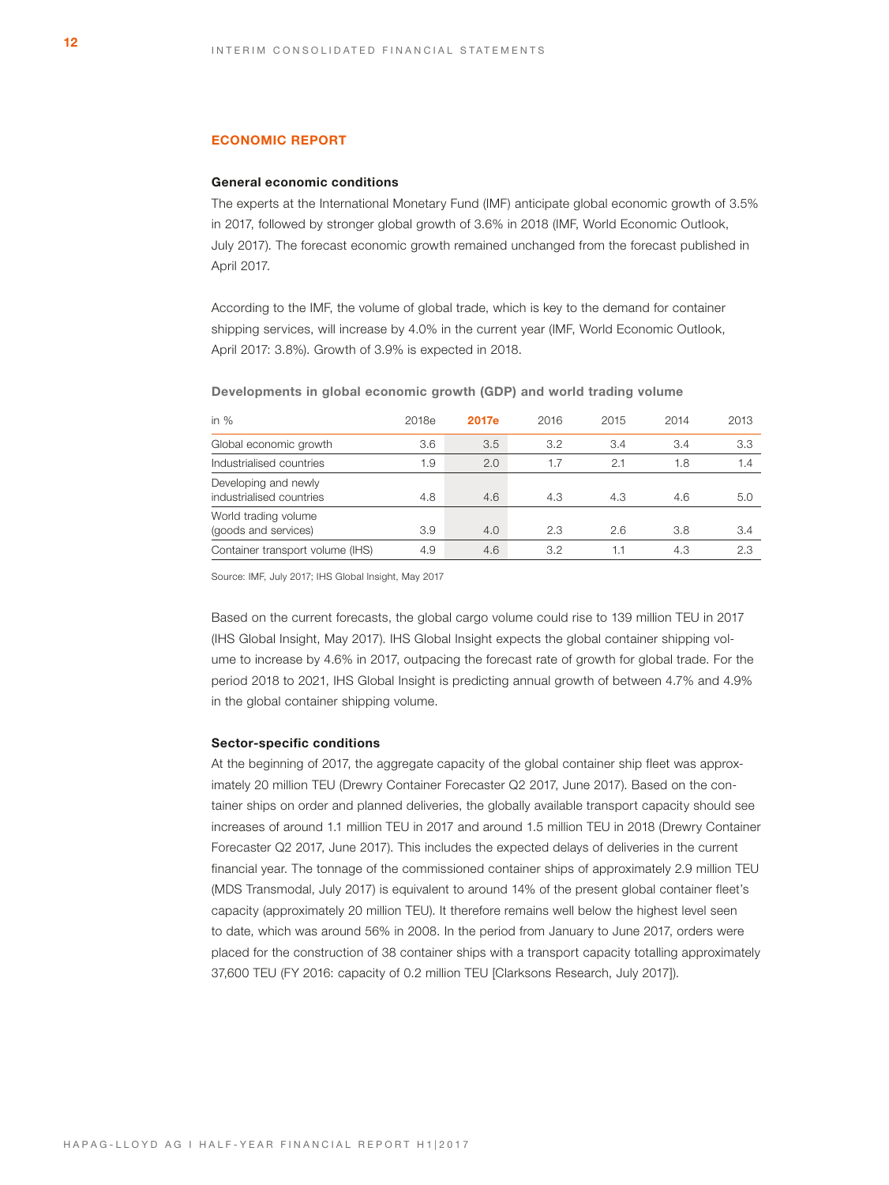## ECONOMIC REPORT

### General economic conditions

The experts at the International Monetary Fund (IMF) anticipate global economic growth of 3.5% in 2017, followed by stronger global growth of 3.6% in 2018 (IMF, World Economic Outlook, July 2017). The forecast economic growth remained unchanged from the forecast published in April 2017.

According to the IMF, the volume of global trade, which is key to the demand for container shipping services, will increase by 4.0% in the current year (IMF, World Economic Outlook, April 2017: 3.8%). Growth of 3.9% is expected in 2018.

**Developments in global economic growth (GDP) and world trading volume**

| in % | 2018e | 2017e | 2016 | 2015 | 2014 | 2013 |
|---|---|---|---|---|---|---|
| Global economic growth | 3.6 | 3.5 | 3.2 | 3.4 | 3.4 | 3.3 |
| Industrialised countries | 1.9 | 2.0 | 1.7 | 2.1 | 1.8 | 1.4 |
| Developing and newly industrialised countries | 4.8 | 4.6 | 4.3 | 4.3 | 4.6 | 5.0 |
| World trading volume (goods and services) | 3.9 | 4.0 | 2.3 | 2.6 | 3.8 | 3.4 |
| Container transport volume (IHS) | 4.9 | 4.6 | 3.2 | 1.1 | 4.3 | 2.3 |

Source: IMF, July 2017; IHS Global Insight, May 2017

Based on the current forecasts, the global cargo volume could rise to 139 million TEU in 2017 (IHS Global Insight, May 2017). IHS Global Insight expects the global container shipping volume to increase by 4.6% in 2017, outpacing the forecast rate of growth for global trade. For the period 2018 to 2021, IHS Global Insight is predicting annual growth of between 4.7% and 4.9% in the global container shipping volume.

### Sector-specific conditions

At the beginning of 2017, the aggregate capacity of the global container ship fleet was approximately 20 million TEU (Drewry Container Forecaster Q2 2017, June 2017). Based on the container ships on order and planned deliveries, the globally available transport capacity should see increases of around 1.1 million TEU in 2017 and around 1.5 million TEU in 2018 (Drewry Container Forecaster Q2 2017, June 2017). This includes the expected delays of deliveries in the current financial year. The tonnage of the commissioned container ships of approximately 2.9 million TEU (MDS Transmodal, July 2017) is equivalent to around 14% of the present global container fleet's capacity (approximately 20 million TEU). It therefore remains well below the highest level seen to date, which was around 56% in 2008. In the period from January to June 2017, orders were placed for the construction of 38 container ships with a transport capacity totalling approximately 37,600 TEU (FY 2016: capacity of 0.2 million TEU [Clarksons Research, July 2017]).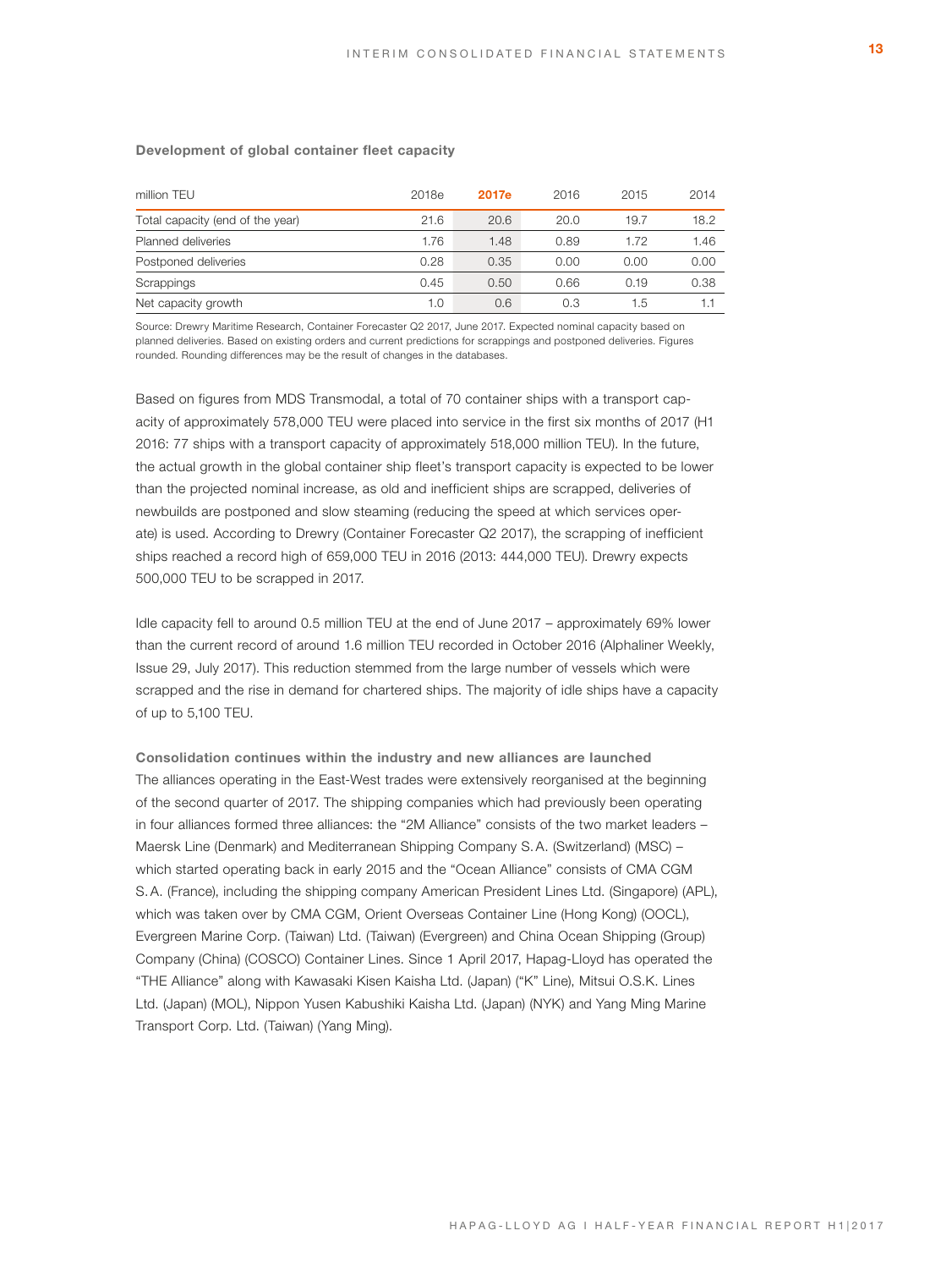**Development of global container fleet capacity**

| million TEU | 2018e | 2017e | 2016 | 2015 | 2014 |
|---|---|---|---|---|---|
| Total capacity (end of the year) | 21.6 | 20.6 | 20.0 | 19.7 | 18.2 |
| Planned deliveries | 1.76 | 1.48 | 0.89 | 1.72 | 1.46 |
| Postponed deliveries | 0.28 | 0.35 | 0.00 | 0.00 | 0.00 |
| Scrappings | 0.45 | 0.50 | 0.66 | 0.19 | 0.38 |
| Net capacity growth | 1.0 | 0.6 | 0.3 | 1.5 | 1.1 |

Source: Drewry Maritime Research, Container Forecaster Q2 2017, June 2017. Expected nominal capacity based on planned deliveries. Based on existing orders and current predictions for scrappings and postponed deliveries. Figures rounded. Rounding differences may be the result of changes in the databases.

Based on figures from MDS Transmodal, a total of 70 container ships with a transport capacity of approximately 578,000 TEU were placed into service in the first six months of 2017 (H1 2016: 77 ships with a transport capacity of approximately 518,000 million TEU). In the future, the actual growth in the global container ship fleet's transport capacity is expected to be lower than the projected nominal increase, as old and inefficient ships are scrapped, deliveries of newbuilds are postponed and slow steaming (reducing the speed at which services operate) is used. According to Drewry (Container Forecaster Q2 2017), the scrapping of inefficient ships reached a record high of 659,000 TEU in 2016 (2013: 444,000 TEU). Drewry expects 500,000 TEU to be scrapped in 2017.

Idle capacity fell to around 0.5 million TEU at the end of June 2017 – approximately 69% lower than the current record of around 1.6 million TEU recorded in October 2016 (Alphaliner Weekly, Issue 29, July 2017). This reduction stemmed from the large number of vessels which were scrapped and the rise in demand for chartered ships. The majority of idle ships have a capacity of up to 5,100 TEU.

**Consolidation continues within the industry and new alliances are launched**

The alliances operating in the East-West trades were extensively reorganised at the beginning of the second quarter of 2017. The shipping companies which had previously been operating in four alliances formed three alliances: the "2M Alliance" consists of the two market leaders – Maersk Line (Denmark) and Mediterranean Shipping Company S.A. (Switzerland) (MSC) – which started operating back in early 2015 and the "Ocean Alliance" consists of CMA CGM S.A. (France), including the shipping company American President Lines Ltd. (Singapore) (APL), which was taken over by CMA CGM, Orient Overseas Container Line (Hong Kong) (OOCL), Evergreen Marine Corp. (Taiwan) Ltd. (Taiwan) (Evergreen) and China Ocean Shipping (Group) Company (China) (COSCO) Container Lines. Since 1 April 2017, Hapag-Lloyd has operated the "THE Alliance" along with Kawasaki Kisen Kaisha Ltd. (Japan) ("K" Line), Mitsui O.S.K. Lines Ltd. (Japan) (MOL), Nippon Yusen Kabushiki Kaisha Ltd. (Japan) (NYK) and Yang Ming Marine Transport Corp. Ltd. (Taiwan) (Yang Ming).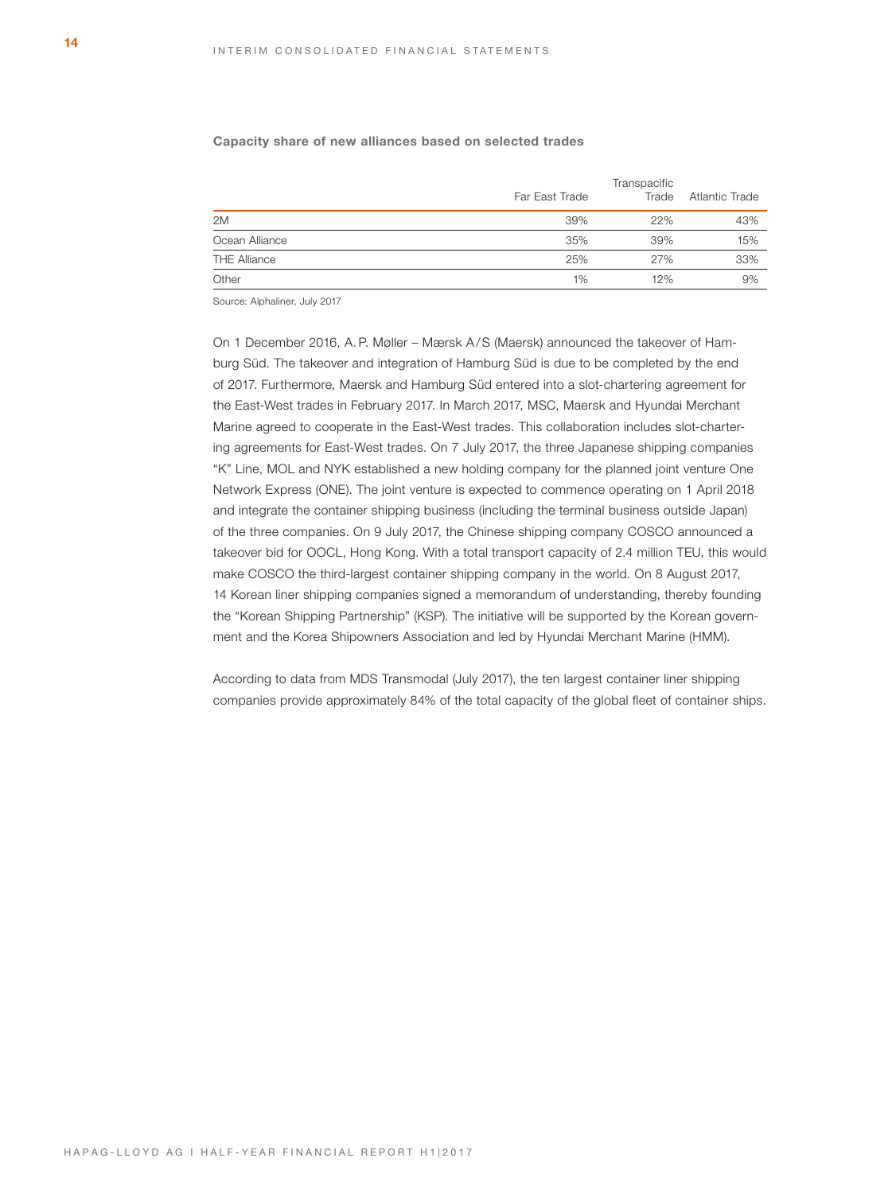### Capacity share of new alliances based on selected trades

| | Far East Trade | Transpacific Trade | Atlantic Trade |
|---|---|---|---|
| 2M | 39% | 22% | 43% |
| Ocean Alliance | 35% | 39% | 15% |
| THE Alliance | 25% | 27% | 33% |
| Other | 1% | 12% | 9% |

Source: Alphaliner, July 2017

On 1 December 2016, A.P. Møller – Mærsk A/S (Maersk) announced the takeover of Hamburg Süd. The takeover and integration of Hamburg Süd is due to be completed by the end of 2017. Furthermore, Maersk and Hamburg Süd entered into a slot-chartering agreement for the East-West trades in February 2017. In March 2017, MSC, Maersk and Hyundai Merchant Marine agreed to cooperate in the East-West trades. This collaboration includes slot-chartering agreements for East-West trades. On 7 July 2017, the three Japanese shipping companies "K" Line, MOL and NYK established a new holding company for the planned joint venture One Network Express (ONE). The joint venture is expected to commence operating on 1 April 2018 and integrate the container shipping business (including the terminal business outside Japan) of the three companies. On 9 July 2017, the Chinese shipping company COSCO announced a takeover bid for OOCL, Hong Kong. With a total transport capacity of 2.4 million TEU, this would make COSCO the third-largest container shipping company in the world. On 8 August 2017, 14 Korean liner shipping companies signed a memorandum of understanding, thereby founding the "Korean Shipping Partnership" (KSP). The initiative will be supported by the Korean government and the Korea Shipowners Association and led by Hyundai Merchant Marine (HMM).

According to data from MDS Transmodal (July 2017), the ten largest container liner shipping companies provide approximately 84% of the total capacity of the global fleet of container ships.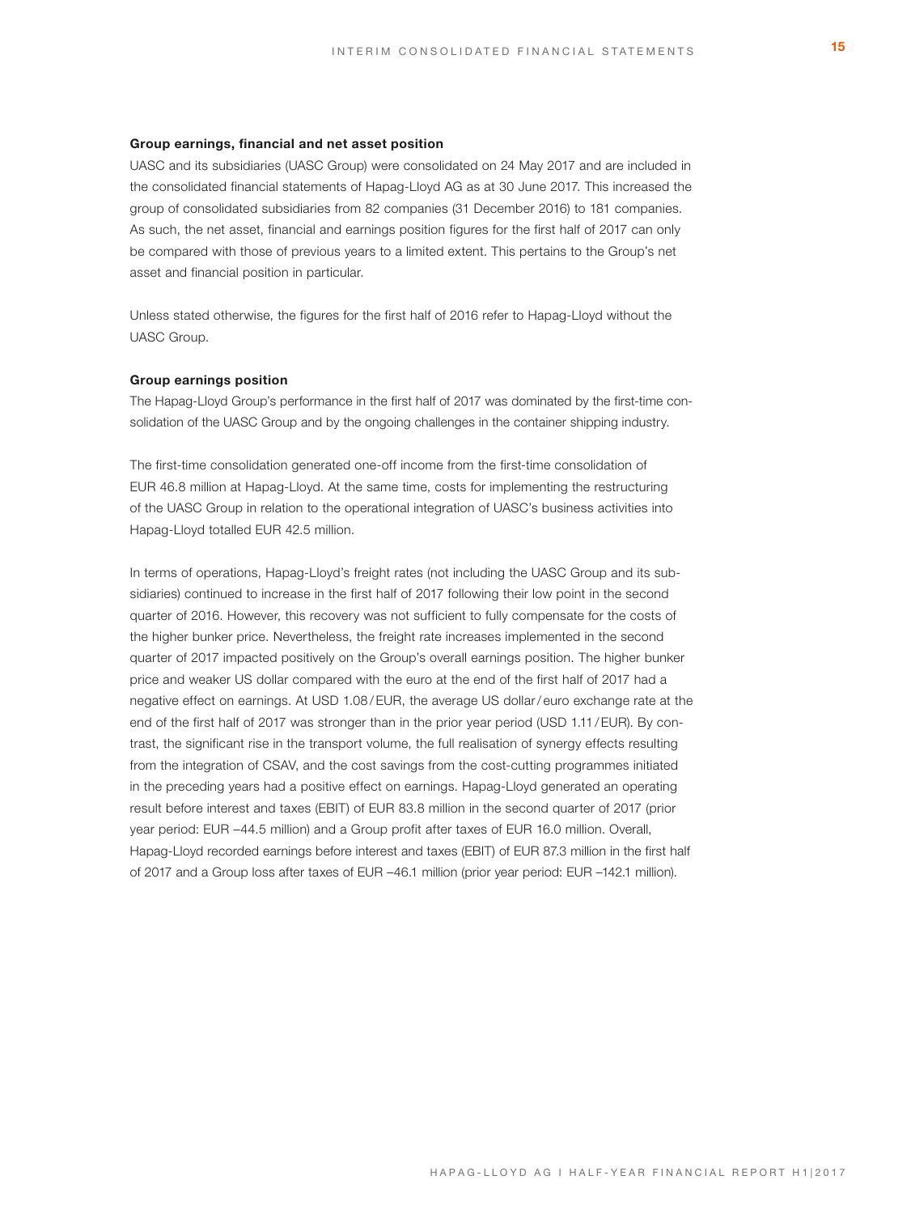### Group earnings, financial and net asset position

UASC and its subsidiaries (UASC Group) were consolidated on 24 May 2017 and are included in the consolidated financial statements of Hapag-Lloyd AG as at 30 June 2017. This increased the group of consolidated subsidiaries from 82 companies (31 December 2016) to 181 companies. As such, the net asset, financial and earnings position figures for the first half of 2017 can only be compared with those of previous years to a limited extent. This pertains to the Group's net asset and financial position in particular.

Unless stated otherwise, the figures for the first half of 2016 refer to Hapag-Lloyd without the UASC Group.

### Group earnings position

The Hapag-Lloyd Group's performance in the first half of 2017 was dominated by the first-time consolidation of the UASC Group and by the ongoing challenges in the container shipping industry.

The first-time consolidation generated one-off income from the first-time consolidation of EUR 46.8 million at Hapag-Lloyd. At the same time, costs for implementing the restructuring of the UASC Group in relation to the operational integration of UASC's business activities into Hapag-Lloyd totalled EUR 42.5 million.

In terms of operations, Hapag-Lloyd's freight rates (not including the UASC Group and its subsidiaries) continued to increase in the first half of 2017 following their low point in the second quarter of 2016. However, this recovery was not sufficient to fully compensate for the costs of the higher bunker price. Nevertheless, the freight rate increases implemented in the second quarter of 2017 impacted positively on the Group's overall earnings position. The higher bunker price and weaker US dollar compared with the euro at the end of the first half of 2017 had a negative effect on earnings. At USD 1.08 / EUR, the average US dollar / euro exchange rate at the end of the first half of 2017 was stronger than in the prior year period (USD 1.11 / EUR). By contrast, the significant rise in the transport volume, the full realisation of synergy effects resulting from the integration of CSAV, and the cost savings from the cost-cutting programmes initiated in the preceding years had a positive effect on earnings. Hapag-Lloyd generated an operating result before interest and taxes (EBIT) of EUR 83.8 million in the second quarter of 2017 (prior year period: EUR –44.5 million) and a Group profit after taxes of EUR 16.0 million. Overall, Hapag-Lloyd recorded earnings before interest and taxes (EBIT) of EUR 87.3 million in the first half of 2017 and a Group loss after taxes of EUR –46.1 million (prior year period: EUR –142.1 million).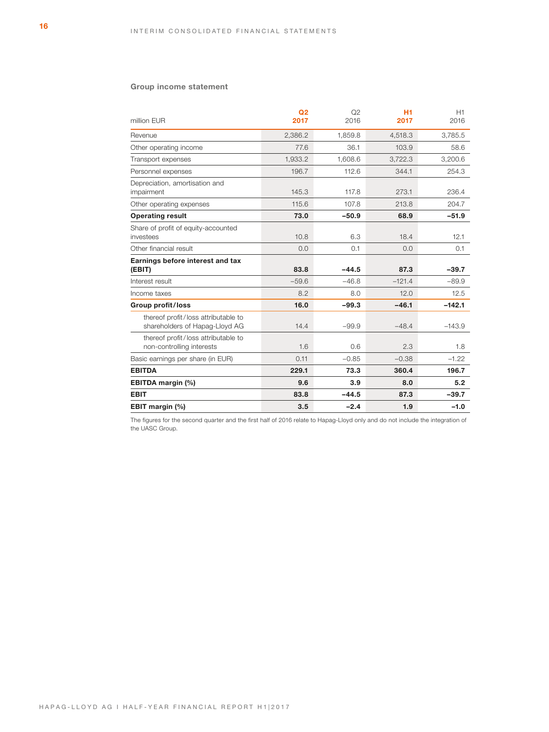## Group income statement

| million EUR | Q2 2017 | Q2 2016 | H1 2017 | H1 2016 |
|---|---|---|---|---|
| Revenue | 2,386.2 | 1,859.8 | 4,518.3 | 3,785.5 |
| Other operating income | 77.6 | 36.1 | 103.9 | 58.6 |
| Transport expenses | 1,933.2 | 1,608.6 | 3,722.3 | 3,200.6 |
| Personnel expenses | 196.7 | 112.6 | 344.1 | 254.3 |
| Depreciation, amortisation and impairment | 145.3 | 117.8 | 273.1 | 236.4 |
| Other operating expenses | 115.6 | 107.8 | 213.8 | 204.7 |
| **Operating result** | **73.0** | **–50.9** | **68.9** | **–51.9** |
| Share of profit of equity-accounted investees | 10.8 | 6.3 | 18.4 | 12.1 |
| Other financial result | 0.0 | 0.1 | 0.0 | 0.1 |
| **Earnings before interest and tax (EBIT)** | **83.8** | **–44.5** | **87.3** | **–39.7** |
| Interest result | –59.6 | –46.8 | –121.4 | –89.9 |
| Income taxes | 8.2 | 8.0 | 12.0 | 12.5 |
| **Group profit/loss** | **16.0** | **–99.3** | **–46.1** | **–142.1** |
| thereof profit/loss attributable to shareholders of Hapag-Lloyd AG | 14.4 | –99.9 | –48.4 | –143.9 |
| thereof profit/loss attributable to non-controlling interests | 1.6 | 0.6 | 2.3 | 1.8 |
| Basic earnings per share (in EUR) | 0.11 | –0.85 | –0.38 | –1.22 |
| **EBITDA** | **229.1** | **73.3** | **360.4** | **196.7** |
| **EBITDA margin (%)** | **9.6** | **3.9** | **8.0** | **5.2** |
| **EBIT** | **83.8** | **–44.5** | **87.3** | **–39.7** |
| **EBIT margin (%)** | **3.5** | **–2.4** | **1.9** | **–1.0** |

The figures for the second quarter and the first half of 2016 relate to Hapag-Lloyd only and do not include the integration of the UASC Group.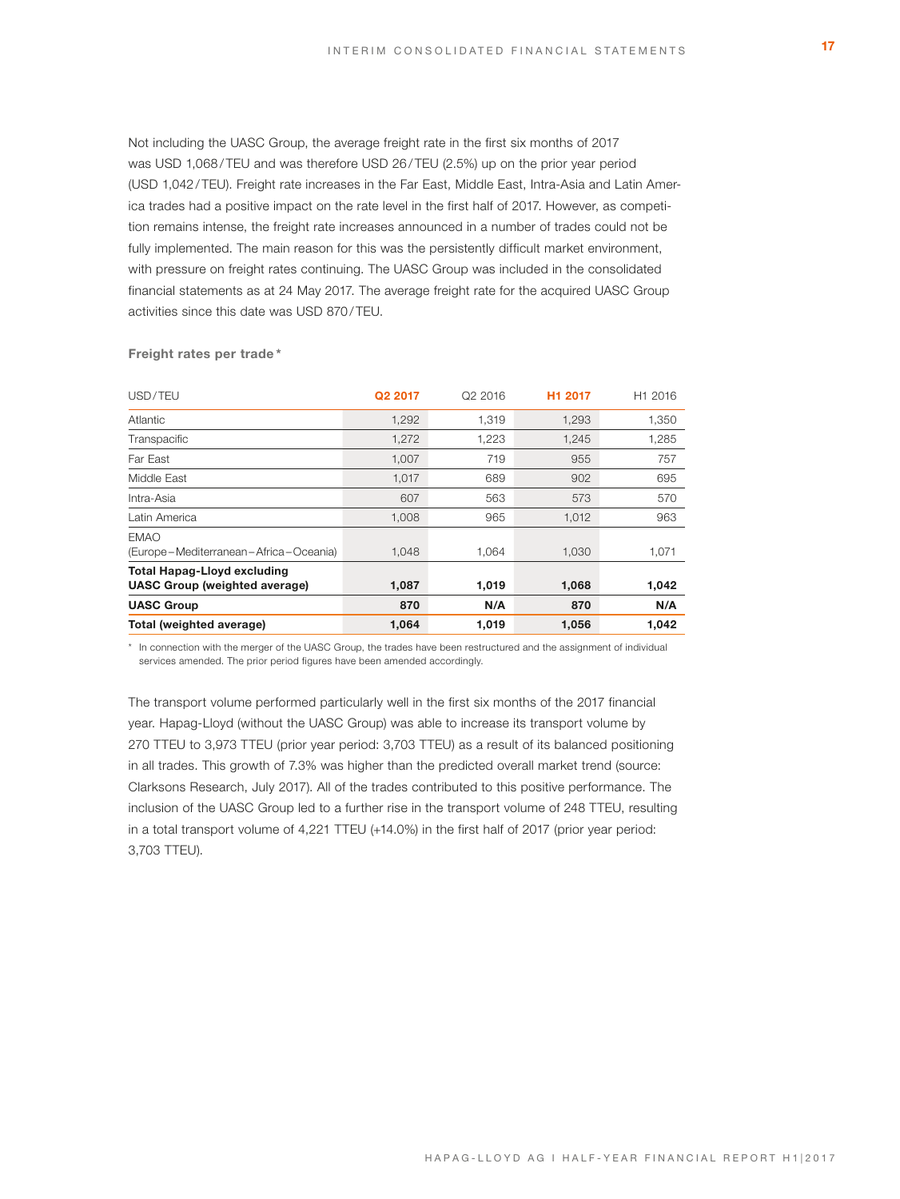Not including the UASC Group, the average freight rate in the first six months of 2017 was USD 1,068/TEU and was therefore USD 26/TEU (2.5%) up on the prior year period (USD 1,042/TEU). Freight rate increases in the Far East, Middle East, Intra-Asia and Latin America trades had a positive impact on the rate level in the first half of 2017. However, as competition remains intense, the freight rate increases announced in a number of trades could not be fully implemented. The main reason for this was the persistently difficult market environment, with pressure on freight rates continuing. The UASC Group was included in the consolidated financial statements as at 24 May 2017. The average freight rate for the acquired UASC Group activities since this date was USD 870/TEU.

**Freight rates per trade***

| USD/TEU | Q2 2017 | Q2 2016 | H1 2017 | H1 2016 |
|---|---|---|---|---|
| Atlantic | 1,292 | 1,319 | 1,293 | 1,350 |
| Transpacific | 1,272 | 1,223 | 1,245 | 1,285 |
| Far East | 1,007 | 719 | 955 | 757 |
| Middle East | 1,017 | 689 | 902 | 695 |
| Intra-Asia | 607 | 563 | 573 | 570 |
| Latin America | 1,008 | 965 | 1,012 | 963 |
| EMAO (Europe–Mediterranean–Africa–Oceania) | 1,048 | 1,064 | 1,030 | 1,071 |
| **Total Hapag-Lloyd excluding UASC Group (weighted average)** | **1,087** | **1,019** | **1,068** | **1,042** |
| **UASC Group** | **870** | **N/A** | **870** | **N/A** |
| **Total (weighted average)** | **1,064** | **1,019** | **1,056** | **1,042** |

* In connection with the merger of the UASC Group, the trades have been restructured and the assignment of individual services amended. The prior period figures have been amended accordingly.

The transport volume performed particularly well in the first six months of the 2017 financial year. Hapag-Lloyd (without the UASC Group) was able to increase its transport volume by 270 TTEU to 3,973 TTEU (prior year period: 3,703 TTEU) as a result of its balanced positioning in all trades. This growth of 7.3% was higher than the predicted overall market trend (source: Clarksons Research, July 2017). All of the trades contributed to this positive performance. The inclusion of the UASC Group led to a further rise in the transport volume of 248 TTEU, resulting in a total transport volume of 4,221 TTEU (+14.0%) in the first half of 2017 (prior year period: 3,703 TTEU).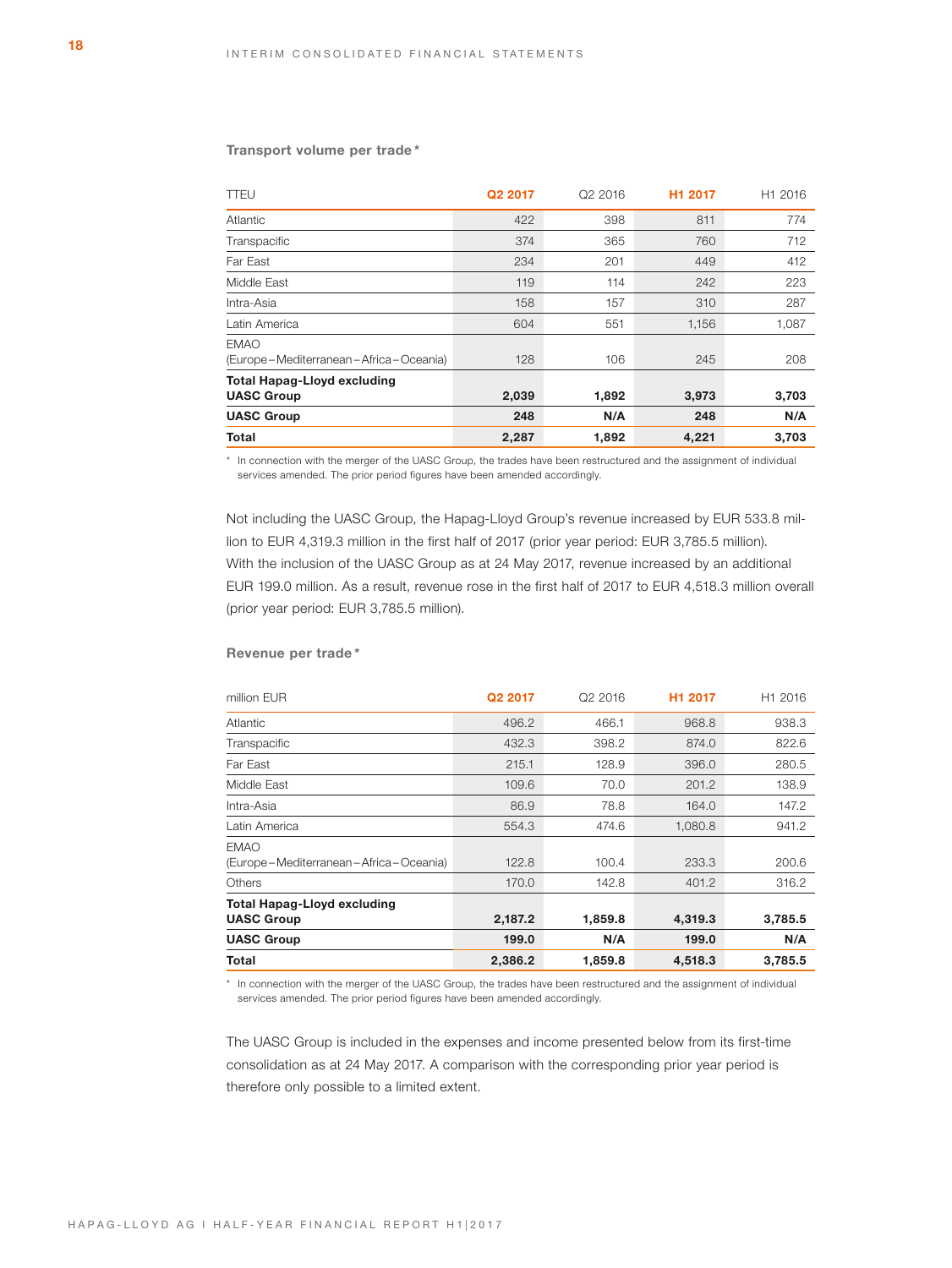**Transport volume per trade***

| TTEU | Q2 2017 | Q2 2016 | H1 2017 | H1 2016 |
|---|---|---|---|---|
| Atlantic | 422 | 398 | 811 | 774 |
| Transpacific | 374 | 365 | 760 | 712 |
| Far East | 234 | 201 | 449 | 412 |
| Middle East | 119 | 114 | 242 | 223 |
| Intra-Asia | 158 | 157 | 310 | 287 |
| Latin America | 604 | 551 | 1,156 | 1,087 |
| EMAO (Europe – Mediterranean – Africa – Oceania) | 128 | 106 | 245 | 208 |
| **Total Hapag-Lloyd excluding UASC Group** | **2,039** | **1,892** | **3,973** | **3,703** |
| **UASC Group** | **248** | **N/A** | **248** | **N/A** |
| **Total** | **2,287** | **1,892** | **4,221** | **3,703** |

* In connection with the merger of the UASC Group, the trades have been restructured and the assignment of individual services amended. The prior period figures have been amended accordingly.

Not including the UASC Group, the Hapag-Lloyd Group's revenue increased by EUR 533.8 million to EUR 4,319.3 million in the first half of 2017 (prior year period: EUR 3,785.5 million). With the inclusion of the UASC Group as at 24 May 2017, revenue increased by an additional EUR 199.0 million. As a result, revenue rose in the first half of 2017 to EUR 4,518.3 million overall (prior year period: EUR 3,785.5 million).

**Revenue per trade***

| million EUR | Q2 2017 | Q2 2016 | H1 2017 | H1 2016 |
|---|---|---|---|---|
| Atlantic | 496.2 | 466.1 | 968.8 | 938.3 |
| Transpacific | 432.3 | 398.2 | 874.0 | 822.6 |
| Far East | 215.1 | 128.9 | 396.0 | 280.5 |
| Middle East | 109.6 | 70.0 | 201.2 | 138.9 |
| Intra-Asia | 86.9 | 78.8 | 164.0 | 147.2 |
| Latin America | 554.3 | 474.6 | 1,080.8 | 941.2 |
| EMAO (Europe – Mediterranean – Africa – Oceania) | 122.8 | 100.4 | 233.3 | 200.6 |
| Others | 170.0 | 142.8 | 401.2 | 316.2 |
| **Total Hapag-Lloyd excluding UASC Group** | **2,187.2** | **1,859.8** | **4,319.3** | **3,785.5** |
| **UASC Group** | **199.0** | **N/A** | **199.0** | **N/A** |
| **Total** | **2,386.2** | **1,859.8** | **4,518.3** | **3,785.5** |

* In connection with the merger of the UASC Group, the trades have been restructured and the assignment of individual services amended. The prior period figures have been amended accordingly.

The UASC Group is included in the expenses and income presented below from its first-time consolidation as at 24 May 2017. A comparison with the corresponding prior year period is therefore only possible to a limited extent.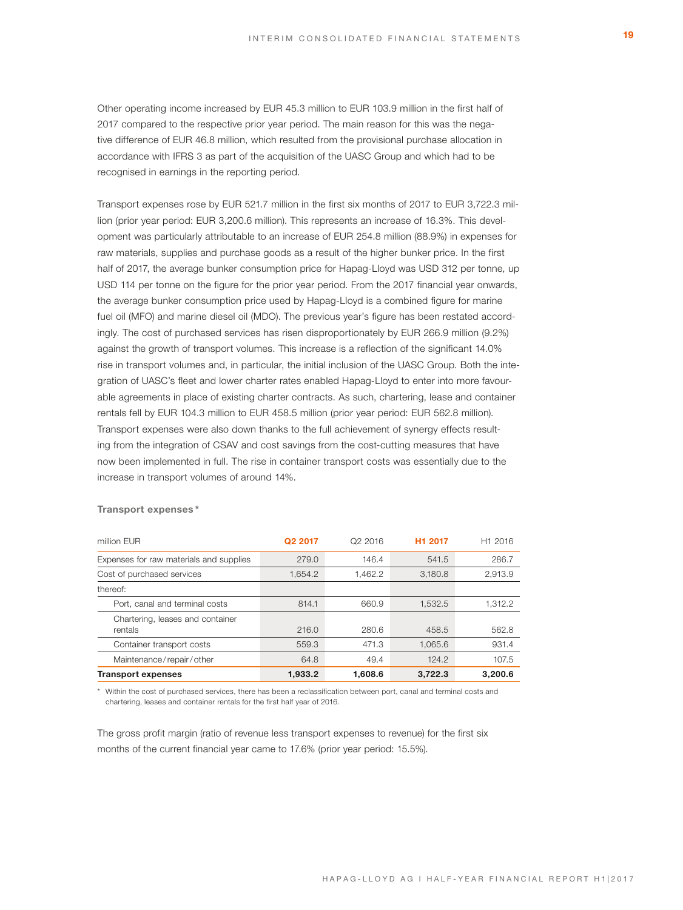Other operating income increased by EUR 45.3 million to EUR 103.9 million in the first half of 2017 compared to the respective prior year period. The main reason for this was the negative difference of EUR 46.8 million, which resulted from the provisional purchase allocation in accordance with IFRS 3 as part of the acquisition of the UASC Group and which had to be recognised in earnings in the reporting period.

Transport expenses rose by EUR 521.7 million in the first six months of 2017 to EUR 3,722.3 million (prior year period: EUR 3,200.6 million). This represents an increase of 16.3%. This development was particularly attributable to an increase of EUR 254.8 million (88.9%) in expenses for raw materials, supplies and purchase goods as a result of the higher bunker price. In the first half of 2017, the average bunker consumption price for Hapag-Lloyd was USD 312 per tonne, up USD 114 per tonne on the figure for the prior year period. From the 2017 financial year onwards, the average bunker consumption price used by Hapag-Lloyd is a combined figure for marine fuel oil (MFO) and marine diesel oil (MDO). The previous year's figure has been restated accordingly. The cost of purchased services has risen disproportionately by EUR 266.9 million (9.2%) against the growth of transport volumes. This increase is a reflection of the significant 14.0% rise in transport volumes and, in particular, the initial inclusion of the UASC Group. Both the integration of UASC's fleet and lower charter rates enabled Hapag-Lloyd to enter into more favourable agreements in place of existing charter contracts. As such, chartering, lease and container rentals fell by EUR 104.3 million to EUR 458.5 million (prior year period: EUR 562.8 million). Transport expenses were also down thanks to the full achievement of synergy effects resulting from the integration of CSAV and cost savings from the cost-cutting measures that have now been implemented in full. The rise in container transport costs was essentially due to the increase in transport volumes of around 14%.

**Transport expenses***

| million EUR | Q2 2017 | Q2 2016 | H1 2017 | H1 2016 |
|---|---|---|---|---|
| Expenses for raw materials and supplies | 279.0 | 146.4 | 541.5 | 286.7 |
| Cost of purchased services | 1,654.2 | 1,462.2 | 3,180.8 | 2,913.9 |
| thereof: | | | | |
| Port, canal and terminal costs | 814.1 | 660.9 | 1,532.5 | 1,312.2 |
| Chartering, leases and container rentals | 216.0 | 280.6 | 458.5 | 562.8 |
| Container transport costs | 559.3 | 471.3 | 1,065.6 | 931.4 |
| Maintenance/repair/other | 64.8 | 49.4 | 124.2 | 107.5 |
| **Transport expenses** | **1,933.2** | **1,608.6** | **3,722.3** | **3,200.6** |

\* Within the cost of purchased services, there has been a reclassification between port, canal and terminal costs and chartering, leases and container rentals for the first half year of 2016.

The gross profit margin (ratio of revenue less transport expenses to revenue) for the first six months of the current financial year came to 17.6% (prior year period: 15.5%).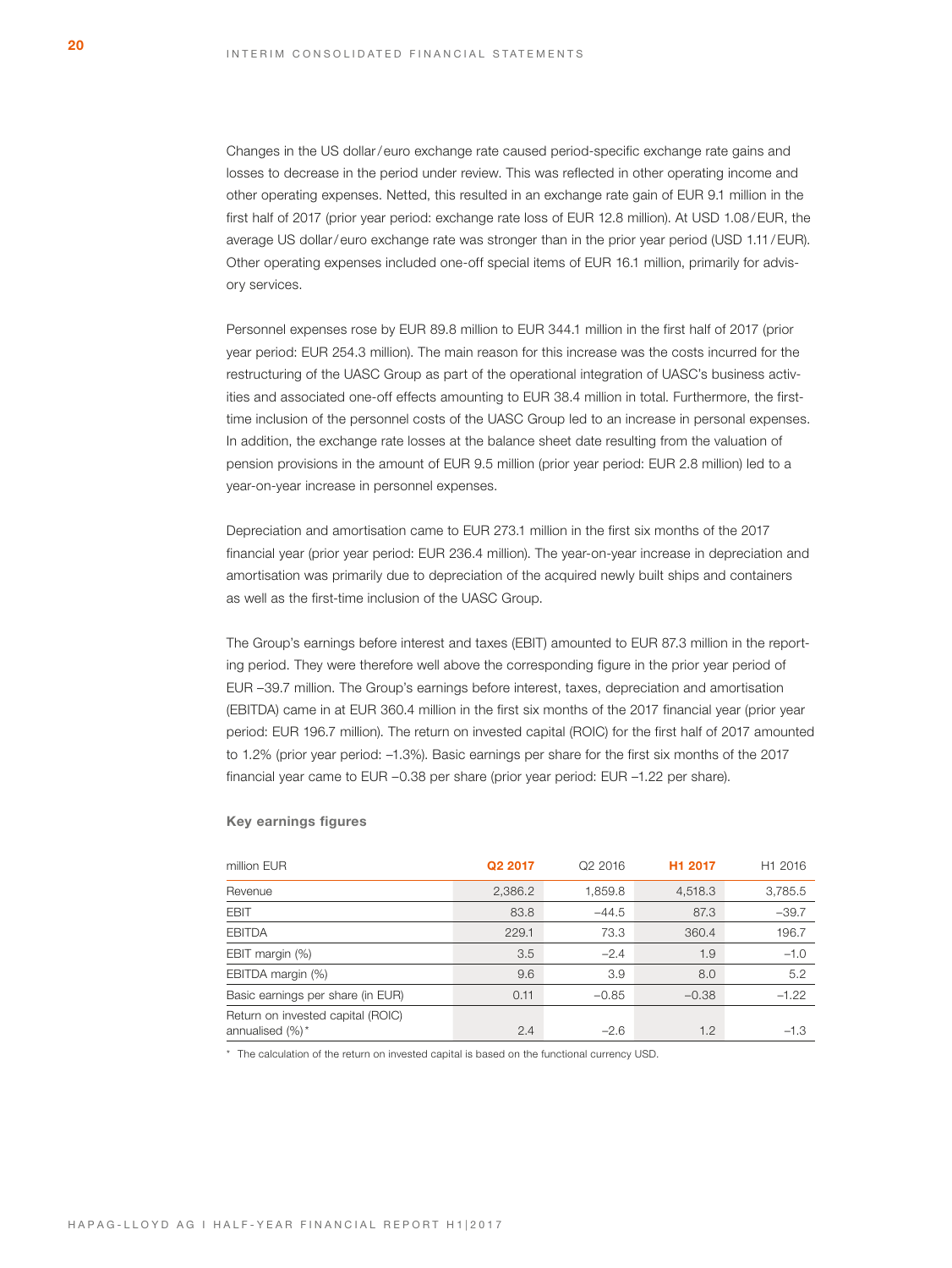Changes in the US dollar/euro exchange rate caused period-specific exchange rate gains and losses to decrease in the period under review. This was reflected in other operating income and other operating expenses. Netted, this resulted in an exchange rate gain of EUR 9.1 million in the first half of 2017 (prior year period: exchange rate loss of EUR 12.8 million). At USD 1.08/EUR, the average US dollar/euro exchange rate was stronger than in the prior year period (USD 1.11/EUR). Other operating expenses included one-off special items of EUR 16.1 million, primarily for advisory services.

Personnel expenses rose by EUR 89.8 million to EUR 344.1 million in the first half of 2017 (prior year period: EUR 254.3 million). The main reason for this increase was the costs incurred for the restructuring of the UASC Group as part of the operational integration of UASC's business activities and associated one-off effects amounting to EUR 38.4 million in total. Furthermore, the first-time inclusion of the personnel costs of the UASC Group led to an increase in personal expenses. In addition, the exchange rate losses at the balance sheet date resulting from the valuation of pension provisions in the amount of EUR 9.5 million (prior year period: EUR 2.8 million) led to a year-on-year increase in personnel expenses.

Depreciation and amortisation came to EUR 273.1 million in the first six months of the 2017 financial year (prior year period: EUR 236.4 million). The year-on-year increase in depreciation and amortisation was primarily due to depreciation of the acquired newly built ships and containers as well as the first-time inclusion of the UASC Group.

The Group's earnings before interest and taxes (EBIT) amounted to EUR 87.3 million in the reporting period. They were therefore well above the corresponding figure in the prior year period of EUR –39.7 million. The Group's earnings before interest, taxes, depreciation and amortisation (EBITDA) came in at EUR 360.4 million in the first six months of the 2017 financial year (prior year period: EUR 196.7 million). The return on invested capital (ROIC) for the first half of 2017 amounted to 1.2% (prior year period: –1.3%). Basic earnings per share for the first six months of the 2017 financial year came to EUR –0.38 per share (prior year period: EUR –1.22 per share).

**Key earnings figures**

| million EUR | Q2 2017 | Q2 2016 | H1 2017 | H1 2016 |
|---|---|---|---|---|
| Revenue | 2,386.2 | 1,859.8 | 4,518.3 | 3,785.5 |
| EBIT | 83.8 | –44.5 | 87.3 | –39.7 |
| EBITDA | 229.1 | 73.3 | 360.4 | 196.7 |
| EBIT margin (%) | 3.5 | –2.4 | 1.9 | –1.0 |
| EBITDA margin (%) | 9.6 | 3.9 | 8.0 | 5.2 |
| Basic earnings per share (in EUR) | 0.11 | –0.85 | –0.38 | –1.22 |
| Return on invested capital (ROIC) annualised (%)* | 2.4 | –2.6 | 1.2 | –1.3 |

\* The calculation of the return on invested capital is based on the functional currency USD.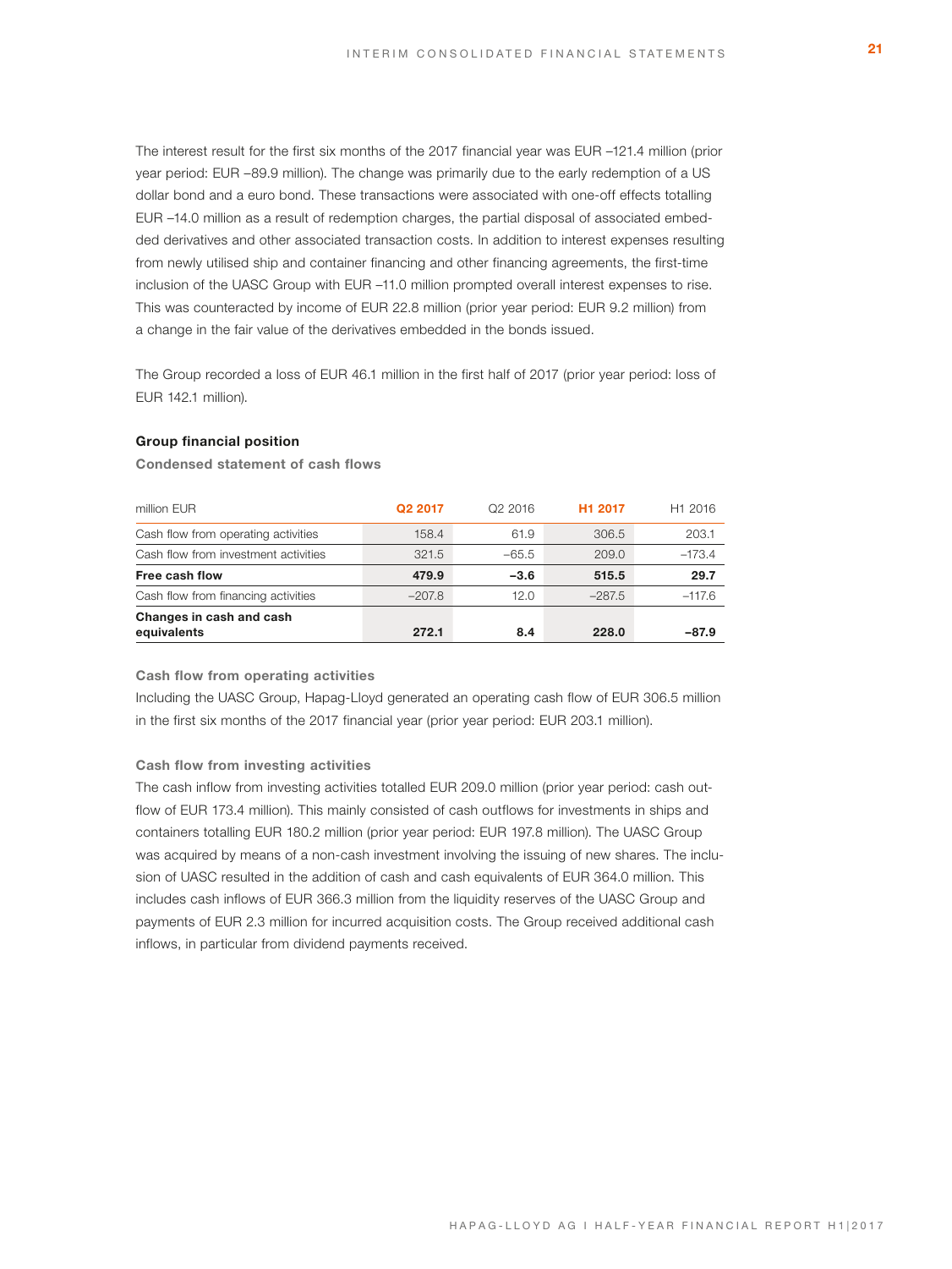The interest result for the first six months of the 2017 financial year was EUR –121.4 million (prior year period: EUR –89.9 million). The change was primarily due to the early redemption of a US dollar bond and a euro bond. These transactions were associated with one-off effects totalling EUR –14.0 million as a result of redemption charges, the partial disposal of associated embedded derivatives and other associated transaction costs. In addition to interest expenses resulting from newly utilised ship and container financing and other financing agreements, the first-time inclusion of the UASC Group with EUR –11.0 million prompted overall interest expenses to rise. This was counteracted by income of EUR 22.8 million (prior year period: EUR 9.2 million) from a change in the fair value of the derivatives embedded in the bonds issued.

The Group recorded a loss of EUR 46.1 million in the first half of 2017 (prior year period: loss of EUR 142.1 million).

### Group financial position

**Condensed statement of cash flows**

| million EUR | Q2 2017 | Q2 2016 | H1 2017 | H1 2016 |
|---|---|---|---|---|
| Cash flow from operating activities | 158.4 | 61.9 | 306.5 | 203.1 |
| Cash flow from investment activities | 321.5 | –65.5 | 209.0 | –173.4 |
| **Free cash flow** | **479.9** | **–3.6** | **515.5** | **29.7** |
| Cash flow from financing activities | –207.8 | 12.0 | –287.5 | –117.6 |
| **Changes in cash and cash equivalents** | **272.1** | **8.4** | **228.0** | **–87.9** |

**Cash flow from operating activities**

Including the UASC Group, Hapag-Lloyd generated an operating cash flow of EUR 306.5 million in the first six months of the 2017 financial year (prior year period: EUR 203.1 million).

**Cash flow from investing activities**

The cash inflow from investing activities totalled EUR 209.0 million (prior year period: cash outflow of EUR 173.4 million). This mainly consisted of cash outflows for investments in ships and containers totalling EUR 180.2 million (prior year period: EUR 197.8 million). The UASC Group was acquired by means of a non-cash investment involving the issuing of new shares. The inclusion of UASC resulted in the addition of cash and cash equivalents of EUR 364.0 million. This includes cash inflows of EUR 366.3 million from the liquidity reserves of the UASC Group and payments of EUR 2.3 million for incurred acquisition costs. The Group received additional cash inflows, in particular from dividend payments received.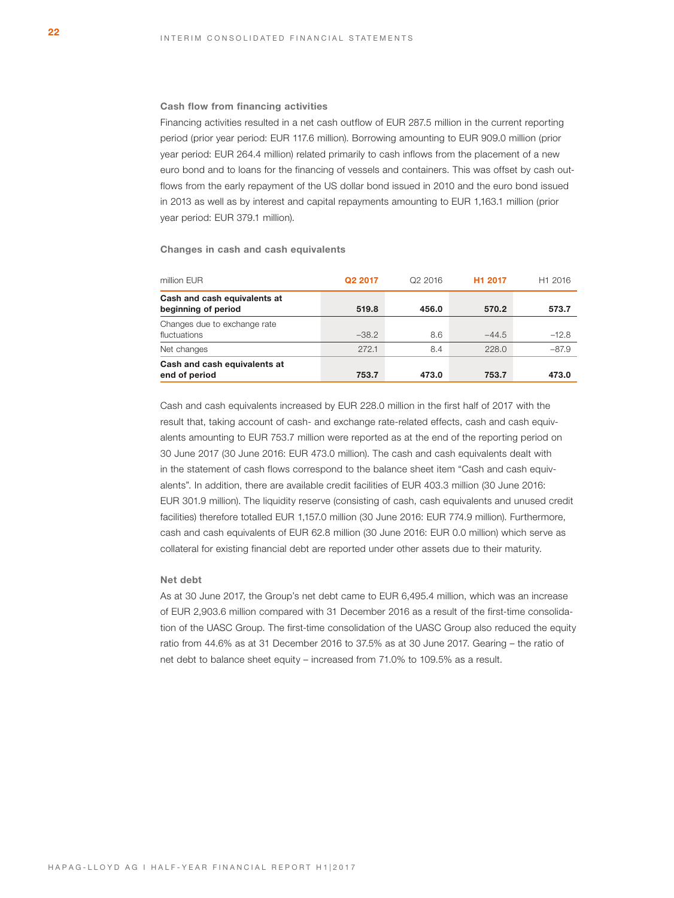### Cash flow from financing activities

Financing activities resulted in a net cash outflow of EUR 287.5 million in the current reporting period (prior year period: EUR 117.6 million). Borrowing amounting to EUR 909.0 million (prior year period: EUR 264.4 million) related primarily to cash inflows from the placement of a new euro bond and to loans for the financing of vessels and containers. This was offset by cash outflows from the early repayment of the US dollar bond issued in 2010 and the euro bond issued in 2013 as well as by interest and capital repayments amounting to EUR 1,163.1 million (prior year period: EUR 379.1 million).

### Changes in cash and cash equivalents

| million EUR | Q2 2017 | Q2 2016 | H1 2017 | H1 2016 |
|---|---|---|---|---|
| **Cash and cash equivalents at beginning of period** | **519.8** | **456.0** | **570.2** | **573.7** |
| Changes due to exchange rate fluctuations | –38.2 | 8.6 | –44.5 | –12.8 |
| Net changes | 272.1 | 8.4 | 228.0 | –87.9 |
| **Cash and cash equivalents at end of period** | **753.7** | **473.0** | **753.7** | **473.0** |

Cash and cash equivalents increased by EUR 228.0 million in the first half of 2017 with the result that, taking account of cash- and exchange rate-related effects, cash and cash equivalents amounting to EUR 753.7 million were reported as at the end of the reporting period on 30 June 2017 (30 June 2016: EUR 473.0 million). The cash and cash equivalents dealt with in the statement of cash flows correspond to the balance sheet item "Cash and cash equivalents". In addition, there are available credit facilities of EUR 403.3 million (30 June 2016: EUR 301.9 million). The liquidity reserve (consisting of cash, cash equivalents and unused credit facilities) therefore totalled EUR 1,157.0 million (30 June 2016: EUR 774.9 million). Furthermore, cash and cash equivalents of EUR 62.8 million (30 June 2016: EUR 0.0 million) which serve as collateral for existing financial debt are reported under other assets due to their maturity.

### Net debt

As at 30 June 2017, the Group's net debt came to EUR 6,495.4 million, which was an increase of EUR 2,903.6 million compared with 31 December 2016 as a result of the first-time consolidation of the UASC Group. The first-time consolidation of the UASC Group also reduced the equity ratio from 44.6% as at 31 December 2016 to 37.5% as at 30 June 2017. Gearing – the ratio of net debt to balance sheet equity – increased from 71.0% to 109.5% as a result.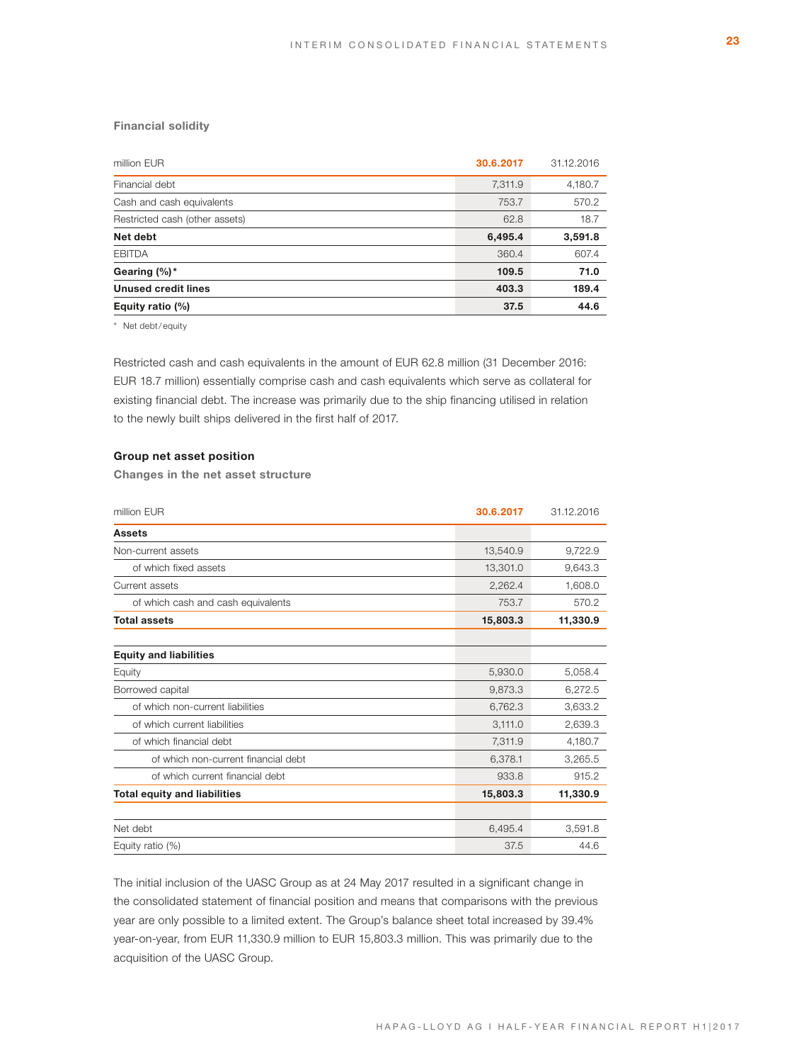### Financial solidity

| million EUR | 30.6.2017 | 31.12.2016 |
|---|---|---|
| Financial debt | 7,311.9 | 4,180.7 |
| Cash and cash equivalents | 753.7 | 570.2 |
| Restricted cash (other assets) | 62.8 | 18.7 |
| **Net debt** | **6,495.4** | **3,591.8** |
| EBITDA | 360.4 | 607.4 |
| **Gearing (%)*** | **109.5** | **71.0** |
| **Unused credit lines** | **403.3** | **189.4** |
| **Equity ratio (%)** | **37.5** | **44.6** |

* Net debt/equity

Restricted cash and cash equivalents in the amount of EUR 62.8 million (31 December 2016: EUR 18.7 million) essentially comprise cash and cash equivalents which serve as collateral for existing financial debt. The increase was primarily due to the ship financing utilised in relation to the newly built ships delivered in the first half of 2017.

## Group net asset position

### Changes in the net asset structure

| million EUR | 30.6.2017 | 31.12.2016 |
|---|---|---|
| **Assets** | | |
| Non-current assets | 13,540.9 | 9,722.9 |
| of which fixed assets | 13,301.0 | 9,643.3 |
| Current assets | 2,262.4 | 1,608.0 |
| of which cash and cash equivalents | 753.7 | 570.2 |
| **Total assets** | **15,803.3** | **11,330.9** |
| | | |
| **Equity and liabilities** | | |
| Equity | 5,930.0 | 5,058.4 |
| Borrowed capital | 9,873.3 | 6,272.5 |
| of which non-current liabilities | 6,762.3 | 3,633.2 |
| of which current liabilities | 3,111.0 | 2,639.3 |
| of which financial debt | 7,311.9 | 4,180.7 |
| of which non-current financial debt | 6,378.1 | 3,265.5 |
| of which current financial debt | 933.8 | 915.2 |
| **Total equity and liabilities** | **15,803.3** | **11,330.9** |
| | | |
| Net debt | 6,495.4 | 3,591.8 |
| Equity ratio (%) | 37.5 | 44.6 |

The initial inclusion of the UASC Group as at 24 May 2017 resulted in a significant change in the consolidated statement of financial position and means that comparisons with the previous year are only possible to a limited extent. The Group's balance sheet total increased by 39.4% year-on-year, from EUR 11,330.9 million to EUR 15,803.3 million. This was primarily due to the acquisition of the UASC Group.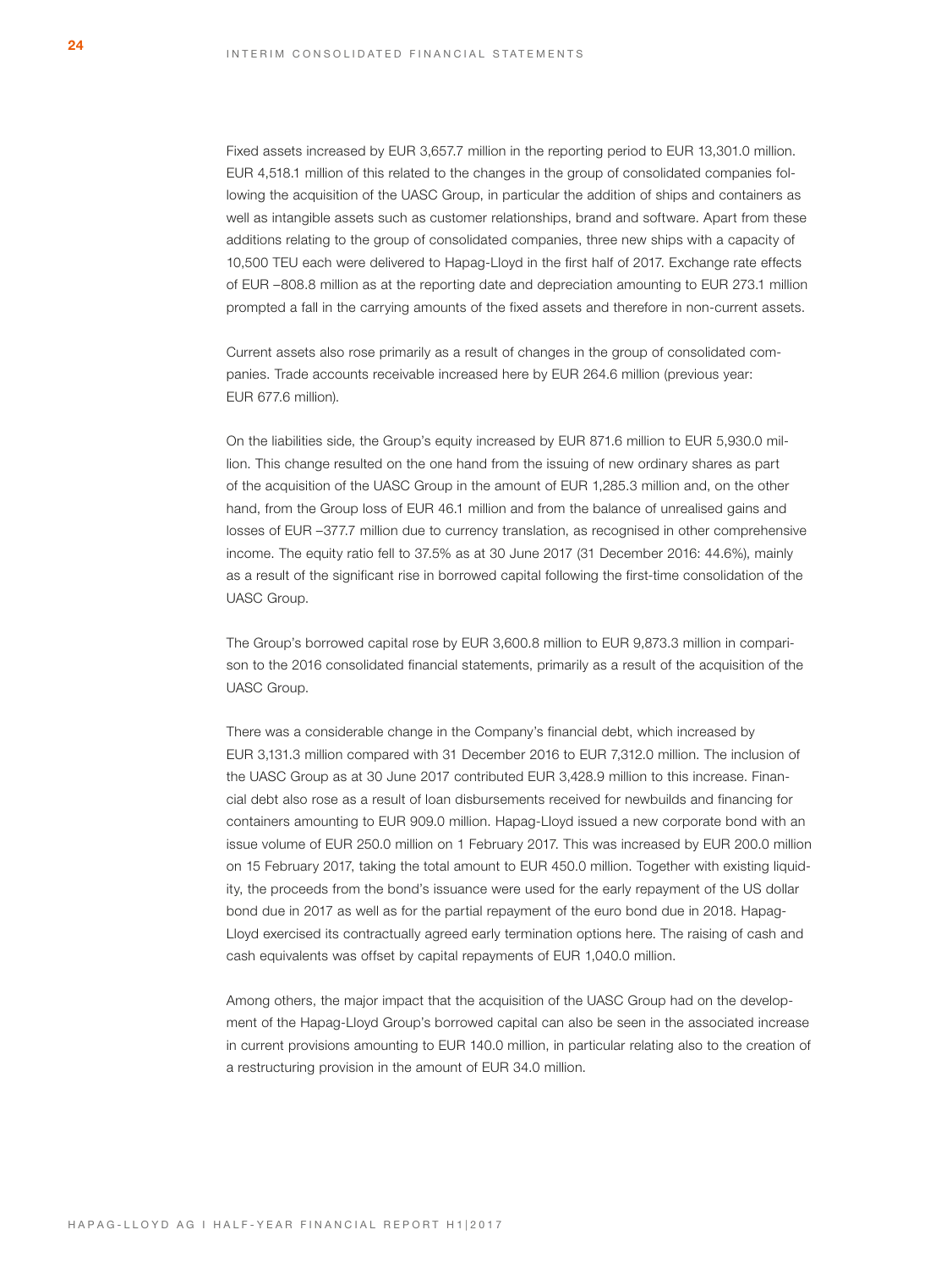Fixed assets increased by EUR 3,657.7 million in the reporting period to EUR 13,301.0 million. EUR 4,518.1 million of this related to the changes in the group of consolidated companies following the acquisition of the UASC Group, in particular the addition of ships and containers as well as intangible assets such as customer relationships, brand and software. Apart from these additions relating to the group of consolidated companies, three new ships with a capacity of 10,500 TEU each were delivered to Hapag-Lloyd in the first half of 2017. Exchange rate effects of EUR –808.8 million as at the reporting date and depreciation amounting to EUR 273.1 million prompted a fall in the carrying amounts of the fixed assets and therefore in non-current assets.

Current assets also rose primarily as a result of changes in the group of consolidated companies. Trade accounts receivable increased here by EUR 264.6 million (previous year: EUR 677.6 million).

On the liabilities side, the Group's equity increased by EUR 871.6 million to EUR 5,930.0 million. This change resulted on the one hand from the issuing of new ordinary shares as part of the acquisition of the UASC Group in the amount of EUR 1,285.3 million and, on the other hand, from the Group loss of EUR 46.1 million and from the balance of unrealised gains and losses of EUR –377.7 million due to currency translation, as recognised in other comprehensive income. The equity ratio fell to 37.5% as at 30 June 2017 (31 December 2016: 44.6%), mainly as a result of the significant rise in borrowed capital following the first-time consolidation of the UASC Group.

The Group's borrowed capital rose by EUR 3,600.8 million to EUR 9,873.3 million in comparison to the 2016 consolidated financial statements, primarily as a result of the acquisition of the UASC Group.

There was a considerable change in the Company's financial debt, which increased by EUR 3,131.3 million compared with 31 December 2016 to EUR 7,312.0 million. The inclusion of the UASC Group as at 30 June 2017 contributed EUR 3,428.9 million to this increase. Financial debt also rose as a result of loan disbursements received for newbuilds and financing for containers amounting to EUR 909.0 million. Hapag-Lloyd issued a new corporate bond with an issue volume of EUR 250.0 million on 1 February 2017. This was increased by EUR 200.0 million on 15 February 2017, taking the total amount to EUR 450.0 million. Together with existing liquidity, the proceeds from the bond's issuance were used for the early repayment of the US dollar bond due in 2017 as well as for the partial repayment of the euro bond due in 2018. Hapag-Lloyd exercised its contractually agreed early termination options here. The raising of cash and cash equivalents was offset by capital repayments of EUR 1,040.0 million.

Among others, the major impact that the acquisition of the UASC Group had on the development of the Hapag-Lloyd Group's borrowed capital can also be seen in the associated increase in current provisions amounting to EUR 140.0 million, in particular relating also to the creation of a restructuring provision in the amount of EUR 34.0 million.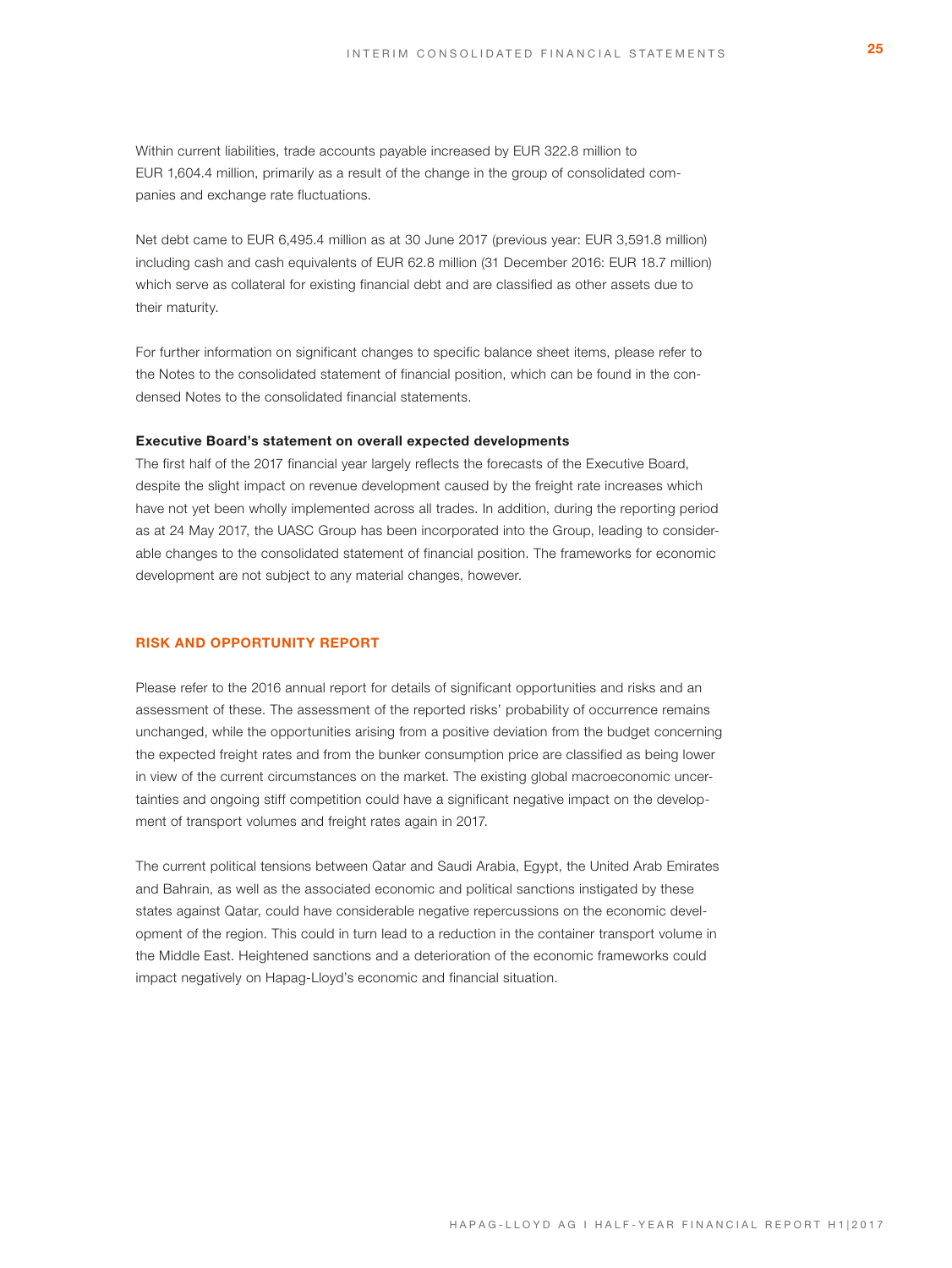Within current liabilities, trade accounts payable increased by EUR 322.8 million to EUR 1,604.4 million, primarily as a result of the change in the group of consolidated companies and exchange rate fluctuations.

Net debt came to EUR 6,495.4 million as at 30 June 2017 (previous year: EUR 3,591.8 million) including cash and cash equivalents of EUR 62.8 million (31 December 2016: EUR 18.7 million) which serve as collateral for existing financial debt and are classified as other assets due to their maturity.

For further information on significant changes to specific balance sheet items, please refer to the Notes to the consolidated statement of financial position, which can be found in the condensed Notes to the consolidated financial statements.

**Executive Board's statement on overall expected developments**

The first half of the 2017 financial year largely reflects the forecasts of the Executive Board, despite the slight impact on revenue development caused by the freight rate increases which have not yet been wholly implemented across all trades. In addition, during the reporting period as at 24 May 2017, the UASC Group has been incorporated into the Group, leading to considerable changes to the consolidated statement of financial position. The frameworks for economic development are not subject to any material changes, however.

## RISK AND OPPORTUNITY REPORT

Please refer to the 2016 annual report for details of significant opportunities and risks and an assessment of these. The assessment of the reported risks' probability of occurrence remains unchanged, while the opportunities arising from a positive deviation from the budget concerning the expected freight rates and from the bunker consumption price are classified as being lower in view of the current circumstances on the market. The existing global macroeconomic uncertainties and ongoing stiff competition could have a significant negative impact on the development of transport volumes and freight rates again in 2017.

The current political tensions between Qatar and Saudi Arabia, Egypt, the United Arab Emirates and Bahrain, as well as the associated economic and political sanctions instigated by these states against Qatar, could have considerable negative repercussions on the economic development of the region. This could in turn lead to a reduction in the container transport volume in the Middle East. Heightened sanctions and a deterioration of the economic frameworks could impact negatively on Hapag-Lloyd's economic and financial situation.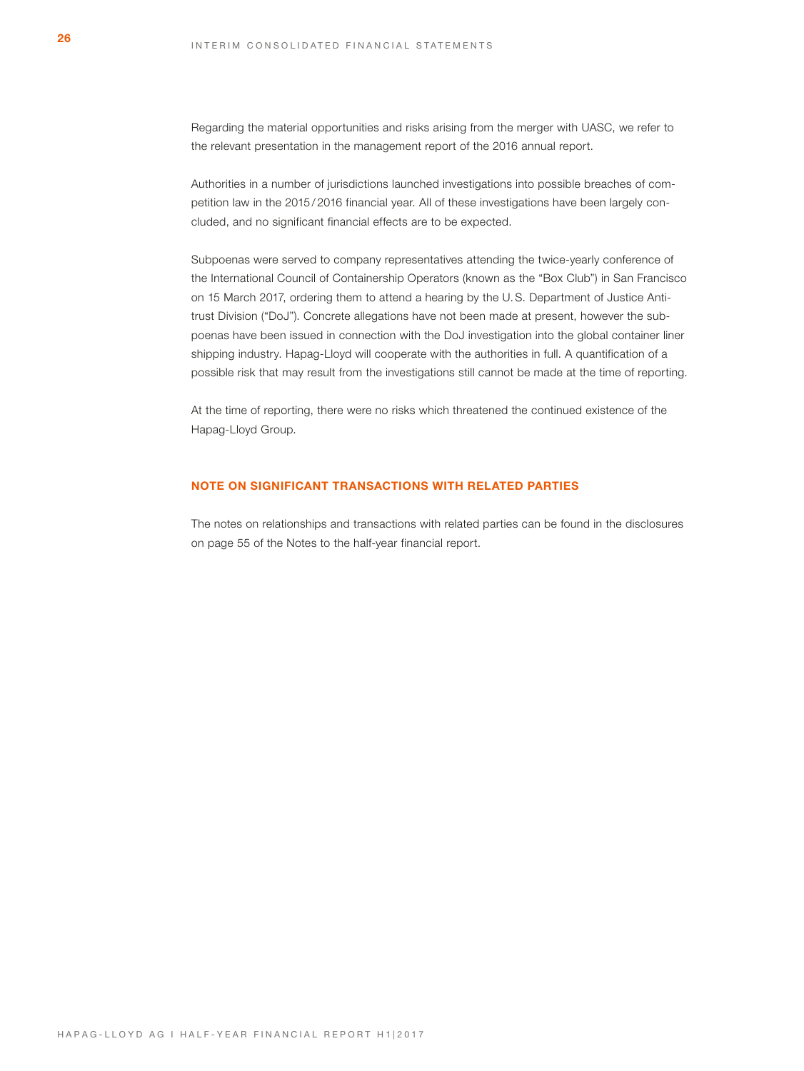Regarding the material opportunities and risks arising from the merger with UASC, we refer to the relevant presentation in the management report of the 2016 annual report.

Authorities in a number of jurisdictions launched investigations into possible breaches of competition law in the 2015/2016 financial year. All of these investigations have been largely concluded, and no significant financial effects are to be expected.

Subpoenas were served to company representatives attending the twice-yearly conference of the International Council of Containership Operators (known as the "Box Club") in San Francisco on 15 March 2017, ordering them to attend a hearing by the U.S. Department of Justice Antitrust Division ("DoJ"). Concrete allegations have not been made at present, however the subpoenas have been issued in connection with the DoJ investigation into the global container liner shipping industry. Hapag-Lloyd will cooperate with the authorities in full. A quantification of a possible risk that may result from the investigations still cannot be made at the time of reporting.

At the time of reporting, there were no risks which threatened the continued existence of the Hapag-Lloyd Group.

## NOTE ON SIGNIFICANT TRANSACTIONS WITH RELATED PARTIES

The notes on relationships and transactions with related parties can be found in the disclosures on page 55 of the Notes to the half-year financial report.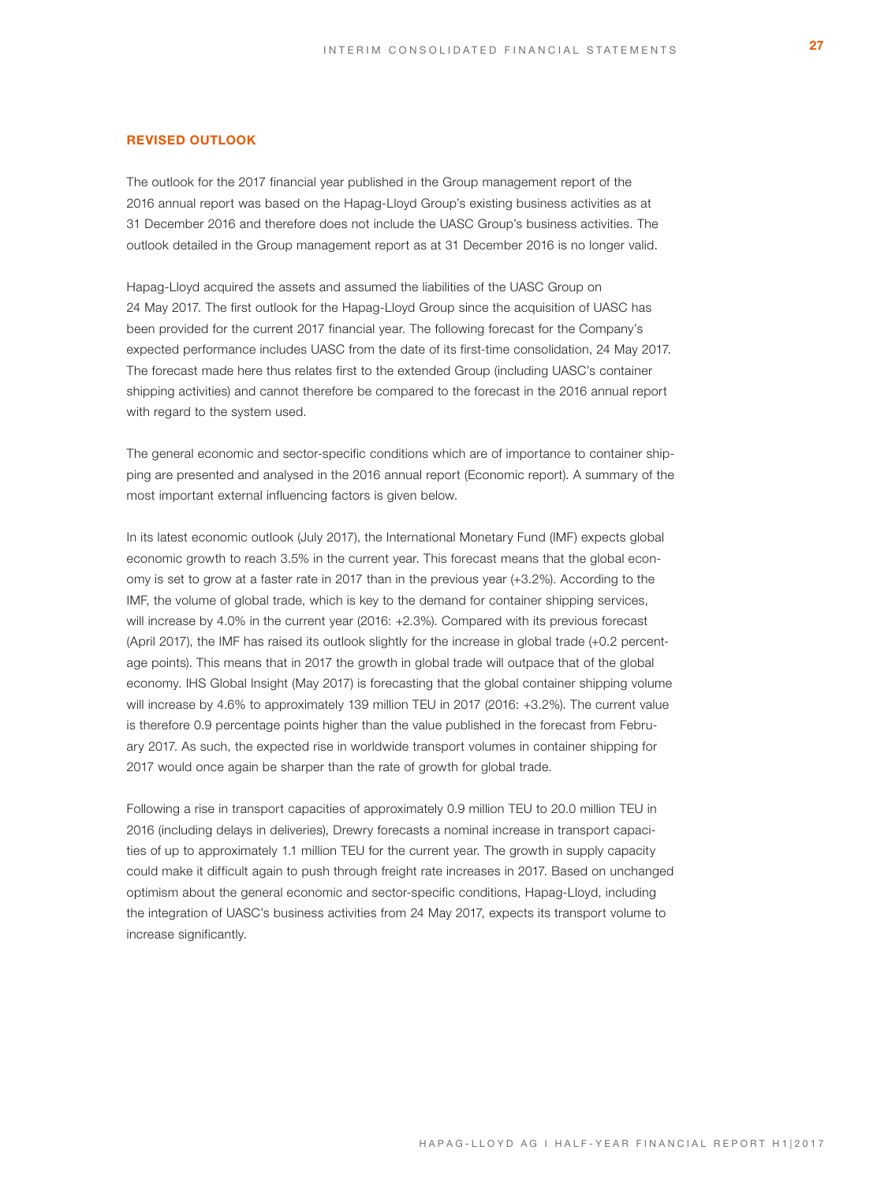## REVISED OUTLOOK

The outlook for the 2017 financial year published in the Group management report of the 2016 annual report was based on the Hapag-Lloyd Group's existing business activities as at 31 December 2016 and therefore does not include the UASC Group's business activities. The outlook detailed in the Group management report as at 31 December 2016 is no longer valid.

Hapag-Lloyd acquired the assets and assumed the liabilities of the UASC Group on 24 May 2017. The first outlook for the Hapag-Lloyd Group since the acquisition of UASC has been provided for the current 2017 financial year. The following forecast for the Company's expected performance includes UASC from the date of its first-time consolidation, 24 May 2017. The forecast made here thus relates first to the extended Group (including UASC's container shipping activities) and cannot therefore be compared to the forecast in the 2016 annual report with regard to the system used.

The general economic and sector-specific conditions which are of importance to container shipping are presented and analysed in the 2016 annual report (Economic report). A summary of the most important external influencing factors is given below.

In its latest economic outlook (July 2017), the International Monetary Fund (IMF) expects global economic growth to reach 3.5% in the current year. This forecast means that the global economy is set to grow at a faster rate in 2017 than in the previous year (+3.2%). According to the IMF, the volume of global trade, which is key to the demand for container shipping services, will increase by 4.0% in the current year (2016: +2.3%). Compared with its previous forecast (April 2017), the IMF has raised its outlook slightly for the increase in global trade (+0.2 percentage points). This means that in 2017 the growth in global trade will outpace that of the global economy. IHS Global Insight (May 2017) is forecasting that the global container shipping volume will increase by 4.6% to approximately 139 million TEU in 2017 (2016: +3.2%). The current value is therefore 0.9 percentage points higher than the value published in the forecast from February 2017. As such, the expected rise in worldwide transport volumes in container shipping for 2017 would once again be sharper than the rate of growth for global trade.

Following a rise in transport capacities of approximately 0.9 million TEU to 20.0 million TEU in 2016 (including delays in deliveries), Drewry forecasts a nominal increase in transport capacities of up to approximately 1.1 million TEU for the current year. The growth in supply capacity could make it difficult again to push through freight rate increases in 2017. Based on unchanged optimism about the general economic and sector-specific conditions, Hapag-Lloyd, including the integration of UASC's business activities from 24 May 2017, expects its transport volume to increase significantly.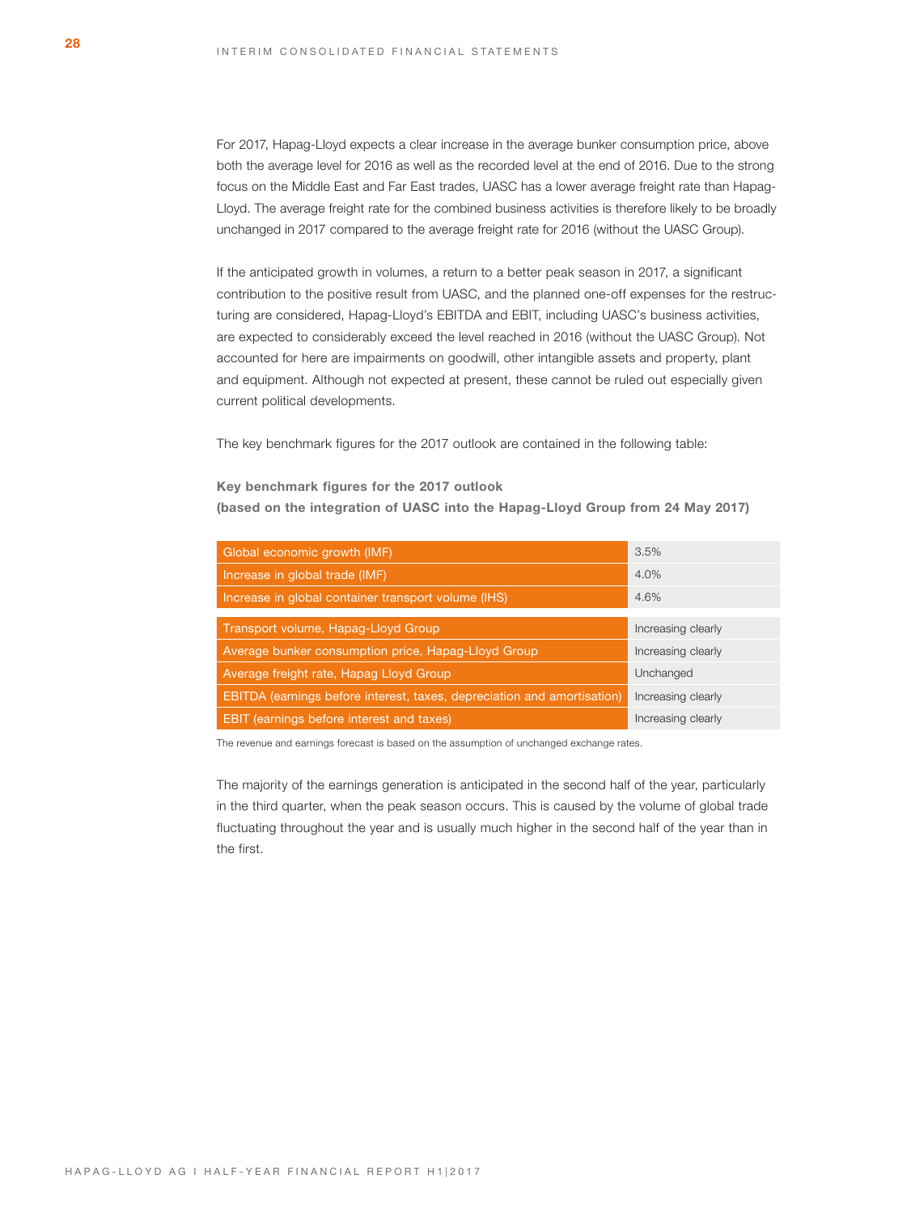For 2017, Hapag-Lloyd expects a clear increase in the average bunker consumption price, above both the average level for 2016 as well as the recorded level at the end of 2016. Due to the strong focus on the Middle East and Far East trades, UASC has a lower average freight rate than Hapag-Lloyd. The average freight rate for the combined business activities is therefore likely to be broadly unchanged in 2017 compared to the average freight rate for 2016 (without the UASC Group).

If the anticipated growth in volumes, a return to a better peak season in 2017, a significant contribution to the positive result from UASC, and the planned one-off expenses for the restructuring are considered, Hapag-Lloyd's EBITDA and EBIT, including UASC's business activities, are expected to considerably exceed the level reached in 2016 (without the UASC Group). Not accounted for here are impairments on goodwill, other intangible assets and property, plant and equipment. Although not expected at present, these cannot be ruled out especially given current political developments.

The key benchmark figures for the 2017 outlook are contained in the following table:

**Key benchmark figures for the 2017 outlook**
**(based on the integration of UASC into the Hapag-Lloyd Group from 24 May 2017)**

| | |
|---|---|
| Global economic growth (IMF) | 3.5% |
| Increase in global trade (IMF) | 4.0% |
| Increase in global container transport volume (IHS) | 4.6% |
| Transport volume, Hapag-Lloyd Group | Increasing clearly |
| Average bunker consumption price, Hapag-Lloyd Group | Increasing clearly |
| Average freight rate, Hapag Lloyd Group | Unchanged |
| EBITDA (earnings before interest, taxes, depreciation and amortisation) | Increasing clearly |
| EBIT (earnings before interest and taxes) | Increasing clearly |

The revenue and earnings forecast is based on the assumption of unchanged exchange rates.

The majority of the earnings generation is anticipated in the second half of the year, particularly in the third quarter, when the peak season occurs. This is caused by the volume of global trade fluctuating throughout the year and is usually much higher in the second half of the year than in the first.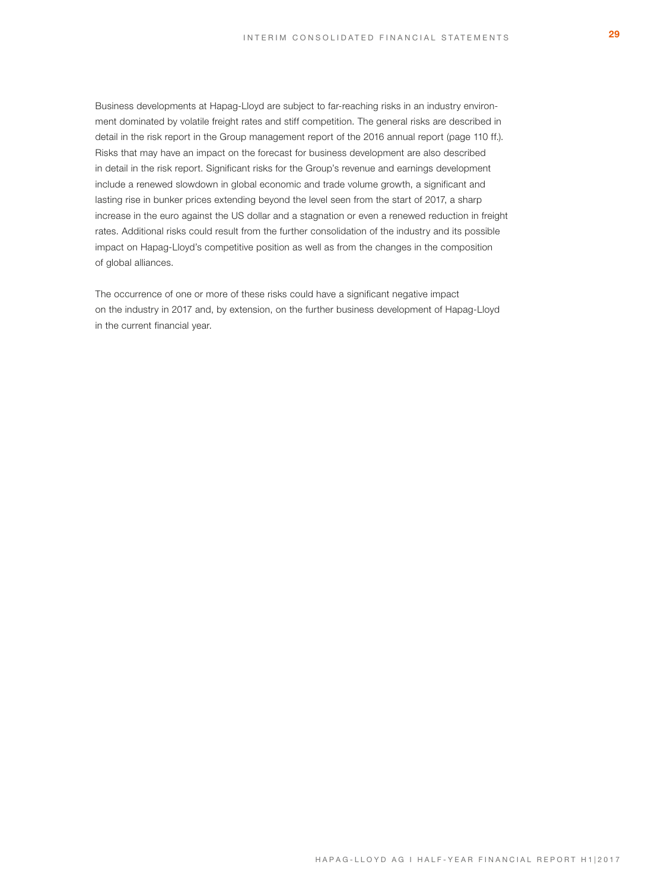Business developments at Hapag-Lloyd are subject to far-reaching risks in an industry environment dominated by volatile freight rates and stiff competition. The general risks are described in detail in the risk report in the Group management report of the 2016 annual report (page 110 ff.). Risks that may have an impact on the forecast for business development are also described in detail in the risk report. Significant risks for the Group's revenue and earnings development include a renewed slowdown in global economic and trade volume growth, a significant and lasting rise in bunker prices extending beyond the level seen from the start of 2017, a sharp increase in the euro against the US dollar and a stagnation or even a renewed reduction in freight rates. Additional risks could result from the further consolidation of the industry and its possible impact on Hapag-Lloyd's competitive position as well as from the changes in the composition of global alliances.

The occurrence of one or more of these risks could have a significant negative impact on the industry in 2017 and, by extension, on the further business development of Hapag-Lloyd in the current financial year.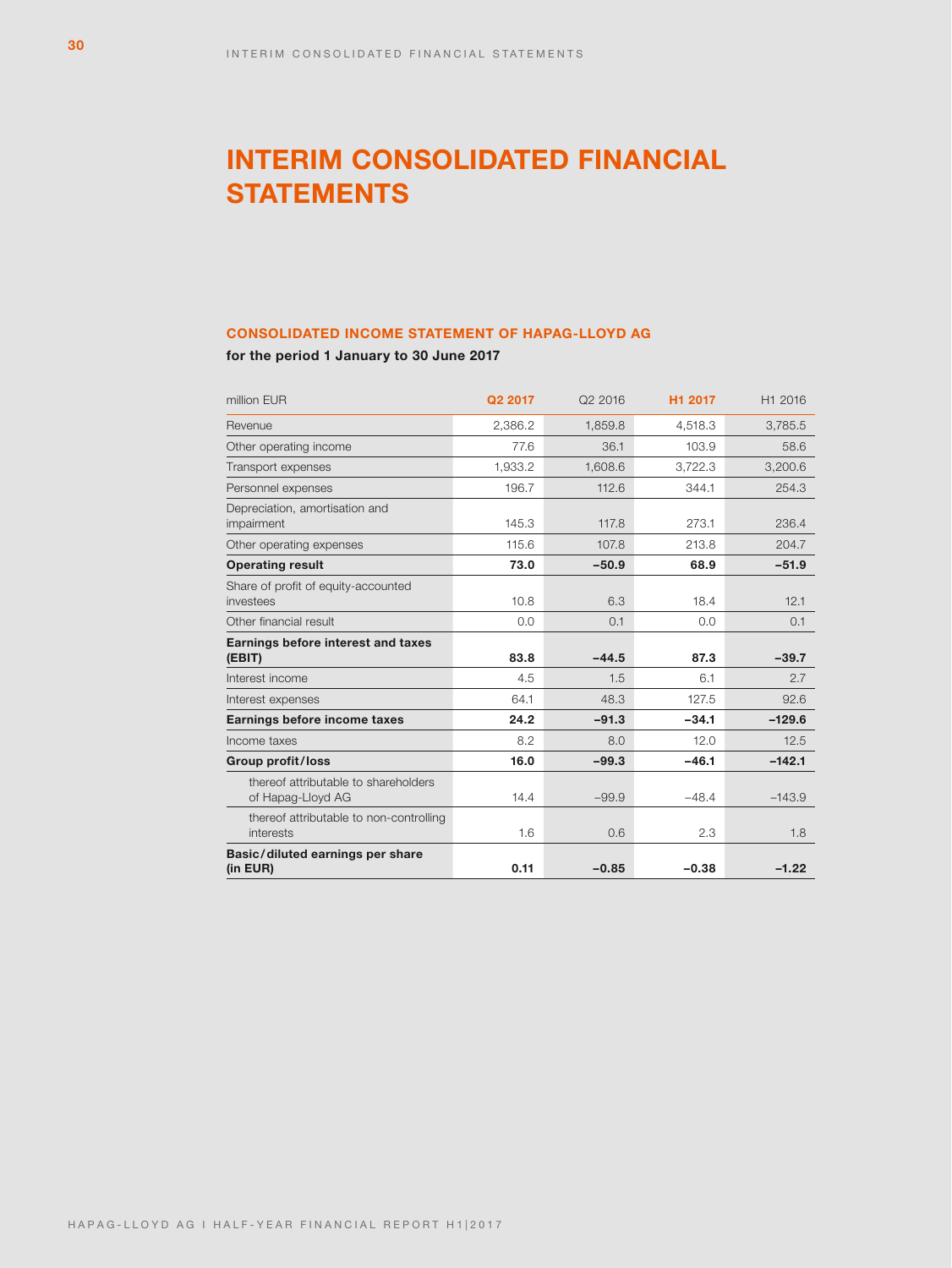# INTERIM CONSOLIDATED FINANCIAL STATEMENTS

## CONSOLIDATED INCOME STATEMENT OF HAPAG-LLOYD AG

**for the period 1 January to 30 June 2017**

| million EUR | Q2 2017 | Q2 2016 | H1 2017 | H1 2016 |
|---|---|---|---|---|
| Revenue | 2,386.2 | 1,859.8 | 4,518.3 | 3,785.5 |
| Other operating income | 77.6 | 36.1 | 103.9 | 58.6 |
| Transport expenses | 1,933.2 | 1,608.6 | 3,722.3 | 3,200.6 |
| Personnel expenses | 196.7 | 112.6 | 344.1 | 254.3 |
| Depreciation, amortisation and impairment | 145.3 | 117.8 | 273.1 | 236.4 |
| Other operating expenses | 115.6 | 107.8 | 213.8 | 204.7 |
| **Operating result** | **73.0** | **–50.9** | **68.9** | **–51.9** |
| Share of profit of equity-accounted investees | 10.8 | 6.3 | 18.4 | 12.1 |
| Other financial result | 0.0 | 0.1 | 0.0 | 0.1 |
| **Earnings before interest and taxes (EBIT)** | **83.8** | **–44.5** | **87.3** | **–39.7** |
| Interest income | 4.5 | 1.5 | 6.1 | 2.7 |
| Interest expenses | 64.1 | 48.3 | 127.5 | 92.6 |
| **Earnings before income taxes** | **24.2** | **–91.3** | **–34.1** | **–129.6** |
| Income taxes | 8.2 | 8.0 | 12.0 | 12.5 |
| **Group profit/loss** | **16.0** | **–99.3** | **–46.1** | **–142.1** |
| thereof attributable to shareholders of Hapag-Lloyd AG | 14.4 | –99.9 | –48.4 | –143.9 |
| thereof attributable to non-controlling interests | 1.6 | 0.6 | 2.3 | 1.8 |
| **Basic/diluted earnings per share (in EUR)** | **0.11** | **–0.85** | **–0.38** | **–1.22** |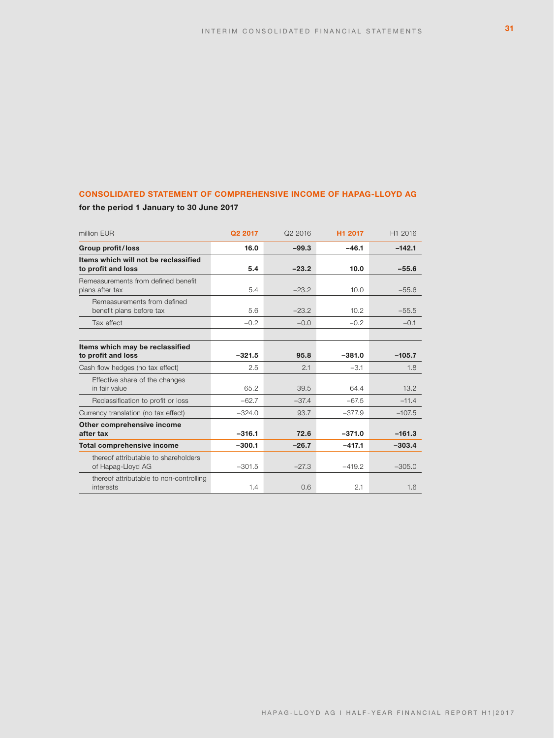## CONSOLIDATED STATEMENT OF COMPREHENSIVE INCOME OF HAPAG-LLOYD AG

**for the period 1 January to 30 June 2017**

| million EUR | Q2 2017 | Q2 2016 | H1 2017 | H1 2016 |
|---|---|---|---|---|
| **Group profit/loss** | **16.0** | **–99.3** | **–46.1** | **–142.1** |
| **Items which will not be reclassified to profit and loss** | **5.4** | **–23.2** | **10.0** | **–55.6** |
| Remeasurements from defined benefit plans after tax | 5.4 | –23.2 | 10.0 | –55.6 |
| Remeasurements from defined benefit plans before tax | 5.6 | –23.2 | 10.2 | –55.5 |
| Tax effect | –0.2 | –0.0 | –0.2 | –0.1 |
| | | | | |
| **Items which may be reclassified to profit and loss** | **–321.5** | **95.8** | **–381.0** | **–105.7** |
| Cash flow hedges (no tax effect) | 2.5 | 2.1 | –3.1 | 1.8 |
| Effective share of the changes in fair value | 65.2 | 39.5 | 64.4 | 13.2 |
| Reclassification to profit or loss | –62.7 | –37.4 | –67.5 | –11.4 |
| Currency translation (no tax effect) | –324.0 | 93.7 | –377.9 | –107.5 |
| **Other comprehensive income after tax** | **–316.1** | **72.6** | **–371.0** | **–161.3** |
| **Total comprehensive income** | **–300.1** | **–26.7** | **–417.1** | **–303.4** |
| thereof attributable to shareholders of Hapag-Lloyd AG | –301.5 | –27.3 | –419.2 | –305.0 |
| thereof attributable to non-controlling interests | 1.4 | 0.6 | 2.1 | 1.6 |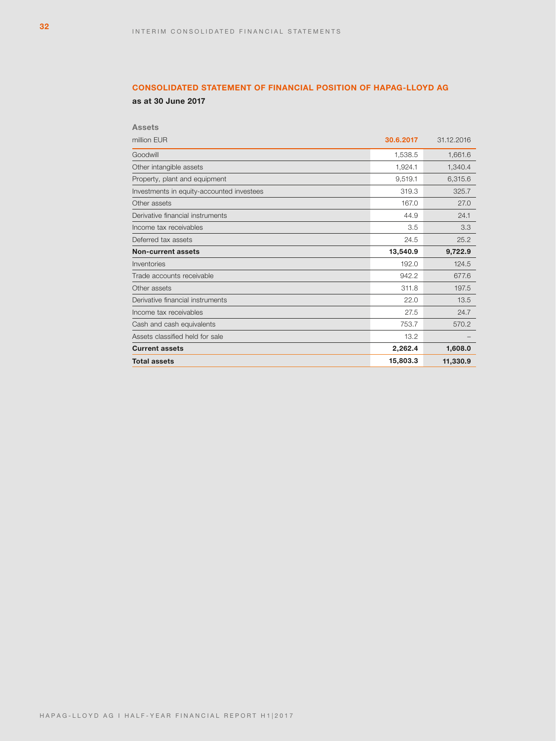## CONSOLIDATED STATEMENT OF FINANCIAL POSITION OF HAPAG-LLOYD AG

**as at 30 June 2017**

**Assets**

| million EUR | 30.6.2017 | 31.12.2016 |
|---|---|---|
| Goodwill | 1,538.5 | 1,661.6 |
| Other intangible assets | 1,924.1 | 1,340.4 |
| Property, plant and equipment | 9,519.1 | 6,315.6 |
| Investments in equity-accounted investees | 319.3 | 325.7 |
| Other assets | 167.0 | 27.0 |
| Derivative financial instruments | 44.9 | 24.1 |
| Income tax receivables | 3.5 | 3.3 |
| Deferred tax assets | 24.5 | 25.2 |
| **Non-current assets** | **13,540.9** | **9,722.9** |
| Inventories | 192.0 | 124.5 |
| Trade accounts receivable | 942.2 | 677.6 |
| Other assets | 311.8 | 197.5 |
| Derivative financial instruments | 22.0 | 13.5 |
| Income tax receivables | 27.5 | 24.7 |
| Cash and cash equivalents | 753.7 | 570.2 |
| Assets classified held for sale | 13.2 | – |
| **Current assets** | **2,262.4** | **1,608.0** |
| **Total assets** | **15,803.3** | **11,330.9** |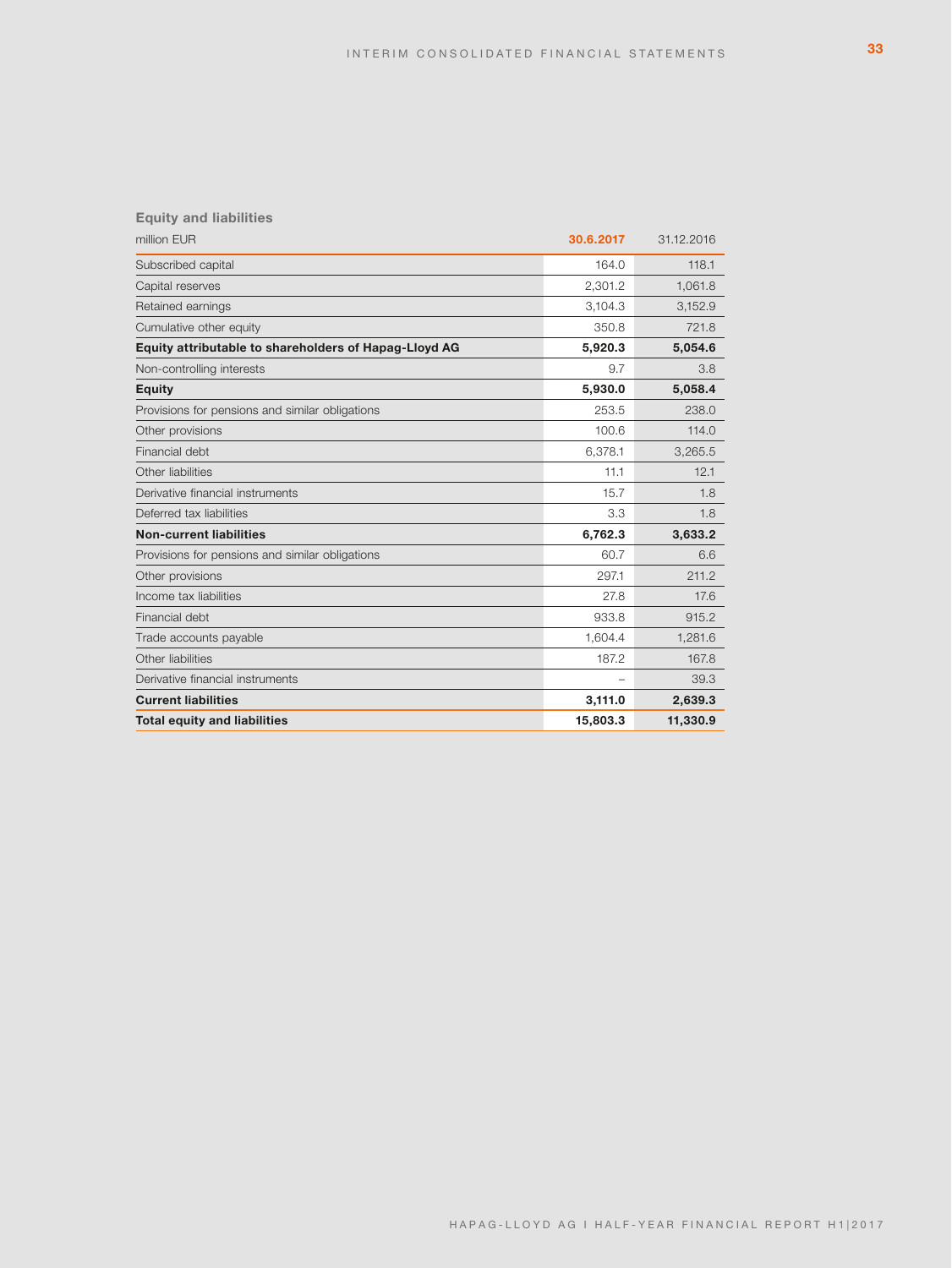**Equity and liabilities**

| million EUR | 30.6.2017 | 31.12.2016 |
|---|---|---|
| Subscribed capital | 164.0 | 118.1 |
| Capital reserves | 2,301.2 | 1,061.8 |
| Retained earnings | 3,104.3 | 3,152.9 |
| Cumulative other equity | 350.8 | 721.8 |
| **Equity attributable to shareholders of Hapag-Lloyd AG** | **5,920.3** | **5,054.6** |
| Non-controlling interests | 9.7 | 3.8 |
| **Equity** | **5,930.0** | **5,058.4** |
| Provisions for pensions and similar obligations | 253.5 | 238.0 |
| Other provisions | 100.6 | 114.0 |
| Financial debt | 6,378.1 | 3,265.5 |
| Other liabilities | 11.1 | 12.1 |
| Derivative financial instruments | 15.7 | 1.8 |
| Deferred tax liabilities | 3.3 | 1.8 |
| **Non-current liabilities** | **6,762.3** | **3,633.2** |
| Provisions for pensions and similar obligations | 60.7 | 6.6 |
| Other provisions | 297.1 | 211.2 |
| Income tax liabilities | 27.8 | 17.6 |
| Financial debt | 933.8 | 915.2 |
| Trade accounts payable | 1,604.4 | 1,281.6 |
| Other liabilities | 187.2 | 167.8 |
| Derivative financial instruments | – | 39.3 |
| **Current liabilities** | **3,111.0** | **2,639.3** |
| **Total equity and liabilities** | **15,803.3** | **11,330.9** |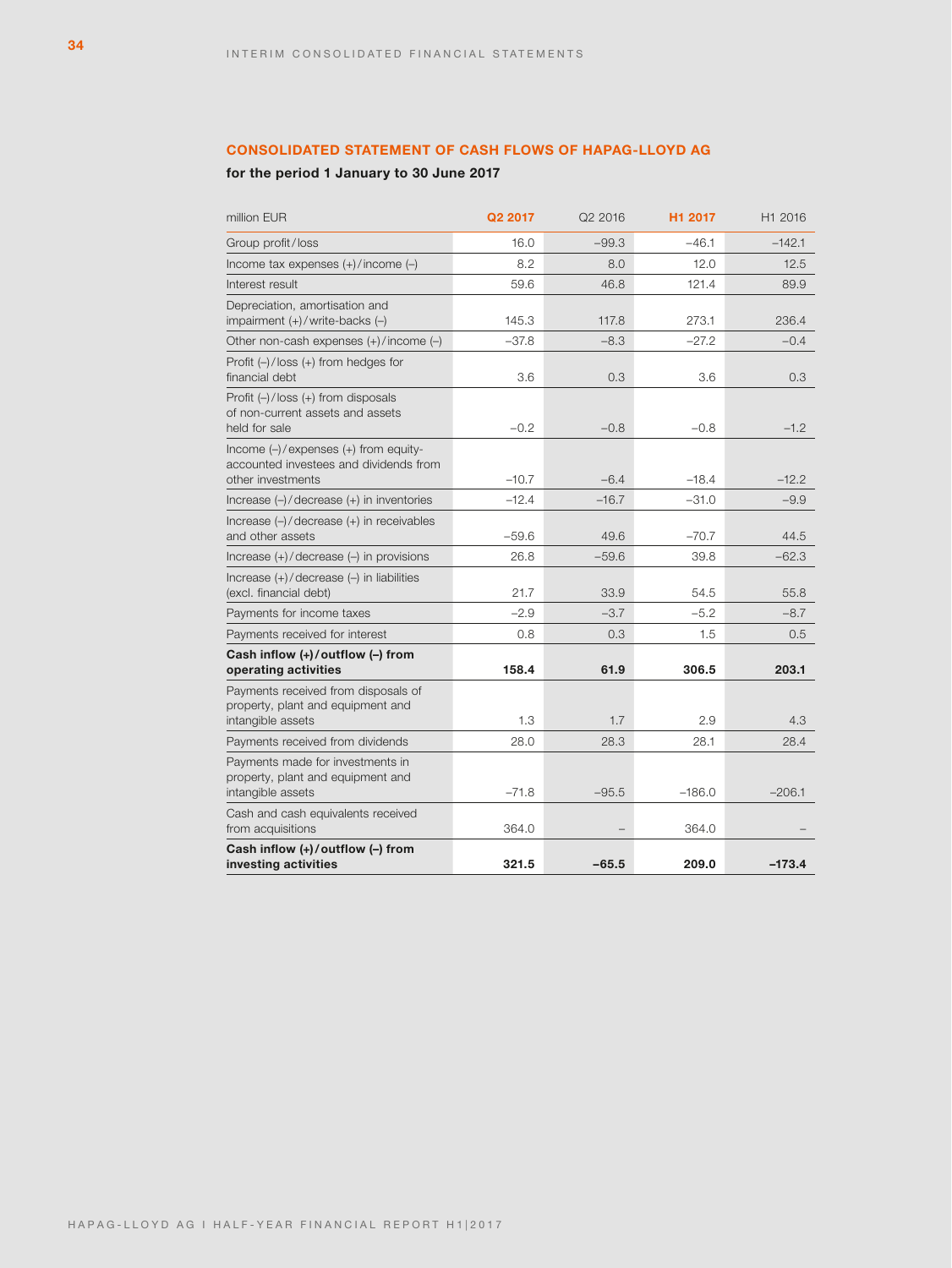## CONSOLIDATED STATEMENT OF CASH FLOWS OF HAPAG-LLOYD AG

**for the period 1 January to 30 June 2017**

| million EUR | Q2 2017 | Q2 2016 | H1 2017 | H1 2016 |
|---|---|---|---|---|
| Group profit/loss | 16.0 | –99.3 | –46.1 | –142.1 |
| Income tax expenses (+)/income (–) | 8.2 | 8.0 | 12.0 | 12.5 |
| Interest result | 59.6 | 46.8 | 121.4 | 89.9 |
| Depreciation, amortisation and impairment (+)/write-backs (–) | 145.3 | 117.8 | 273.1 | 236.4 |
| Other non-cash expenses (+)/income (–) | –37.8 | –8.3 | –27.2 | –0.4 |
| Profit (–)/loss (+) from hedges for financial debt | 3.6 | 0.3 | 3.6 | 0.3 |
| Profit (–)/loss (+) from disposals of non-current assets and assets held for sale | –0.2 | –0.8 | –0.8 | –1.2 |
| Income (–)/expenses (+) from equity-accounted investees and dividends from other investments | –10.7 | –6.4 | –18.4 | –12.2 |
| Increase (–)/decrease (+) in inventories | –12.4 | –16.7 | –31.0 | –9.9 |
| Increase (–)/decrease (+) in receivables and other assets | –59.6 | 49.6 | –70.7 | 44.5 |
| Increase (+)/decrease (–) in provisions | 26.8 | –59.6 | 39.8 | –62.3 |
| Increase (+)/decrease (–) in liabilities (excl. financial debt) | 21.7 | 33.9 | 54.5 | 55.8 |
| Payments for income taxes | –2.9 | –3.7 | –5.2 | –8.7 |
| Payments received for interest | 0.8 | 0.3 | 1.5 | 0.5 |
| **Cash inflow (+)/outflow (–) from operating activities** | **158.4** | **61.9** | **306.5** | **203.1** |
| Payments received from disposals of property, plant and equipment and intangible assets | 1.3 | 1.7 | 2.9 | 4.3 |
| Payments received from dividends | 28.0 | 28.3 | 28.1 | 28.4 |
| Payments made for investments in property, plant and equipment and intangible assets | –71.8 | –95.5 | –186.0 | –206.1 |
| Cash and cash equivalents received from acquisitions | 364.0 | – | 364.0 | – |
| **Cash inflow (+)/outflow (–) from investing activities** | **321.5** | **–65.5** | **209.0** | **–173.4** |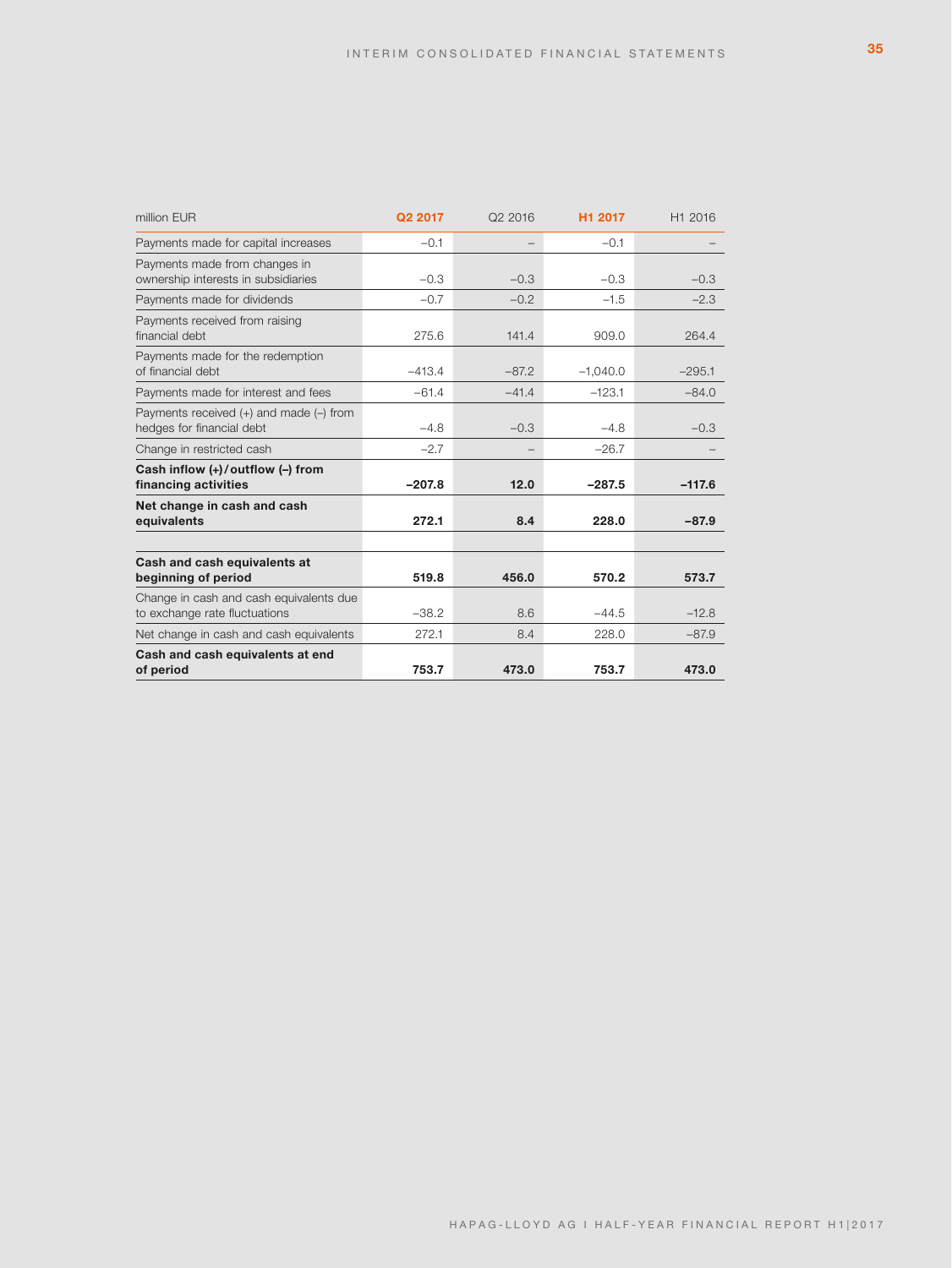| million EUR | Q2 2017 | Q2 2016 | H1 2017 | H1 2016 |
| --- | --- | --- | --- | --- |
| Payments made for capital increases | –0.1 | – | –0.1 | – |
| Payments made from changes in ownership interests in subsidiaries | –0.3 | –0.3 | –0.3 | –0.3 |
| Payments made for dividends | –0.7 | –0.2 | –1.5 | –2.3 |
| Payments received from raising financial debt | 275.6 | 141.4 | 909.0 | 264.4 |
| Payments made for the redemption of financial debt | –413.4 | –87.2 | –1,040.0 | –295.1 |
| Payments made for interest and fees | –61.4 | –41.4 | –123.1 | –84.0 |
| Payments received (+) and made (–) from hedges for financial debt | –4.8 | –0.3 | –4.8 | –0.3 |
| Change in restricted cash | –2.7 | – | –26.7 | – |
| **Cash inflow (+) / outflow (–) from financing activities** | **–207.8** | **12.0** | **–287.5** | **–117.6** |
| **Net change in cash and cash equivalents** | **272.1** | **8.4** | **228.0** | **–87.9** |
| | | | | |
| **Cash and cash equivalents at beginning of period** | **519.8** | **456.0** | **570.2** | **573.7** |
| Change in cash and cash equivalents due to exchange rate fluctuations | –38.2 | 8.6 | –44.5 | –12.8 |
| Net change in cash and cash equivalents | 272.1 | 8.4 | 228.0 | –87.9 |
| **Cash and cash equivalents at end of period** | **753.7** | **473.0** | **753.7** | **473.0** |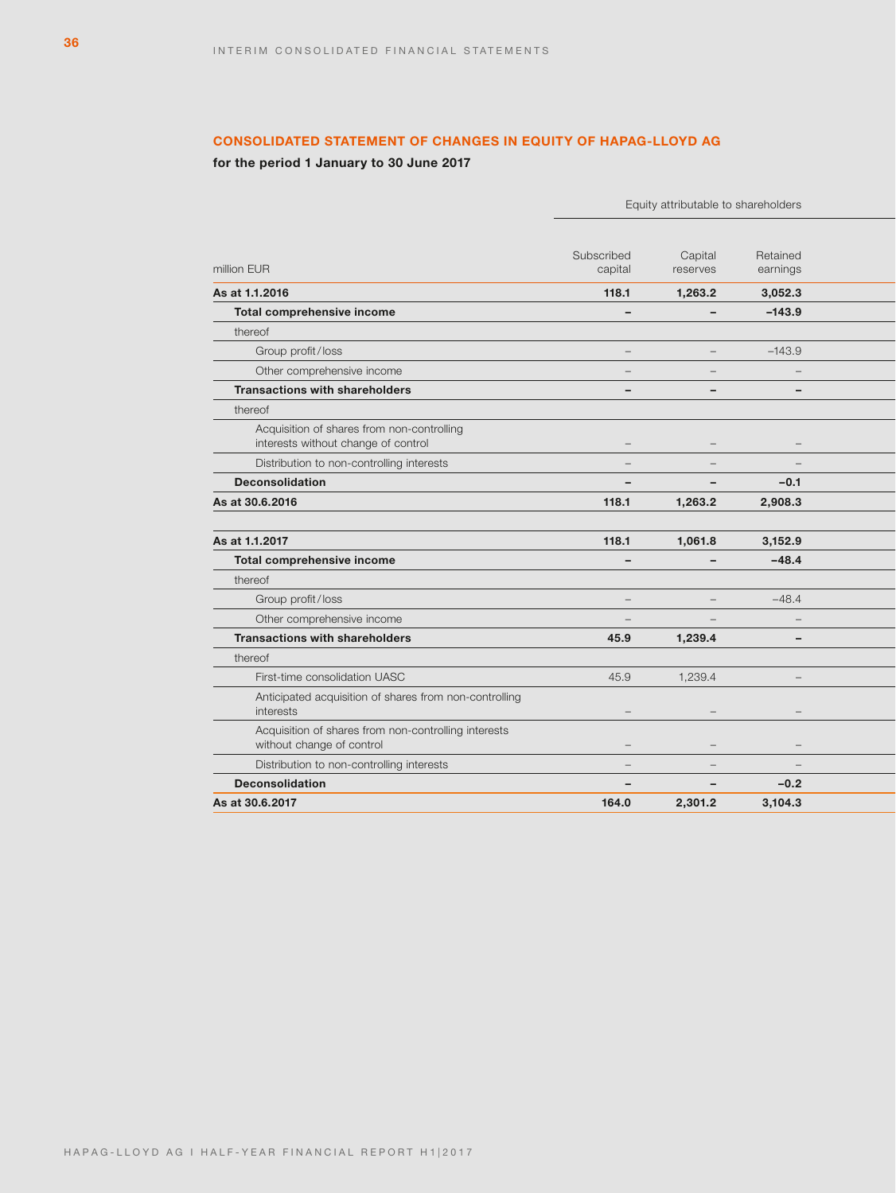## CONSOLIDATED STATEMENT OF CHANGES IN EQUITY OF HAPAG-LLOYD AG

**for the period 1 January to 30 June 2017**

| | Equity attributable to shareholders | | |
|---|---|---|---|
| million EUR | Subscribed capital | Capital reserves | Retained earnings |
| **As at 1.1.2016** | **118.1** | **1,263.2** | **3,052.3** |
| **Total comprehensive income** | **–** | **–** | **–143.9** |
| thereof | | | |
| Group profit/loss | – | – | –143.9 |
| Other comprehensive income | – | – | – |
| **Transactions with shareholders** | **–** | **–** | **–** |
| thereof | | | |
| Acquisition of shares from non-controlling interests without change of control | – | – | – |
| Distribution to non-controlling interests | – | – | – |
| **Deconsolidation** | **–** | **–** | **–0.1** |
| **As at 30.6.2016** | **118.1** | **1,263.2** | **2,908.3** |
| | | | |
| **As at 1.1.2017** | **118.1** | **1,061.8** | **3,152.9** |
| **Total comprehensive income** | **–** | **–** | **–48.4** |
| thereof | | | |
| Group profit/loss | – | – | –48.4 |
| Other comprehensive income | – | – | – |
| **Transactions with shareholders** | **45.9** | **1,239.4** | **–** |
| thereof | | | |
| First-time consolidation UASC | 45.9 | 1,239.4 | – |
| Anticipated acquisition of shares from non-controlling interests | – | – | – |
| Acquisition of shares from non-controlling interests without change of control | – | – | – |
| Distribution to non-controlling interests | – | – | – |
| **Deconsolidation** | **–** | **–** | **–0.2** |
| **As at 30.6.2017** | **164.0** | **2,301.2** | **3,104.3** |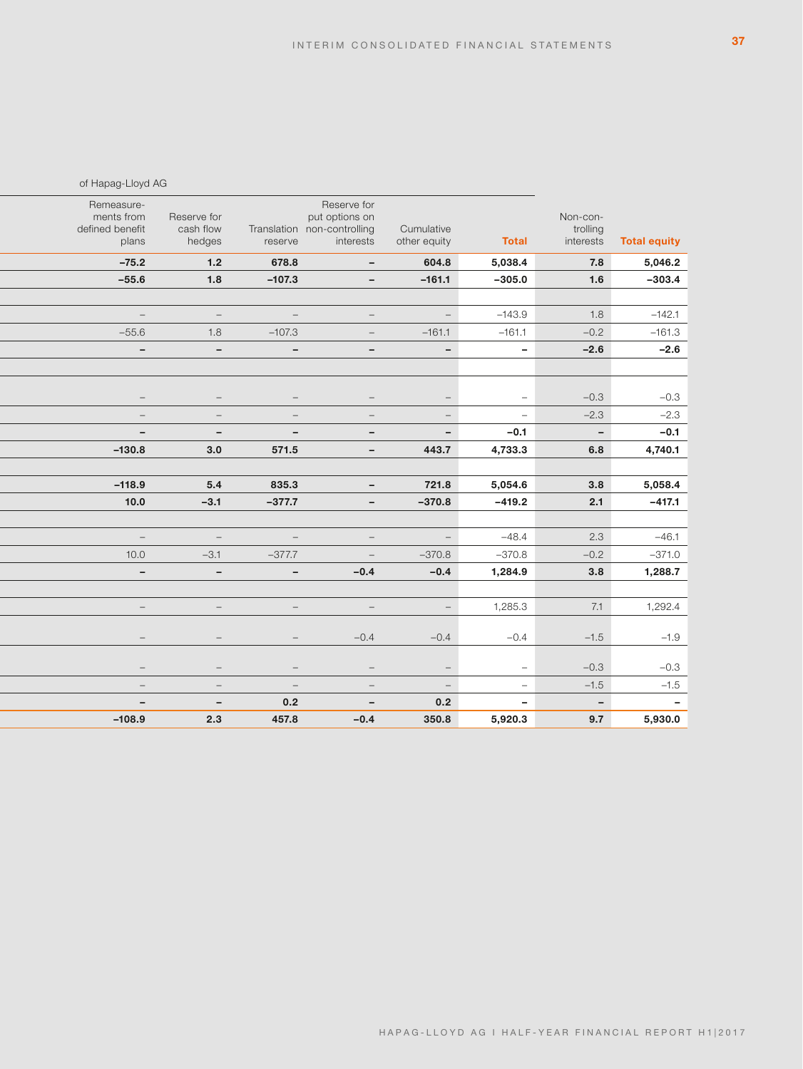| of Hapag-Lloyd AG | | | | | | | |
|---|---|---|---|---|---|---|---|
| Remeasure-ments from defined benefit plans | Reserve for cash flow hedges | Translation reserve | Reserve for put options on non-controlling interests | Cumulative other equity | **Total** | Non-con-trolling interests | **Total equity** |
| **–75.2** | **1.2** | **678.8** | **–** | **604.8** | **5,038.4** | **7.8** | **5,046.2** |
| **–55.6** | **1.8** | **–107.3** | **–** | **–161.1** | **–305.0** | **1.6** | **–303.4** |
| | | | | | | | |
| – | – | – | – | – | –143.9 | 1.8 | –142.1 |
| –55.6 | 1.8 | –107.3 | – | –161.1 | –161.1 | –0.2 | –161.3 |
| **–** | **–** | **–** | **–** | **–** | **–** | **–2.6** | **–2.6** |
| | | | | | | | |
| – | – | – | – | – | – | –0.3 | –0.3 |
| – | – | – | – | – | – | –2.3 | –2.3 |
| **–** | **–** | **–** | **–** | **–** | **–0.1** | **–** | **–0.1** |
| **–130.8** | **3.0** | **571.5** | **–** | **443.7** | **4,733.3** | **6.8** | **4,740.1** |
| | | | | | | | |
| **–118.9** | **5.4** | **835.3** | **–** | **721.8** | **5,054.6** | **3.8** | **5,058.4** |
| **10.0** | **–3.1** | **–377.7** | **–** | **–370.8** | **–419.2** | **2.1** | **–417.1** |
| | | | | | | | |
| – | – | – | – | – | –48.4 | 2.3 | –46.1 |
| 10.0 | –3.1 | –377.7 | – | –370.8 | –370.8 | –0.2 | –371.0 |
| **–** | **–** | **–** | **–0.4** | **–0.4** | **1,284.9** | **3.8** | **1,288.7** |
| | | | | | | | |
| – | – | – | – | – | 1,285.3 | 7.1 | 1,292.4 |
| – | – | – | –0.4 | –0.4 | –0.4 | –1.5 | –1.9 |
| – | – | – | – | – | – | –0.3 | –0.3 |
| – | – | – | – | – | – | –1.5 | –1.5 |
| **–** | **–** | **0.2** | **–** | **0.2** | **–** | **–** | **–** |
| **–108.9** | **2.3** | **457.8** | **–0.4** | **350.8** | **5,920.3** | **9.7** | **5,930.0** |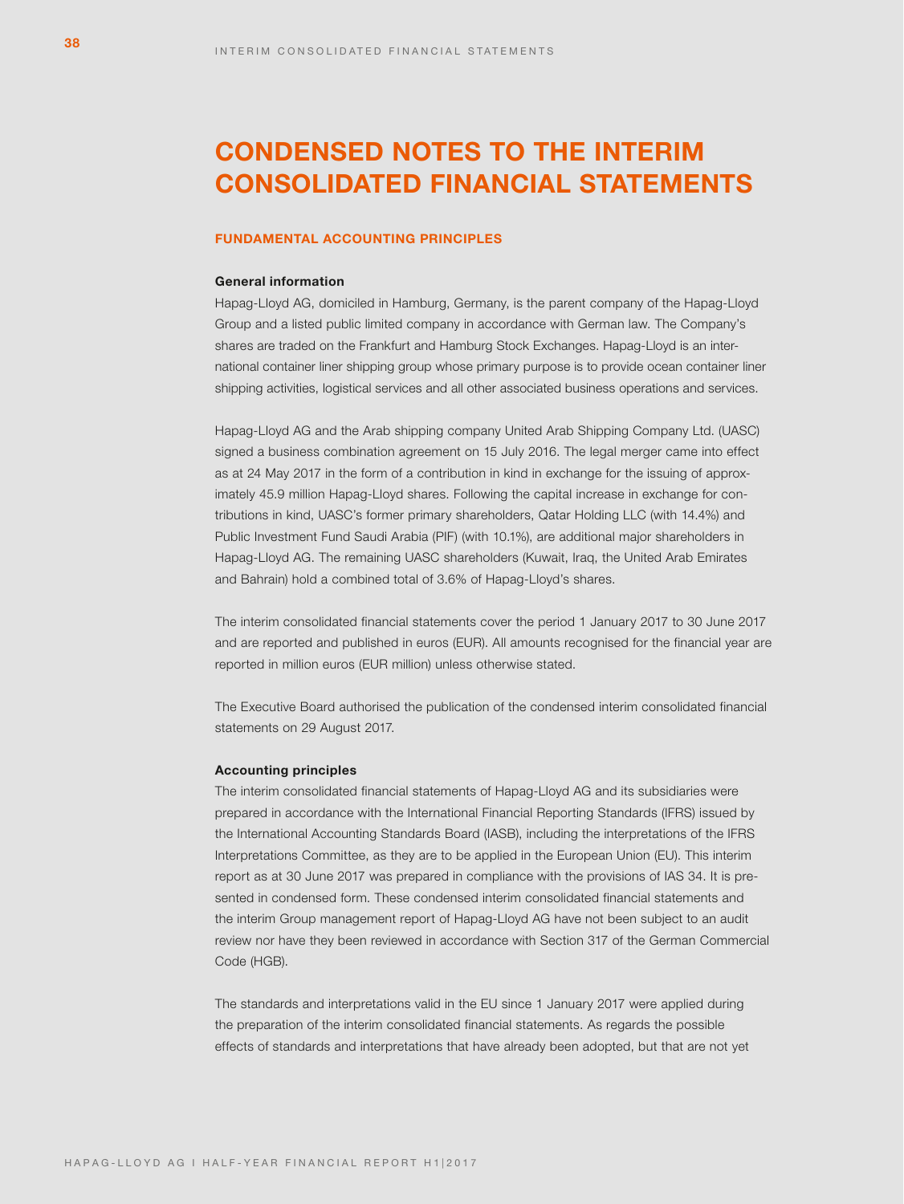# CONDENSED NOTES TO THE INTERIM CONSOLIDATED FINANCIAL STATEMENTS

## FUNDAMENTAL ACCOUNTING PRINCIPLES

### General information

Hapag-Lloyd AG, domiciled in Hamburg, Germany, is the parent company of the Hapag-Lloyd Group and a listed public limited company in accordance with German law. The Company's shares are traded on the Frankfurt and Hamburg Stock Exchanges. Hapag-Lloyd is an international container liner shipping group whose primary purpose is to provide ocean container liner shipping activities, logistical services and all other associated business operations and services.

Hapag-Lloyd AG and the Arab shipping company United Arab Shipping Company Ltd. (UASC) signed a business combination agreement on 15 July 2016. The legal merger came into effect as at 24 May 2017 in the form of a contribution in kind in exchange for the issuing of approximately 45.9 million Hapag-Lloyd shares. Following the capital increase in exchange for contributions in kind, UASC's former primary shareholders, Qatar Holding LLC (with 14.4%) and Public Investment Fund Saudi Arabia (PIF) (with 10.1%), are additional major shareholders in Hapag-Lloyd AG. The remaining UASC shareholders (Kuwait, Iraq, the United Arab Emirates and Bahrain) hold a combined total of 3.6% of Hapag-Lloyd's shares.

The interim consolidated financial statements cover the period 1 January 2017 to 30 June 2017 and are reported and published in euros (EUR). All amounts recognised for the financial year are reported in million euros (EUR million) unless otherwise stated.

The Executive Board authorised the publication of the condensed interim consolidated financial statements on 29 August 2017.

### Accounting principles

The interim consolidated financial statements of Hapag-Lloyd AG and its subsidiaries were prepared in accordance with the International Financial Reporting Standards (IFRS) issued by the International Accounting Standards Board (IASB), including the interpretations of the IFRS Interpretations Committee, as they are to be applied in the European Union (EU). This interim report as at 30 June 2017 was prepared in compliance with the provisions of IAS 34. It is presented in condensed form. These condensed interim consolidated financial statements and the interim Group management report of Hapag-Lloyd AG have not been subject to an audit review nor have they been reviewed in accordance with Section 317 of the German Commercial Code (HGB).

The standards and interpretations valid in the EU since 1 January 2017 were applied during the preparation of the interim consolidated financial statements. As regards the possible effects of standards and interpretations that have already been adopted, but that are not yet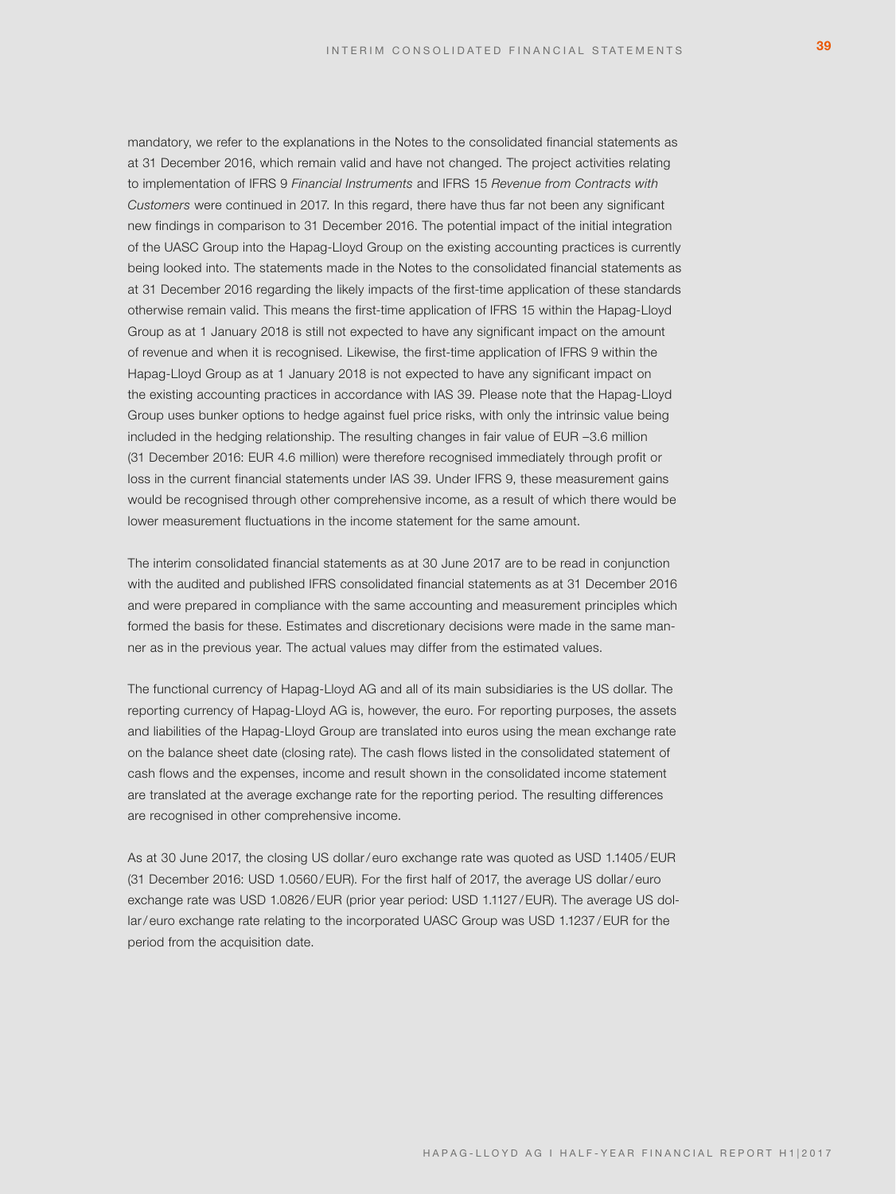mandatory, we refer to the explanations in the Notes to the consolidated financial statements as at 31 December 2016, which remain valid and have not changed. The project activities relating to implementation of IFRS 9 *Financial Instruments* and IFRS 15 *Revenue from Contracts with Customers* were continued in 2017. In this regard, there have thus far not been any significant new findings in comparison to 31 December 2016. The potential impact of the initial integration of the UASC Group into the Hapag-Lloyd Group on the existing accounting practices is currently being looked into. The statements made in the Notes to the consolidated financial statements as at 31 December 2016 regarding the likely impacts of the first-time application of these standards otherwise remain valid. This means the first-time application of IFRS 15 within the Hapag-Lloyd Group as at 1 January 2018 is still not expected to have any significant impact on the amount of revenue and when it is recognised. Likewise, the first-time application of IFRS 9 within the Hapag-Lloyd Group as at 1 January 2018 is not expected to have any significant impact on the existing accounting practices in accordance with IAS 39. Please note that the Hapag-Lloyd Group uses bunker options to hedge against fuel price risks, with only the intrinsic value being included in the hedging relationship. The resulting changes in fair value of EUR –3.6 million (31 December 2016: EUR 4.6 million) were therefore recognised immediately through profit or loss in the current financial statements under IAS 39. Under IFRS 9, these measurement gains would be recognised through other comprehensive income, as a result of which there would be lower measurement fluctuations in the income statement for the same amount.

The interim consolidated financial statements as at 30 June 2017 are to be read in conjunction with the audited and published IFRS consolidated financial statements as at 31 December 2016 and were prepared in compliance with the same accounting and measurement principles which formed the basis for these. Estimates and discretionary decisions were made in the same manner as in the previous year. The actual values may differ from the estimated values.

The functional currency of Hapag-Lloyd AG and all of its main subsidiaries is the US dollar. The reporting currency of Hapag-Lloyd AG is, however, the euro. For reporting purposes, the assets and liabilities of the Hapag-Lloyd Group are translated into euros using the mean exchange rate on the balance sheet date (closing rate). The cash flows listed in the consolidated statement of cash flows and the expenses, income and result shown in the consolidated income statement are translated at the average exchange rate for the reporting period. The resulting differences are recognised in other comprehensive income.

As at 30 June 2017, the closing US dollar / euro exchange rate was quoted as USD 1.1405 / EUR (31 December 2016: USD 1.0560 / EUR). For the first half of 2017, the average US dollar / euro exchange rate was USD 1.0826 / EUR (prior year period: USD 1.1127 / EUR). The average US dollar / euro exchange rate relating to the incorporated UASC Group was USD 1.1237 / EUR for the period from the acquisition date.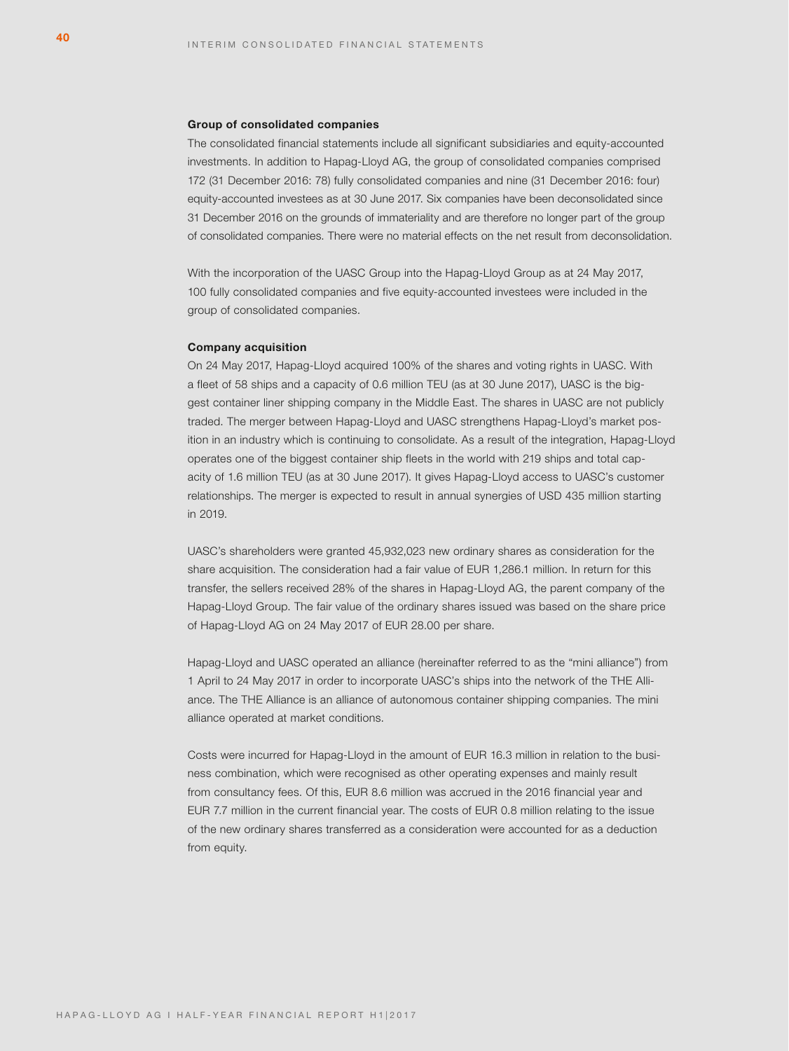#### Group of consolidated companies

The consolidated financial statements include all significant subsidiaries and equity-accounted investments. In addition to Hapag-Lloyd AG, the group of consolidated companies comprised 172 (31 December 2016: 78) fully consolidated companies and nine (31 December 2016: four) equity-accounted investees as at 30 June 2017. Six companies have been deconsolidated since 31 December 2016 on the grounds of immateriality and are therefore no longer part of the group of consolidated companies. There were no material effects on the net result from deconsolidation.

With the incorporation of the UASC Group into the Hapag-Lloyd Group as at 24 May 2017, 100 fully consolidated companies and five equity-accounted investees were included in the group of consolidated companies.

#### Company acquisition

On 24 May 2017, Hapag-Lloyd acquired 100% of the shares and voting rights in UASC. With a fleet of 58 ships and a capacity of 0.6 million TEU (as at 30 June 2017), UASC is the biggest container liner shipping company in the Middle East. The shares in UASC are not publicly traded. The merger between Hapag-Lloyd and UASC strengthens Hapag-Lloyd's market position in an industry which is continuing to consolidate. As a result of the integration, Hapag-Lloyd operates one of the biggest container ship fleets in the world with 219 ships and total capacity of 1.6 million TEU (as at 30 June 2017). It gives Hapag-Lloyd access to UASC's customer relationships. The merger is expected to result in annual synergies of USD 435 million starting in 2019.

UASC's shareholders were granted 45,932,023 new ordinary shares as consideration for the share acquisition. The consideration had a fair value of EUR 1,286.1 million. In return for this transfer, the sellers received 28% of the shares in Hapag-Lloyd AG, the parent company of the Hapag-Lloyd Group. The fair value of the ordinary shares issued was based on the share price of Hapag-Lloyd AG on 24 May 2017 of EUR 28.00 per share.

Hapag-Lloyd and UASC operated an alliance (hereinafter referred to as the "mini alliance") from 1 April to 24 May 2017 in order to incorporate UASC's ships into the network of the THE Alliance. The THE Alliance is an alliance of autonomous container shipping companies. The mini alliance operated at market conditions.

Costs were incurred for Hapag-Lloyd in the amount of EUR 16.3 million in relation to the business combination, which were recognised as other operating expenses and mainly result from consultancy fees. Of this, EUR 8.6 million was accrued in the 2016 financial year and EUR 7.7 million in the current financial year. The costs of EUR 0.8 million relating to the issue of the new ordinary shares transferred as a consideration were accounted for as a deduction from equity.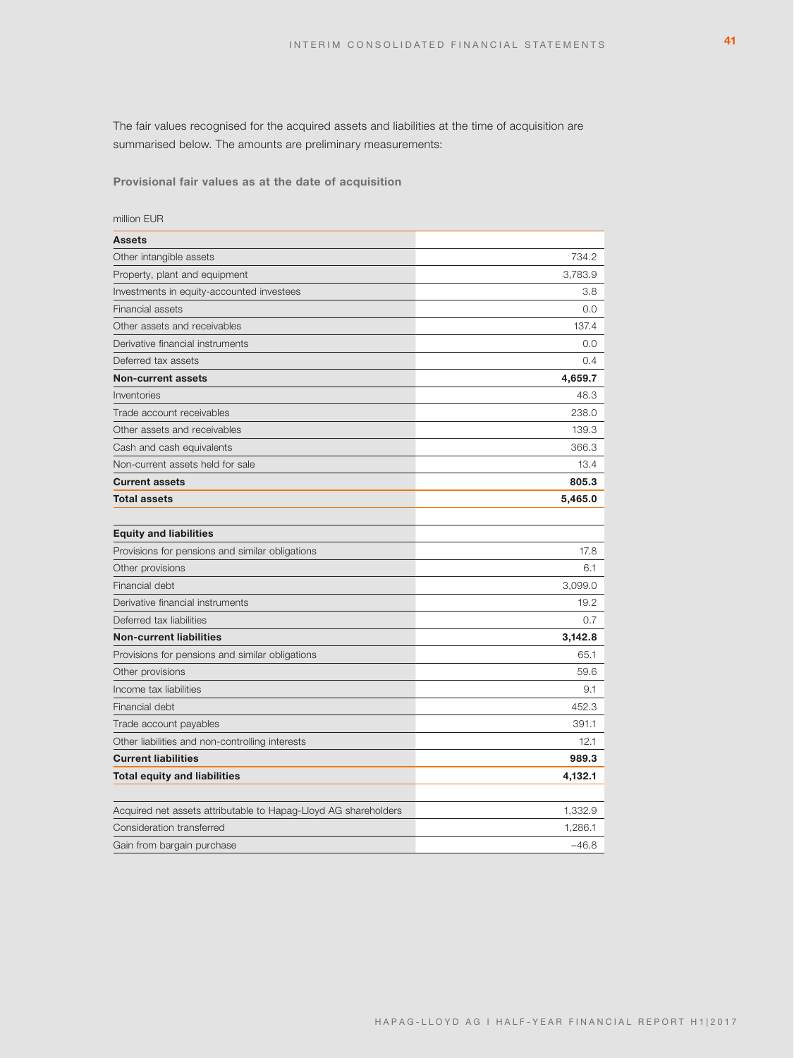The fair values recognised for the acquired assets and liabilities at the time of acquisition are summarised below. The amounts are preliminary measurements:

**Provisional fair values as at the date of acquisition**

million EUR

| **Assets** | |
|---|---|
| Other intangible assets | 734.2 |
| Property, plant and equipment | 3,783.9 |
| Investments in equity-accounted investees | 3.8 |
| Financial assets | 0.0 |
| Other assets and receivables | 137.4 |
| Derivative financial instruments | 0.0 |
| Deferred tax assets | 0.4 |
| **Non-current assets** | **4,659.7** |
| Inventories | 48.3 |
| Trade account receivables | 238.0 |
| Other assets and receivables | 139.3 |
| Cash and cash equivalents | 366.3 |
| Non-current assets held for sale | 13.4 |
| **Current assets** | **805.3** |
| **Total assets** | **5,465.0** |
| | |
| **Equity and liabilities** | |
| Provisions for pensions and similar obligations | 17.8 |
| Other provisions | 6.1 |
| Financial debt | 3,099.0 |
| Derivative financial instruments | 19.2 |
| Deferred tax liabilities | 0.7 |
| **Non-current liabilities** | **3,142.8** |
| Provisions for pensions and similar obligations | 65.1 |
| Other provisions | 59.6 |
| Income tax liabilities | 9.1 |
| Financial debt | 452.3 |
| Trade account payables | 391.1 |
| Other liabilities and non-controlling interests | 12.1 |
| **Current liabilities** | **989.3** |
| **Total equity and liabilities** | **4,132.1** |
| | |
| Acquired net assets attributable to Hapag-Lloyd AG shareholders | 1,332.9 |
| Consideration transferred | 1,286.1 |
| Gain from bargain purchase | –46.8 |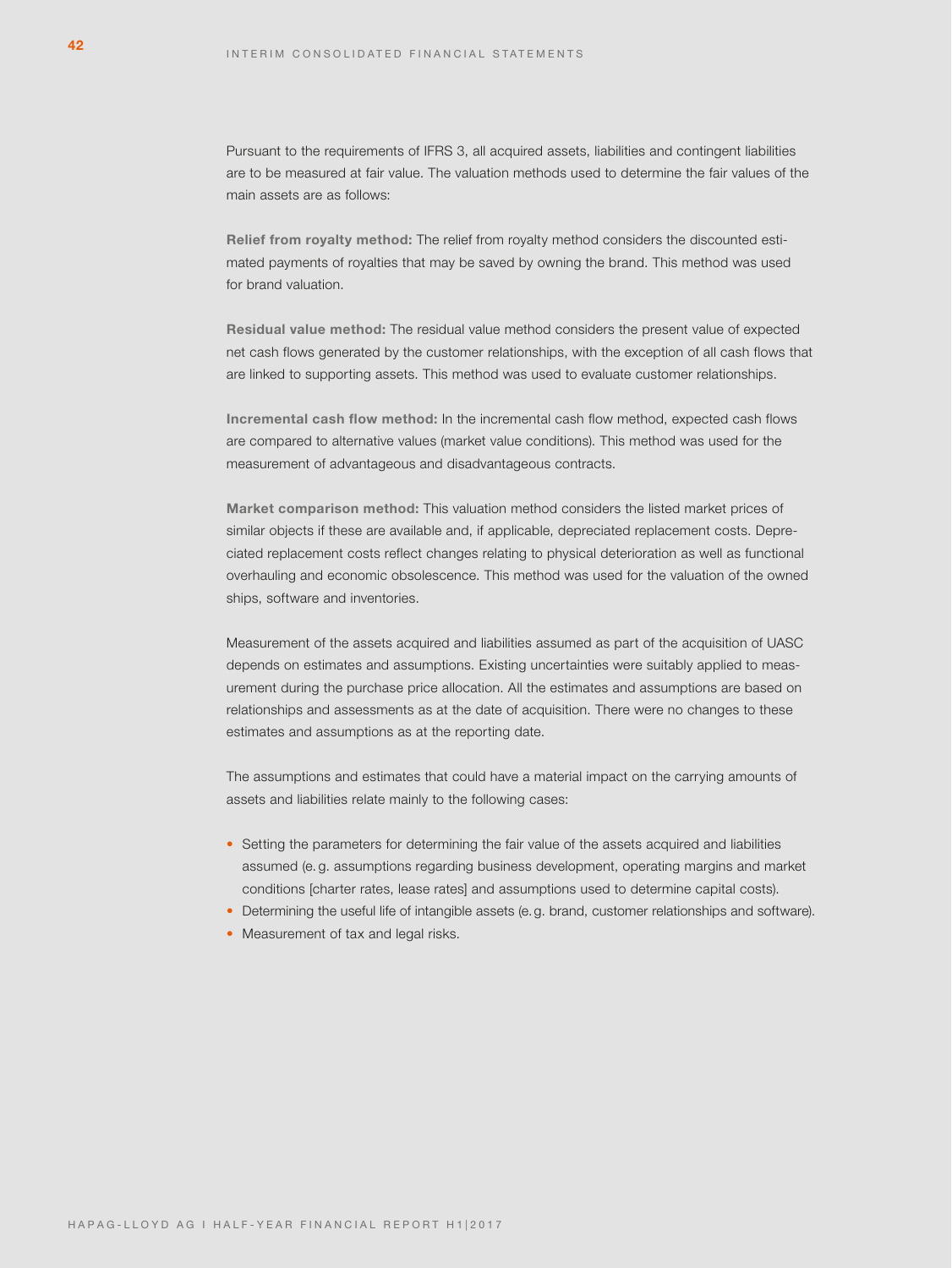Pursuant to the requirements of IFRS 3, all acquired assets, liabilities and contingent liabilities are to be measured at fair value. The valuation methods used to determine the fair values of the main assets are as follows:

**Relief from royalty method:** The relief from royalty method considers the discounted estimated payments of royalties that may be saved by owning the brand. This method was used for brand valuation.

**Residual value method:** The residual value method considers the present value of expected net cash flows generated by the customer relationships, with the exception of all cash flows that are linked to supporting assets. This method was used to evaluate customer relationships.

**Incremental cash flow method:** In the incremental cash flow method, expected cash flows are compared to alternative values (market value conditions). This method was used for the measurement of advantageous and disadvantageous contracts.

**Market comparison method:** This valuation method considers the listed market prices of similar objects if these are available and, if applicable, depreciated replacement costs. Depreciated replacement costs reflect changes relating to physical deterioration as well as functional overhauling and economic obsolescence. This method was used for the valuation of the owned ships, software and inventories.

Measurement of the assets acquired and liabilities assumed as part of the acquisition of UASC depends on estimates and assumptions. Existing uncertainties were suitably applied to measurement during the purchase price allocation. All the estimates and assumptions are based on relationships and assessments as at the date of acquisition. There were no changes to these estimates and assumptions as at the reporting date.

The assumptions and estimates that could have a material impact on the carrying amounts of assets and liabilities relate mainly to the following cases:

- Setting the parameters for determining the fair value of the assets acquired and liabilities assumed (e.g. assumptions regarding business development, operating margins and market conditions [charter rates, lease rates] and assumptions used to determine capital costs).
- Determining the useful life of intangible assets (e.g. brand, customer relationships and software).
- Measurement of tax and legal risks.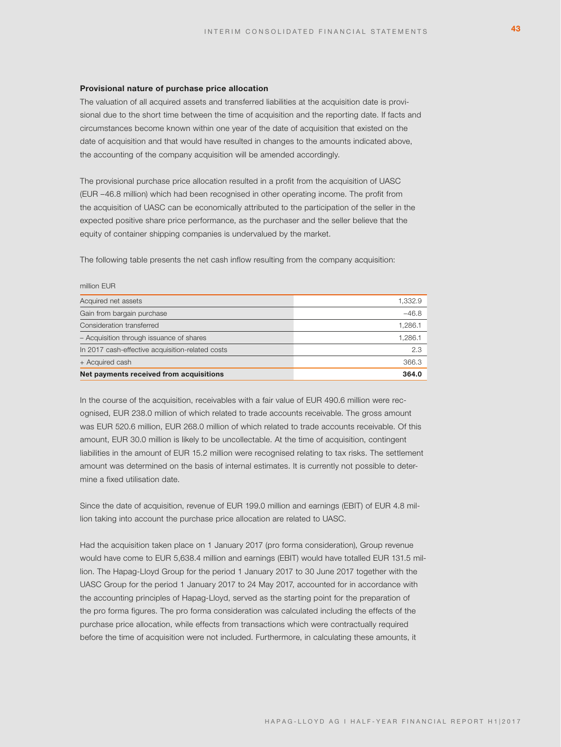**Provisional nature of purchase price allocation**

The valuation of all acquired assets and transferred liabilities at the acquisition date is provisional due to the short time between the time of acquisition and the reporting date. If facts and circumstances become known within one year of the date of acquisition that existed on the date of acquisition and that would have resulted in changes to the amounts indicated above, the accounting of the company acquisition will be amended accordingly.

The provisional purchase price allocation resulted in a profit from the acquisition of UASC (EUR –46.8 million) which had been recognised in other operating income. The profit from the acquisition of UASC can be economically attributed to the participation of the seller in the expected positive share price performance, as the purchaser and the seller believe that the equity of container shipping companies is undervalued by the market.

The following table presents the net cash inflow resulting from the company acquisition:

million EUR

| | |
|---|---|
| Acquired net assets | 1,332.9 |
| Gain from bargain purchase | –46.8 |
| Consideration transferred | 1,286.1 |
| – Acquisition through issuance of shares | 1,286.1 |
| In 2017 cash-effective acquisition-related costs | 2.3 |
| + Acquired cash | 366.3 |
| **Net payments received from acquisitions** | **364.0** |

In the course of the acquisition, receivables with a fair value of EUR 490.6 million were recognised, EUR 238.0 million of which related to trade accounts receivable. The gross amount was EUR 520.6 million, EUR 268.0 million of which related to trade accounts receivable. Of this amount, EUR 30.0 million is likely to be uncollectable. At the time of acquisition, contingent liabilities in the amount of EUR 15.2 million were recognised relating to tax risks. The settlement amount was determined on the basis of internal estimates. It is currently not possible to determine a fixed utilisation date.

Since the date of acquisition, revenue of EUR 199.0 million and earnings (EBIT) of EUR 4.8 million taking into account the purchase price allocation are related to UASC.

Had the acquisition taken place on 1 January 2017 (pro forma consideration), Group revenue would have come to EUR 5,638.4 million and earnings (EBIT) would have totalled EUR 131.5 million. The Hapag-Lloyd Group for the period 1 January 2017 to 30 June 2017 together with the UASC Group for the period 1 January 2017 to 24 May 2017, accounted for in accordance with the accounting principles of Hapag-Lloyd, served as the starting point for the preparation of the pro forma figures. The pro forma consideration was calculated including the effects of the purchase price allocation, while effects from transactions which were contractually required before the time of acquisition were not included. Furthermore, in calculating these amounts, it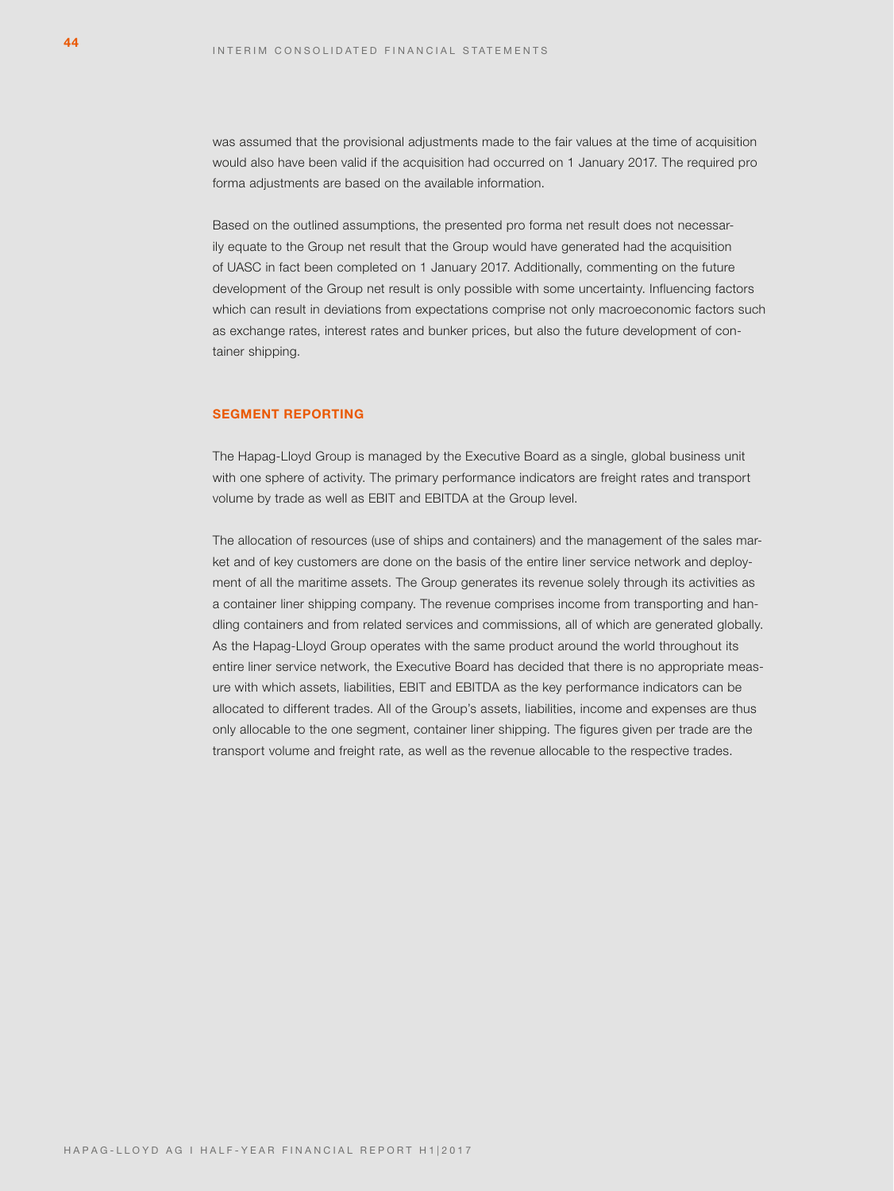was assumed that the provisional adjustments made to the fair values at the time of acquisition would also have been valid if the acquisition had occurred on 1 January 2017. The required pro forma adjustments are based on the available information.

Based on the outlined assumptions, the presented pro forma net result does not necessarily equate to the Group net result that the Group would have generated had the acquisition of UASC in fact been completed on 1 January 2017. Additionally, commenting on the future development of the Group net result is only possible with some uncertainty. Influencing factors which can result in deviations from expectations comprise not only macroeconomic factors such as exchange rates, interest rates and bunker prices, but also the future development of container shipping.

## SEGMENT REPORTING

The Hapag-Lloyd Group is managed by the Executive Board as a single, global business unit with one sphere of activity. The primary performance indicators are freight rates and transport volume by trade as well as EBIT and EBITDA at the Group level.

The allocation of resources (use of ships and containers) and the management of the sales market and of key customers are done on the basis of the entire liner service network and deployment of all the maritime assets. The Group generates its revenue solely through its activities as a container liner shipping company. The revenue comprises income from transporting and handling containers and from related services and commissions, all of which are generated globally. As the Hapag-Lloyd Group operates with the same product around the world throughout its entire liner service network, the Executive Board has decided that there is no appropriate measure with which assets, liabilities, EBIT and EBITDA as the key performance indicators can be allocated to different trades. All of the Group's assets, liabilities, income and expenses are thus only allocable to the one segment, container liner shipping. The figures given per trade are the transport volume and freight rate, as well as the revenue allocable to the respective trades.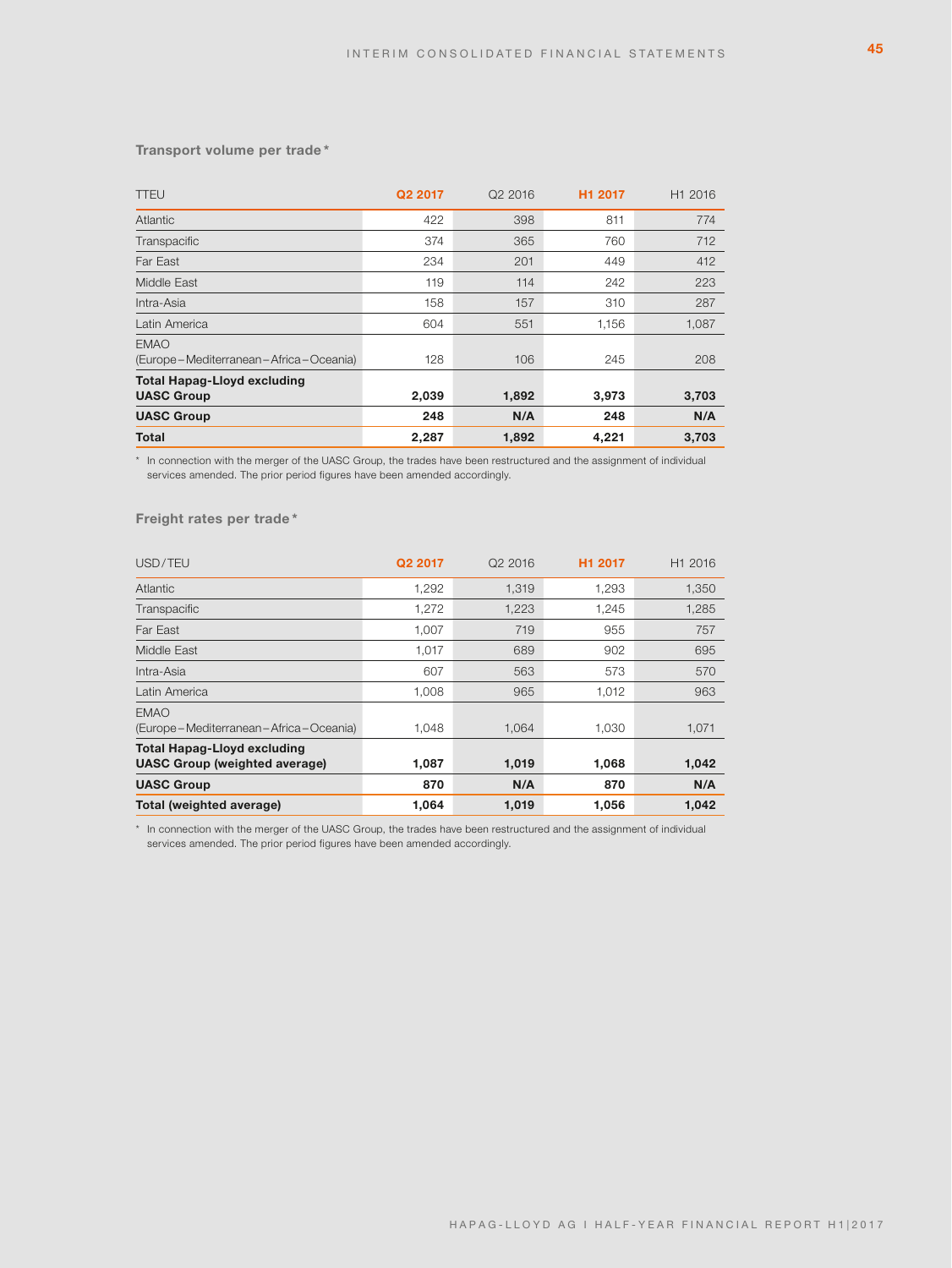### Transport volume per trade*

| TTEU | Q2 2017 | Q2 2016 | H1 2017 | H1 2016 |
|---|---|---|---|---|
| Atlantic | 422 | 398 | 811 | 774 |
| Transpacific | 374 | 365 | 760 | 712 |
| Far East | 234 | 201 | 449 | 412 |
| Middle East | 119 | 114 | 242 | 223 |
| Intra-Asia | 158 | 157 | 310 | 287 |
| Latin America | 604 | 551 | 1,156 | 1,087 |
| EMAO (Europe – Mediterranean – Africa – Oceania) | 128 | 106 | 245 | 208 |
| **Total Hapag-Lloyd excluding UASC Group** | **2,039** | **1,892** | **3,973** | **3,703** |
| **UASC Group** | **248** | **N/A** | **248** | **N/A** |
| **Total** | **2,287** | **1,892** | **4,221** | **3,703** |

\* In connection with the merger of the UASC Group, the trades have been restructured and the assignment of individual services amended. The prior period figures have been amended accordingly.

### Freight rates per trade*

| USD / TEU | Q2 2017 | Q2 2016 | H1 2017 | H1 2016 |
|---|---|---|---|---|
| Atlantic | 1,292 | 1,319 | 1,293 | 1,350 |
| Transpacific | 1,272 | 1,223 | 1,245 | 1,285 |
| Far East | 1,007 | 719 | 955 | 757 |
| Middle East | 1,017 | 689 | 902 | 695 |
| Intra-Asia | 607 | 563 | 573 | 570 |
| Latin America | 1,008 | 965 | 1,012 | 963 |
| EMAO (Europe – Mediterranean – Africa – Oceania) | 1,048 | 1,064 | 1,030 | 1,071 |
| **Total Hapag-Lloyd excluding UASC Group (weighted average)** | **1,087** | **1,019** | **1,068** | **1,042** |
| **UASC Group** | **870** | **N/A** | **870** | **N/A** |
| **Total (weighted average)** | **1,064** | **1,019** | **1,056** | **1,042** |

\* In connection with the merger of the UASC Group, the trades have been restructured and the assignment of individual services amended. The prior period figures have been amended accordingly.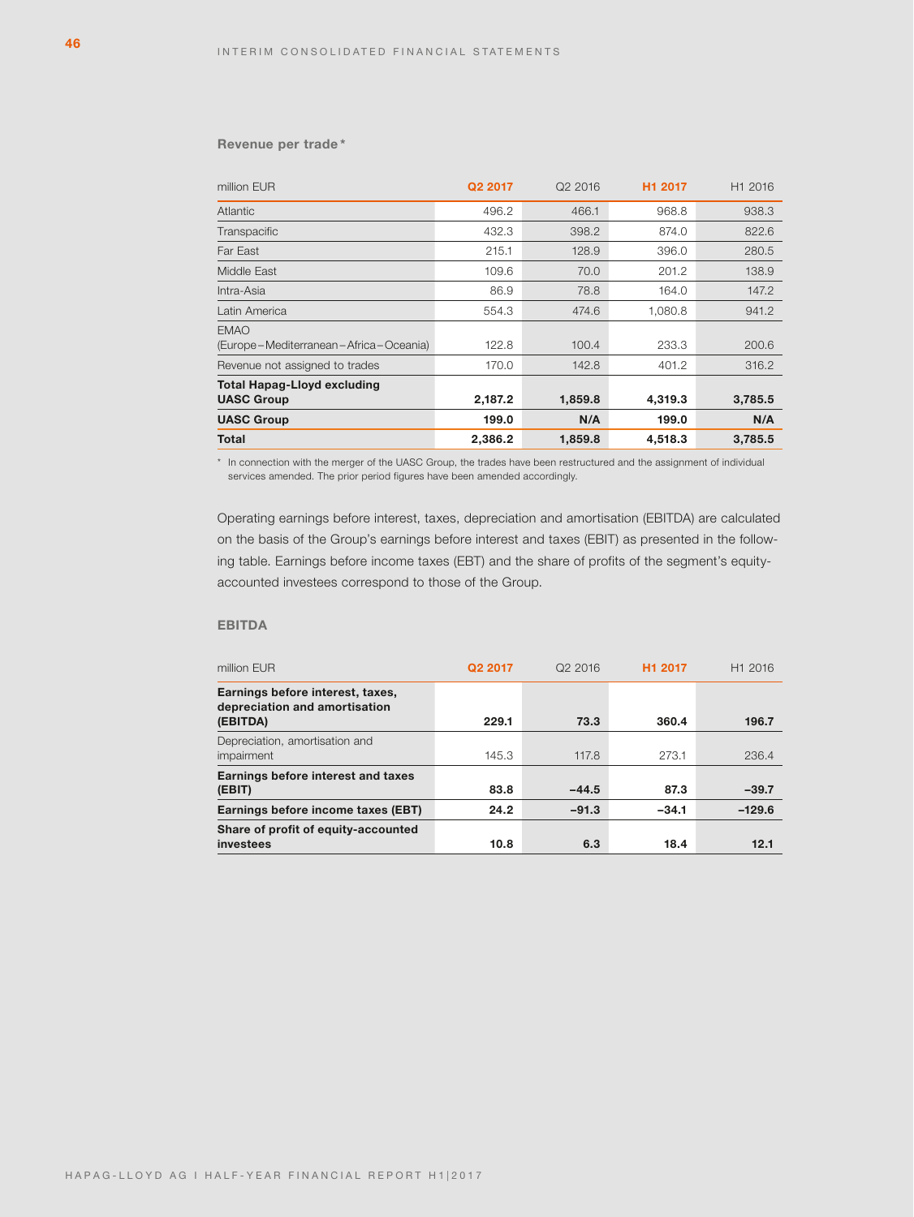### Revenue per trade*

| million EUR | Q2 2017 | Q2 2016 | H1 2017 | H1 2016 |
|---|---|---|---|---|
| Atlantic | 496.2 | 466.1 | 968.8 | 938.3 |
| Transpacific | 432.3 | 398.2 | 874.0 | 822.6 |
| Far East | 215.1 | 128.9 | 396.0 | 280.5 |
| Middle East | 109.6 | 70.0 | 201.2 | 138.9 |
| Intra-Asia | 86.9 | 78.8 | 164.0 | 147.2 |
| Latin America | 554.3 | 474.6 | 1,080.8 | 941.2 |
| EMAO (Europe – Mediterranean – Africa – Oceania) | 122.8 | 100.4 | 233.3 | 200.6 |
| Revenue not assigned to trades | 170.0 | 142.8 | 401.2 | 316.2 |
| **Total Hapag-Lloyd excluding UASC Group** | **2,187.2** | **1,859.8** | **4,319.3** | **3,785.5** |
| **UASC Group** | **199.0** | **N/A** | **199.0** | **N/A** |
| **Total** | **2,386.2** | **1,859.8** | **4,518.3** | **3,785.5** |

\* In connection with the merger of the UASC Group, the trades have been restructured and the assignment of individual services amended. The prior period figures have been amended accordingly.

Operating earnings before interest, taxes, depreciation and amortisation (EBITDA) are calculated on the basis of the Group's earnings before interest and taxes (EBIT) as presented in the following table. Earnings before income taxes (EBT) and the share of profits of the segment's equity-accounted investees correspond to those of the Group.

### EBITDA

| million EUR | Q2 2017 | Q2 2016 | H1 2017 | H1 2016 |
|---|---|---|---|---|
| **Earnings before interest, taxes, depreciation and amortisation (EBITDA)** | **229.1** | **73.3** | **360.4** | **196.7** |
| Depreciation, amortisation and impairment | 145.3 | 117.8 | 273.1 | 236.4 |
| **Earnings before interest and taxes (EBIT)** | **83.8** | **–44.5** | **87.3** | **–39.7** |
| **Earnings before income taxes (EBT)** | **24.2** | **–91.3** | **–34.1** | **–129.6** |
| **Share of profit of equity-accounted investees** | **10.8** | **6.3** | **18.4** | **12.1** |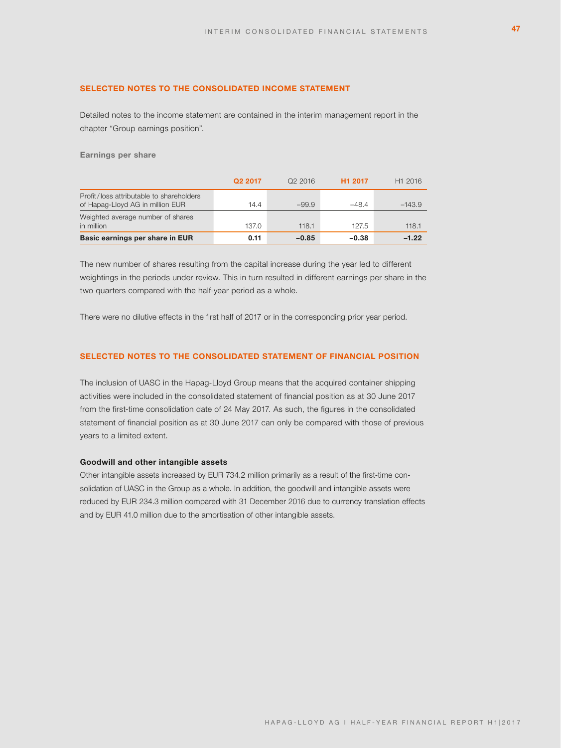## SELECTED NOTES TO THE CONSOLIDATED INCOME STATEMENT

Detailed notes to the income statement are contained in the interim management report in the chapter “Group earnings position”.

### Earnings per share

| | Q2 2017 | Q2 2016 | H1 2017 | H1 2016 |
|---|---|---|---|---|
| Profit/loss attributable to shareholders of Hapag-Lloyd AG in million EUR | 14.4 | –99.9 | –48.4 | –143.9 |
| Weighted average number of shares in million | 137.0 | 118.1 | 127.5 | 118.1 |
| **Basic earnings per share in EUR** | **0.11** | **–0.85** | **–0.38** | **–1.22** |

The new number of shares resulting from the capital increase during the year led to different weightings in the periods under review. This in turn resulted in different earnings per share in the two quarters compared with the half-year period as a whole.

There were no dilutive effects in the first half of 2017 or in the corresponding prior year period.

## SELECTED NOTES TO THE CONSOLIDATED STATEMENT OF FINANCIAL POSITION

The inclusion of UASC in the Hapag-Lloyd Group means that the acquired container shipping activities were included in the consolidated statement of financial position as at 30 June 2017 from the first-time consolidation date of 24 May 2017. As such, the figures in the consolidated statement of financial position as at 30 June 2017 can only be compared with those of previous years to a limited extent.

### Goodwill and other intangible assets

Other intangible assets increased by EUR 734.2 million primarily as a result of the first-time consolidation of UASC in the Group as a whole. In addition, the goodwill and intangible assets were reduced by EUR 234.3 million compared with 31 December 2016 due to currency translation effects and by EUR 41.0 million due to the amortisation of other intangible assets.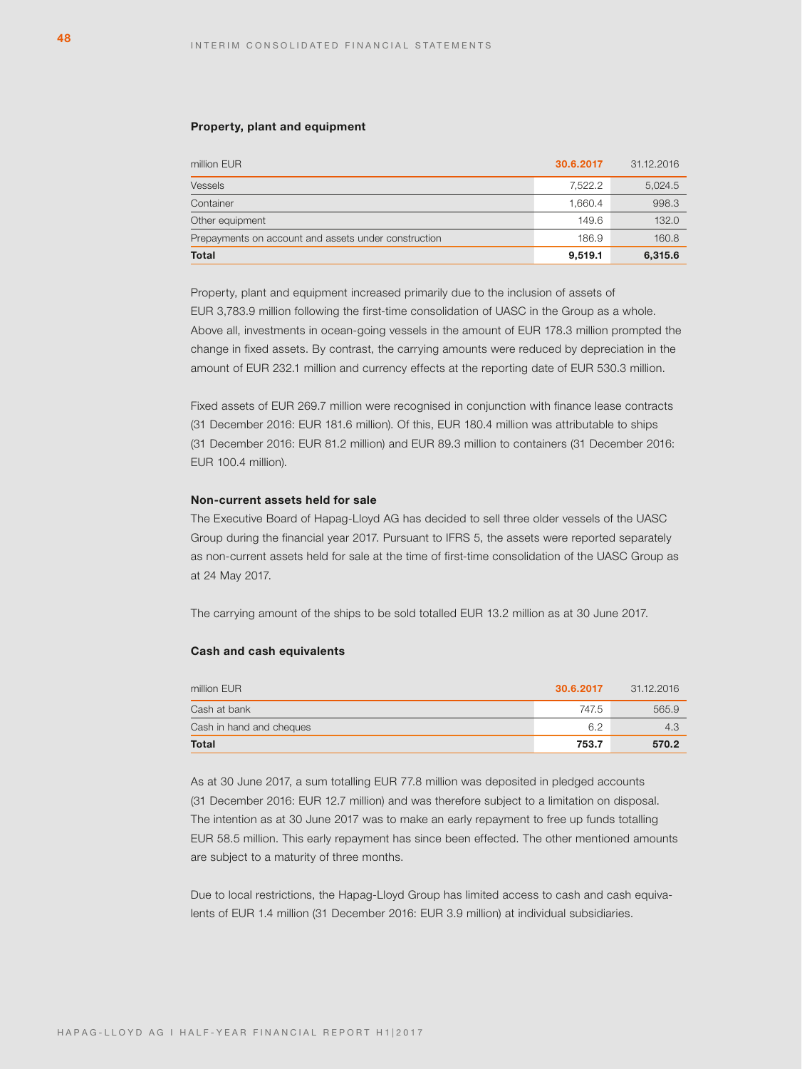### Property, plant and equipment

| million EUR | 30.6.2017 | 31.12.2016 |
|---|---|---|
| Vessels | 7,522.2 | 5,024.5 |
| Container | 1,660.4 | 998.3 |
| Other equipment | 149.6 | 132.0 |
| Prepayments on account and assets under construction | 186.9 | 160.8 |
| **Total** | **9,519.1** | **6,315.6** |

Property, plant and equipment increased primarily due to the inclusion of assets of EUR 3,783.9 million following the first-time consolidation of UASC in the Group as a whole. Above all, investments in ocean-going vessels in the amount of EUR 178.3 million prompted the change in fixed assets. By contrast, the carrying amounts were reduced by depreciation in the amount of EUR 232.1 million and currency effects at the reporting date of EUR 530.3 million.

Fixed assets of EUR 269.7 million were recognised in conjunction with finance lease contracts (31 December 2016: EUR 181.6 million). Of this, EUR 180.4 million was attributable to ships (31 December 2016: EUR 81.2 million) and EUR 89.3 million to containers (31 December 2016: EUR 100.4 million).

### Non-current assets held for sale

The Executive Board of Hapag-Lloyd AG has decided to sell three older vessels of the UASC Group during the financial year 2017. Pursuant to IFRS 5, the assets were reported separately as non-current assets held for sale at the time of first-time consolidation of the UASC Group as at 24 May 2017.

The carrying amount of the ships to be sold totalled EUR 13.2 million as at 30 June 2017.

### Cash and cash equivalents

| million EUR | 30.6.2017 | 31.12.2016 |
|---|---|---|
| Cash at bank | 747.5 | 565.9 |
| Cash in hand and cheques | 6.2 | 4.3 |
| **Total** | **753.7** | **570.2** |

As at 30 June 2017, a sum totalling EUR 77.8 million was deposited in pledged accounts (31 December 2016: EUR 12.7 million) and was therefore subject to a limitation on disposal. The intention as at 30 June 2017 was to make an early repayment to free up funds totalling EUR 58.5 million. This early repayment has since been effected. The other mentioned amounts are subject to a maturity of three months.

Due to local restrictions, the Hapag-Lloyd Group has limited access to cash and cash equivalents of EUR 1.4 million (31 December 2016: EUR 3.9 million) at individual subsidiaries.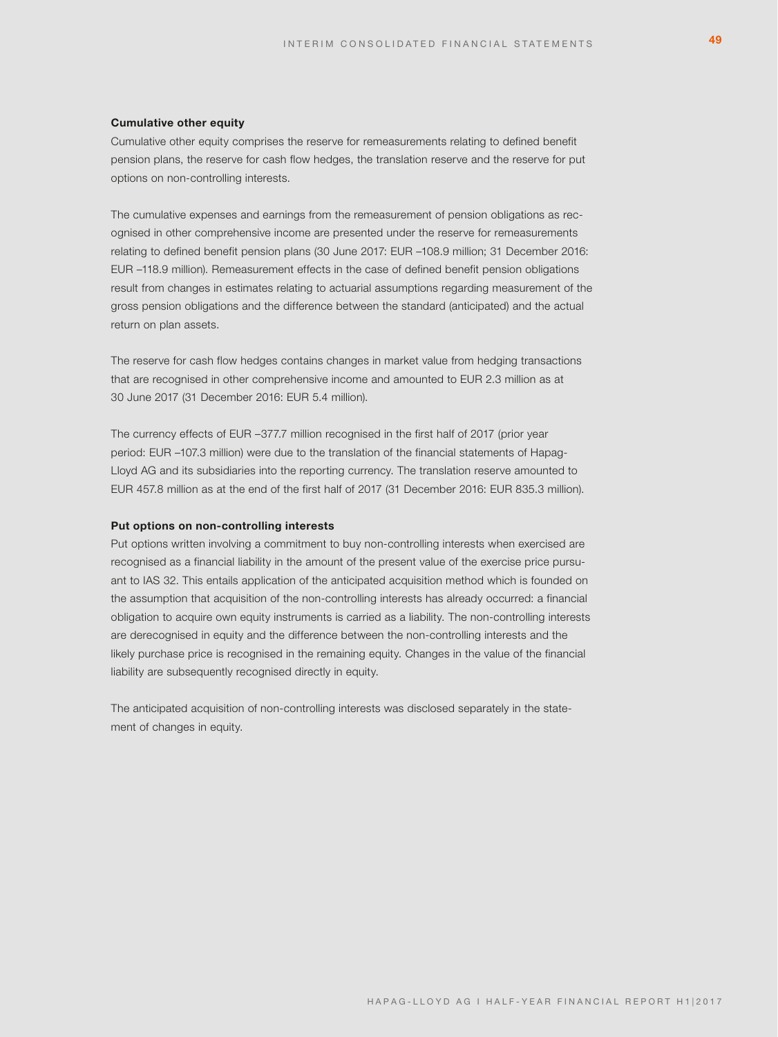**Cumulative other equity**

Cumulative other equity comprises the reserve for remeasurements relating to defined benefit pension plans, the reserve for cash flow hedges, the translation reserve and the reserve for put options on non-controlling interests.

The cumulative expenses and earnings from the remeasurement of pension obligations as recognised in other comprehensive income are presented under the reserve for remeasurements relating to defined benefit pension plans (30 June 2017: EUR –108.9 million; 31 December 2016: EUR –118.9 million). Remeasurement effects in the case of defined benefit pension obligations result from changes in estimates relating to actuarial assumptions regarding measurement of the gross pension obligations and the difference between the standard (anticipated) and the actual return on plan assets.

The reserve for cash flow hedges contains changes in market value from hedging transactions that are recognised in other comprehensive income and amounted to EUR 2.3 million as at 30 June 2017 (31 December 2016: EUR 5.4 million).

The currency effects of EUR –377.7 million recognised in the first half of 2017 (prior year period: EUR –107.3 million) were due to the translation of the financial statements of Hapag-Lloyd AG and its subsidiaries into the reporting currency. The translation reserve amounted to EUR 457.8 million as at the end of the first half of 2017 (31 December 2016: EUR 835.3 million).

**Put options on non-controlling interests**

Put options written involving a commitment to buy non-controlling interests when exercised are recognised as a financial liability in the amount of the present value of the exercise price pursuant to IAS 32. This entails application of the anticipated acquisition method which is founded on the assumption that acquisition of the non-controlling interests has already occurred: a financial obligation to acquire own equity instruments is carried as a liability. The non-controlling interests are derecognised in equity and the difference between the non-controlling interests and the likely purchase price is recognised in the remaining equity. Changes in the value of the financial liability are subsequently recognised directly in equity.

The anticipated acquisition of non-controlling interests was disclosed separately in the statement of changes in equity.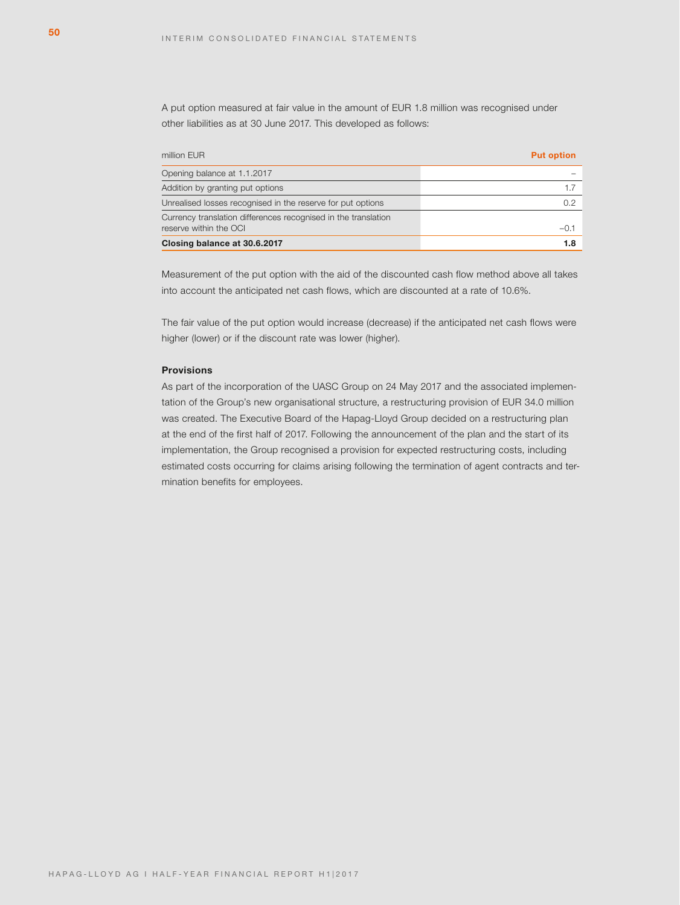A put option measured at fair value in the amount of EUR 1.8 million was recognised under other liabilities as at 30 June 2017. This developed as follows:

| million EUR | Put option |
|---|---|
| Opening balance at 1.1.2017 | – |
| Addition by granting put options | 1.7 |
| Unrealised losses recognised in the reserve for put options | 0.2 |
| Currency translation differences recognised in the translation reserve within the OCI | –0.1 |
| **Closing balance at 30.6.2017** | **1.8** |

Measurement of the put option with the aid of the discounted cash flow method above all takes into account the anticipated net cash flows, which are discounted at a rate of 10.6%.

The fair value of the put option would increase (decrease) if the anticipated net cash flows were higher (lower) or if the discount rate was lower (higher).

**Provisions**

As part of the incorporation of the UASC Group on 24 May 2017 and the associated implementation of the Group's new organisational structure, a restructuring provision of EUR 34.0 million was created. The Executive Board of the Hapag-Lloyd Group decided on a restructuring plan at the end of the first half of 2017. Following the announcement of the plan and the start of its implementation, the Group recognised a provision for expected restructuring costs, including estimated costs occurring for claims arising following the termination of agent contracts and termination benefits for employees.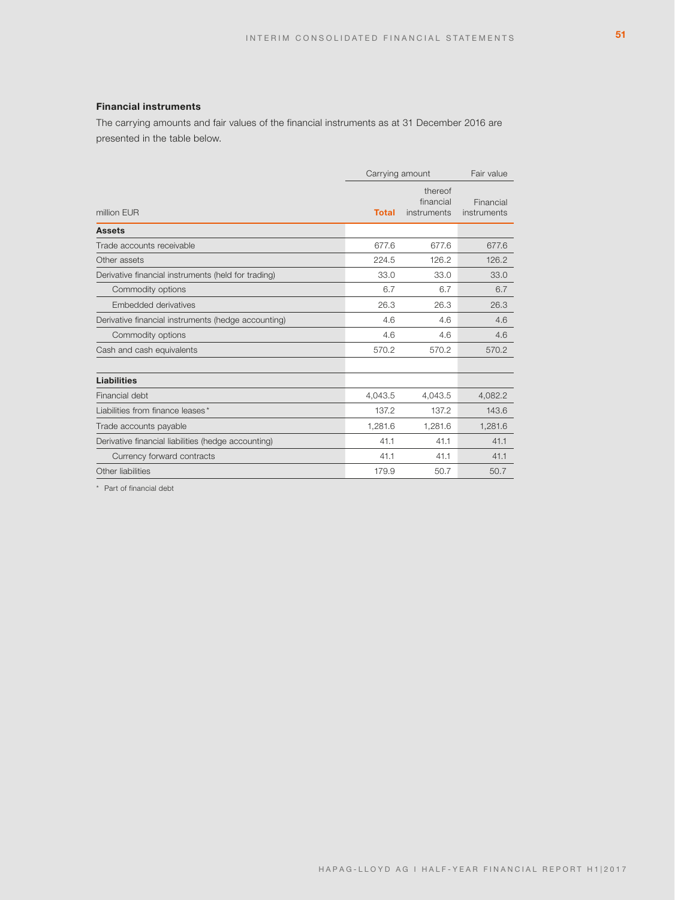### Financial instruments

The carrying amounts and fair values of the financial instruments as at 31 December 2016 are presented in the table below.

| | Carrying amount | | Fair value |
|---|---|---|---|
| million EUR | **Total** | thereof financial instruments | Financial instruments |
| **Assets** | | | |
| Trade accounts receivable | 677.6 | 677.6 | 677.6 |
| Other assets | 224.5 | 126.2 | 126.2 |
| Derivative financial instruments (held for trading) | 33.0 | 33.0 | 33.0 |
| Commodity options | 6.7 | 6.7 | 6.7 |
| Embedded derivatives | 26.3 | 26.3 | 26.3 |
| Derivative financial instruments (hedge accounting) | 4.6 | 4.6 | 4.6 |
| Commodity options | 4.6 | 4.6 | 4.6 |
| Cash and cash equivalents | 570.2 | 570.2 | 570.2 |
| | | | |
| **Liabilities** | | | |
| Financial debt | 4,043.5 | 4,043.5 | 4,082.2 |
| Liabilities from finance leases* | 137.2 | 137.2 | 143.6 |
| Trade accounts payable | 1,281.6 | 1,281.6 | 1,281.6 |
| Derivative financial liabilities (hedge accounting) | 41.1 | 41.1 | 41.1 |
| Currency forward contracts | 41.1 | 41.1 | 41.1 |
| Other liabilities | 179.9 | 50.7 | 50.7 |

\* Part of financial debt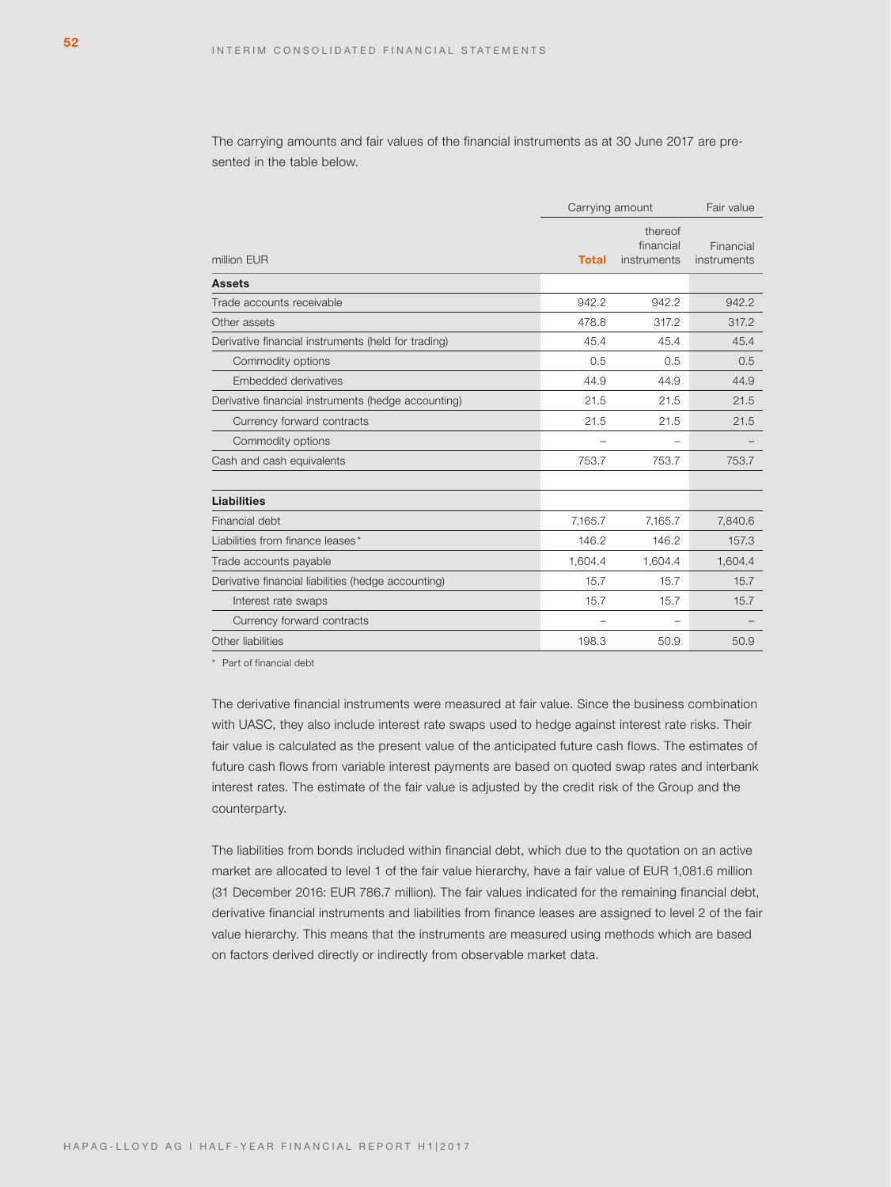The carrying amounts and fair values of the financial instruments as at 30 June 2017 are presented in the table below.

| million EUR | Carrying amount | | Fair value |
|---|---|---|---|
| | **Total** | thereof financial instruments | Financial instruments |
| **Assets** | | | |
| Trade accounts receivable | 942.2 | 942.2 | 942.2 |
| Other assets | 478.8 | 317.2 | 317.2 |
| Derivative financial instruments (held for trading) | 45.4 | 45.4 | 45.4 |
| Commodity options | 0.5 | 0.5 | 0.5 |
| Embedded derivatives | 44.9 | 44.9 | 44.9 |
| Derivative financial instruments (hedge accounting) | 21.5 | 21.5 | 21.5 |
| Currency forward contracts | 21.5 | 21.5 | 21.5 |
| Commodity options | – | – | – |
| Cash and cash equivalents | 753.7 | 753.7 | 753.7 |
| | | | |
| **Liabilities** | | | |
| Financial debt | 7,165.7 | 7,165.7 | 7,840.6 |
| Liabilities from finance leases* | 146.2 | 146.2 | 157.3 |
| Trade accounts payable | 1,604.4 | 1,604.4 | 1,604.4 |
| Derivative financial liabilities (hedge accounting) | 15.7 | 15.7 | 15.7 |
| Interest rate swaps | 15.7 | 15.7 | 15.7 |
| Currency forward contracts | – | – | – |
| Other liabilities | 198.3 | 50.9 | 50.9 |

\* Part of financial debt

The derivative financial instruments were measured at fair value. Since the business combination with UASC, they also include interest rate swaps used to hedge against interest rate risks. Their fair value is calculated as the present value of the anticipated future cash flows. The estimates of future cash flows from variable interest payments are based on quoted swap rates and interbank interest rates. The estimate of the fair value is adjusted by the credit risk of the Group and the counterparty.

The liabilities from bonds included within financial debt, which due to the quotation on an active market are allocated to level 1 of the fair value hierarchy, have a fair value of EUR 1,081.6 million (31 December 2016: EUR 786.7 million). The fair values indicated for the remaining financial debt, derivative financial instruments and liabilities from finance leases are assigned to level 2 of the fair value hierarchy. This means that the instruments are measured using methods which are based on factors derived directly or indirectly from observable market data.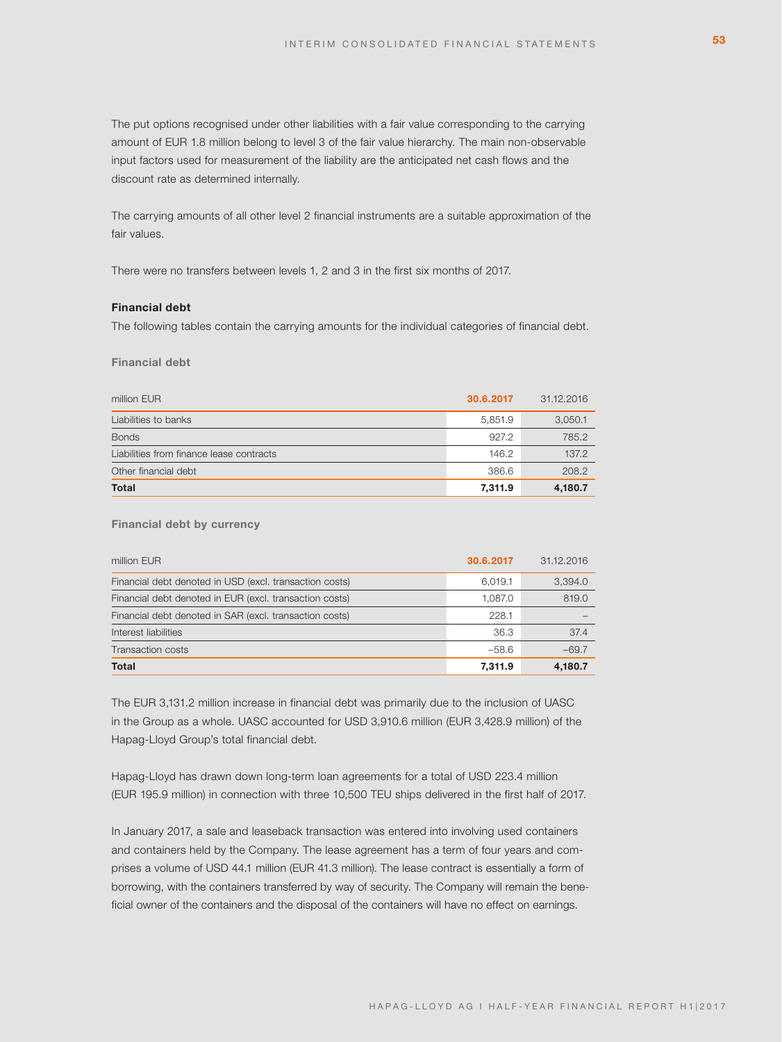The put options recognised under other liabilities with a fair value corresponding to the carrying amount of EUR 1.8 million belong to level 3 of the fair value hierarchy. The main non-observable input factors used for measurement of the liability are the anticipated net cash flows and the discount rate as determined internally.

The carrying amounts of all other level 2 financial instruments are a suitable approximation of the fair values.

There were no transfers between levels 1, 2 and 3 in the first six months of 2017.

**Financial debt**

The following tables contain the carrying amounts for the individual categories of financial debt.

**Financial debt**

| million EUR | 30.6.2017 | 31.12.2016 |
|---|---|---|
| Liabilities to banks | 5,851.9 | 3,050.1 |
| Bonds | 927.2 | 785.2 |
| Liabilities from finance lease contracts | 146.2 | 137.2 |
| Other financial debt | 386.6 | 208.2 |
| **Total** | **7,311.9** | **4,180.7** |

**Financial debt by currency**

| million EUR | 30.6.2017 | 31.12.2016 |
|---|---|---|
| Financial debt denoted in USD (excl. transaction costs) | 6,019.1 | 3,394.0 |
| Financial debt denoted in EUR (excl. transaction costs) | 1,087.0 | 819.0 |
| Financial debt denoted in SAR (excl. transaction costs) | 228.1 | – |
| Interest liabilities | 36.3 | 37.4 |
| Transaction costs | –58.6 | –69.7 |
| **Total** | **7,311.9** | **4,180.7** |

The EUR 3,131.2 million increase in financial debt was primarily due to the inclusion of UASC in the Group as a whole. UASC accounted for USD 3,910.6 million (EUR 3,428.9 million) of the Hapag-Lloyd Group's total financial debt.

Hapag-Lloyd has drawn down long-term loan agreements for a total of USD 223.4 million (EUR 195.9 million) in connection with three 10,500 TEU ships delivered in the first half of 2017.

In January 2017, a sale and leaseback transaction was entered into involving used containers and containers held by the Company. The lease agreement has a term of four years and comprises a volume of USD 44.1 million (EUR 41.3 million). The lease contract is essentially a form of borrowing, with the containers transferred by way of security. The Company will remain the beneficial owner of the containers and the disposal of the containers will have no effect on earnings.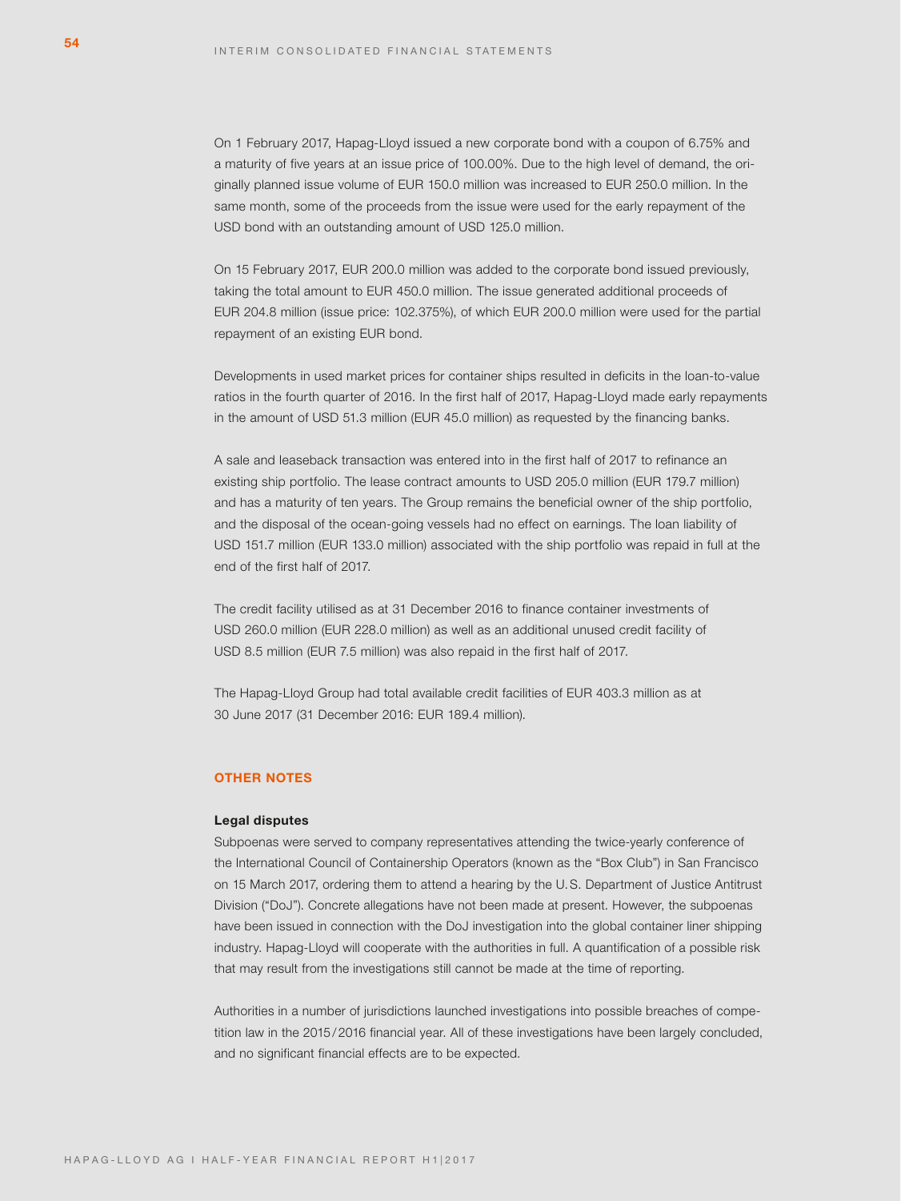On 1 February 2017, Hapag-Lloyd issued a new corporate bond with a coupon of 6.75% and a maturity of five years at an issue price of 100.00%. Due to the high level of demand, the originally planned issue volume of EUR 150.0 million was increased to EUR 250.0 million. In the same month, some of the proceeds from the issue were used for the early repayment of the USD bond with an outstanding amount of USD 125.0 million.

On 15 February 2017, EUR 200.0 million was added to the corporate bond issued previously, taking the total amount to EUR 450.0 million. The issue generated additional proceeds of EUR 204.8 million (issue price: 102.375%), of which EUR 200.0 million were used for the partial repayment of an existing EUR bond.

Developments in used market prices for container ships resulted in deficits in the loan-to-value ratios in the fourth quarter of 2016. In the first half of 2017, Hapag-Lloyd made early repayments in the amount of USD 51.3 million (EUR 45.0 million) as requested by the financing banks.

A sale and leaseback transaction was entered into in the first half of 2017 to refinance an existing ship portfolio. The lease contract amounts to USD 205.0 million (EUR 179.7 million) and has a maturity of ten years. The Group remains the beneficial owner of the ship portfolio, and the disposal of the ocean-going vessels had no effect on earnings. The loan liability of USD 151.7 million (EUR 133.0 million) associated with the ship portfolio was repaid in full at the end of the first half of 2017.

The credit facility utilised as at 31 December 2016 to finance container investments of USD 260.0 million (EUR 228.0 million) as well as an additional unused credit facility of USD 8.5 million (EUR 7.5 million) was also repaid in the first half of 2017.

The Hapag-Lloyd Group had total available credit facilities of EUR 403.3 million as at 30 June 2017 (31 December 2016: EUR 189.4 million).

## OTHER NOTES

### Legal disputes

Subpoenas were served to company representatives attending the twice-yearly conference of the International Council of Containership Operators (known as the "Box Club") in San Francisco on 15 March 2017, ordering them to attend a hearing by the U.S. Department of Justice Antitrust Division ("DoJ"). Concrete allegations have not been made at present. However, the subpoenas have been issued in connection with the DoJ investigation into the global container liner shipping industry. Hapag-Lloyd will cooperate with the authorities in full. A quantification of a possible risk that may result from the investigations still cannot be made at the time of reporting.

Authorities in a number of jurisdictions launched investigations into possible breaches of competition law in the 2015/2016 financial year. All of these investigations have been largely concluded, and no significant financial effects are to be expected.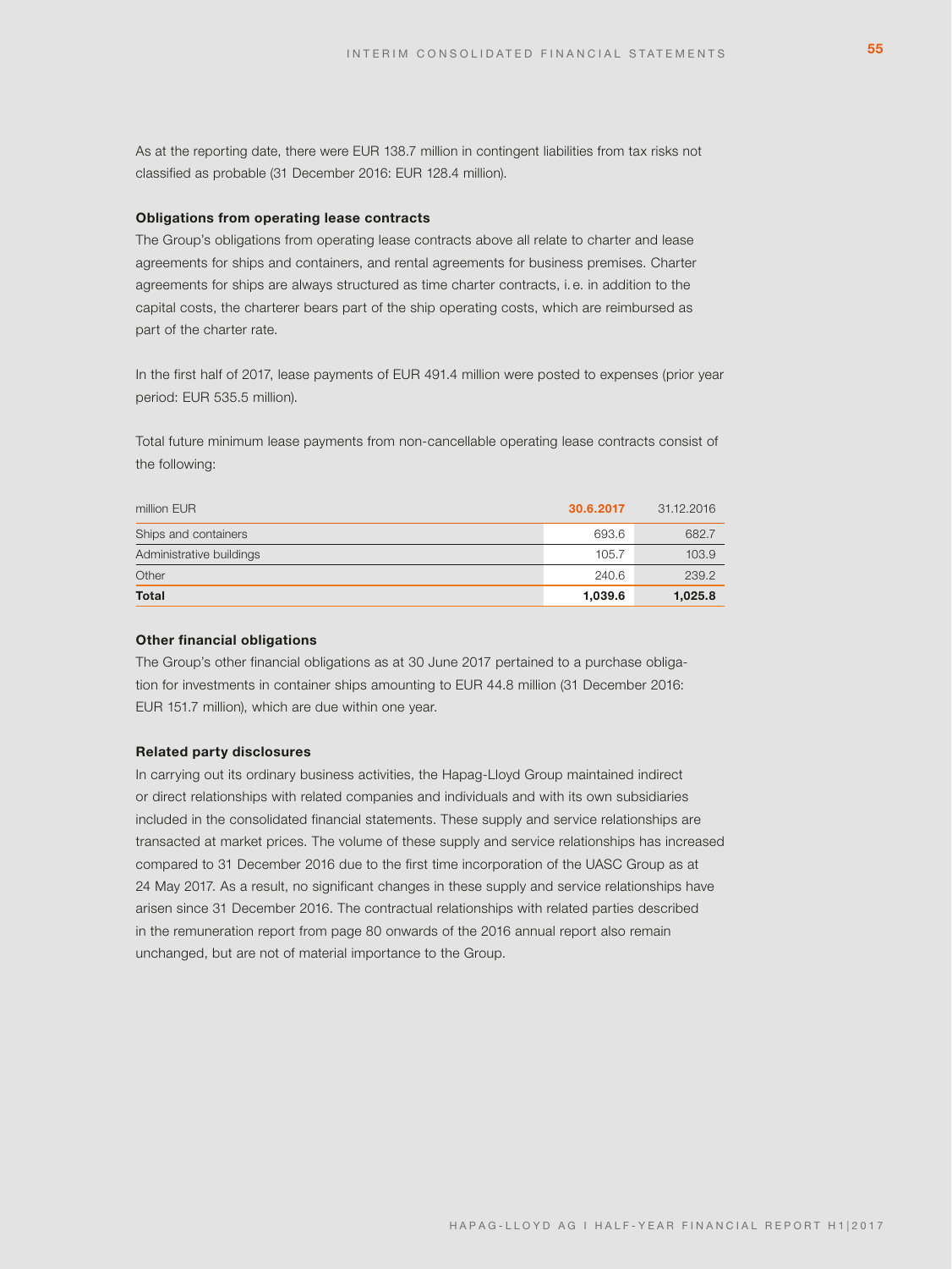As at the reporting date, there were EUR 138.7 million in contingent liabilities from tax risks not classified as probable (31 December 2016: EUR 128.4 million).

**Obligations from operating lease contracts**

The Group's obligations from operating lease contracts above all relate to charter and lease agreements for ships and containers, and rental agreements for business premises. Charter agreements for ships are always structured as time charter contracts, i. e. in addition to the capital costs, the charterer bears part of the ship operating costs, which are reimbursed as part of the charter rate.

In the first half of 2017, lease payments of EUR 491.4 million were posted to expenses (prior year period: EUR 535.5 million).

Total future minimum lease payments from non-cancellable operating lease contracts consist of the following:

| million EUR | 30.6.2017 | 31.12.2016 |
|---|---|---|
| Ships and containers | 693.6 | 682.7 |
| Administrative buildings | 105.7 | 103.9 |
| Other | 240.6 | 239.2 |
| **Total** | **1,039.6** | **1,025.8** |

**Other financial obligations**

The Group's other financial obligations as at 30 June 2017 pertained to a purchase obligation for investments in container ships amounting to EUR 44.8 million (31 December 2016: EUR 151.7 million), which are due within one year.

**Related party disclosures**

In carrying out its ordinary business activities, the Hapag-Lloyd Group maintained indirect or direct relationships with related companies and individuals and with its own subsidiaries included in the consolidated financial statements. These supply and service relationships are transacted at market prices. The volume of these supply and service relationships has increased compared to 31 December 2016 due to the first time incorporation of the UASC Group as at 24 May 2017. As a result, no significant changes in these supply and service relationships have arisen since 31 December 2016. The contractual relationships with related parties described in the remuneration report from page 80 onwards of the 2016 annual report also remain unchanged, but are not of material importance to the Group.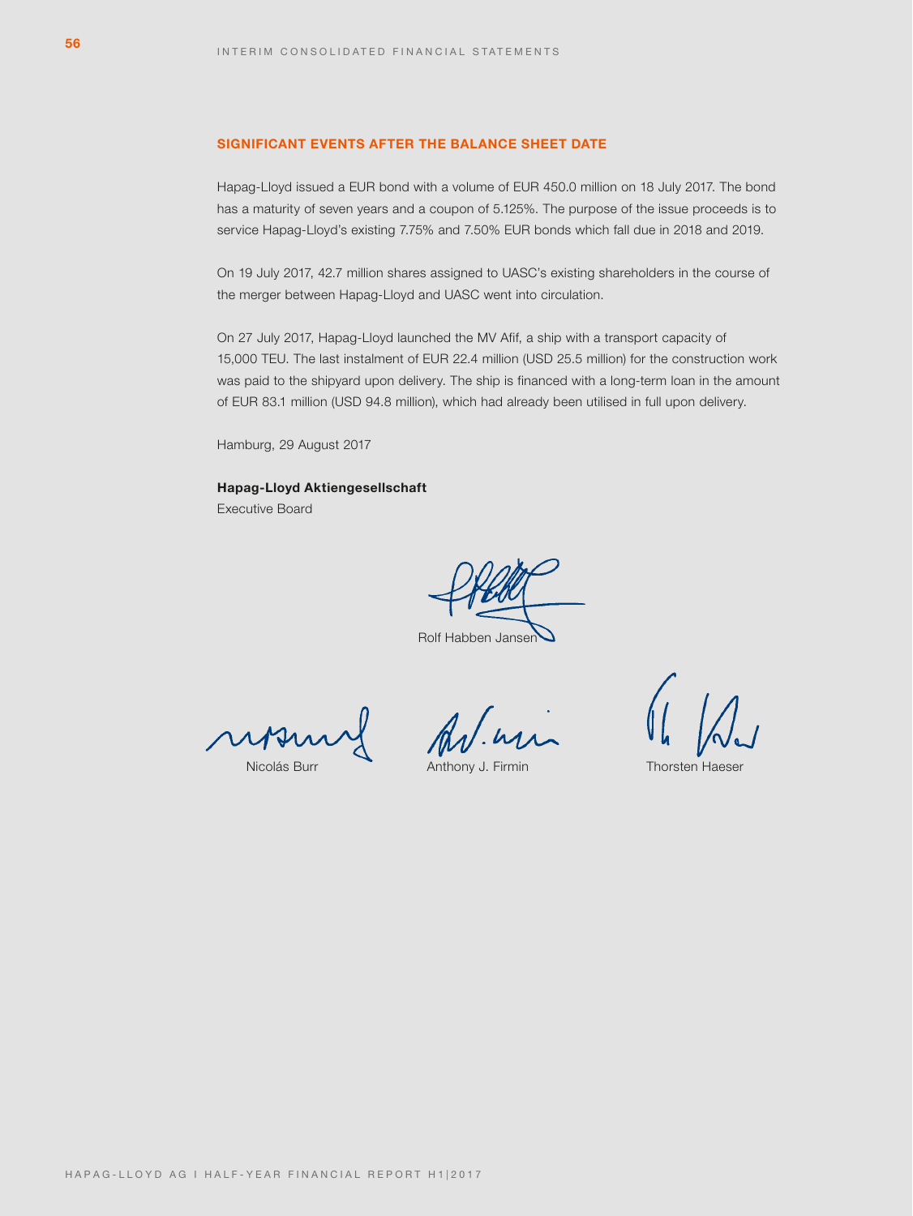## SIGNIFICANT EVENTS AFTER THE BALANCE SHEET DATE

Hapag-Lloyd issued a EUR bond with a volume of EUR 450.0 million on 18 July 2017. The bond has a maturity of seven years and a coupon of 5.125%. The purpose of the issue proceeds is to service Hapag-Lloyd's existing 7.75% and 7.50% EUR bonds which fall due in 2018 and 2019.

On 19 July 2017, 42.7 million shares assigned to UASC's existing shareholders in the course of the merger between Hapag-Lloyd and UASC went into circulation.

On 27 July 2017, Hapag-Lloyd launched the MV Afif, a ship with a transport capacity of 15,000 TEU. The last instalment of EUR 22.4 million (USD 25.5 million) for the construction work was paid to the shipyard upon delivery. The ship is financed with a long-term loan in the amount of EUR 83.1 million (USD 94.8 million), which had already been utilised in full upon delivery.

Hamburg, 29 August 2017

**Hapag-Lloyd Aktiengesellschaft**
Executive Board

Rolf Habben Jansen

Nicolás Burr

Anthony J. Firmin

Thorsten Haeser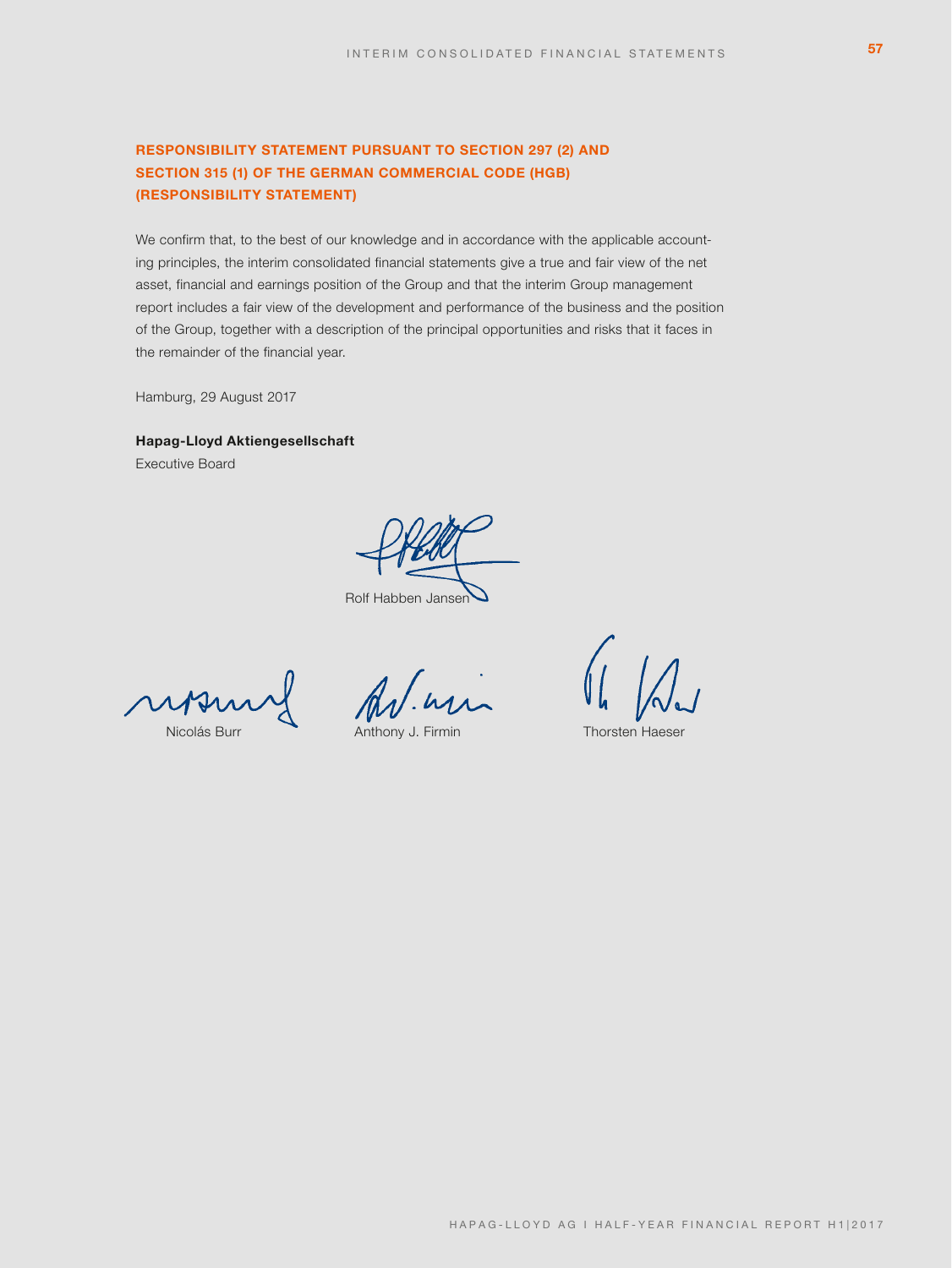## RESPONSIBILITY STATEMENT PURSUANT TO SECTION 297 (2) AND SECTION 315 (1) OF THE GERMAN COMMERCIAL CODE (HGB) (RESPONSIBILITY STATEMENT)

We confirm that, to the best of our knowledge and in accordance with the applicable accounting principles, the interim consolidated financial statements give a true and fair view of the net asset, financial and earnings position of the Group and that the interim Group management report includes a fair view of the development and performance of the business and the position of the Group, together with a description of the principal opportunities and risks that it faces in the remainder of the financial year.

Hamburg, 29 August 2017

**Hapag-Lloyd Aktiengesellschaft**
Executive Board

Rolf Habben Jansen

Nicolás Burr  Anthony J. Firmin  Thorsten Haeser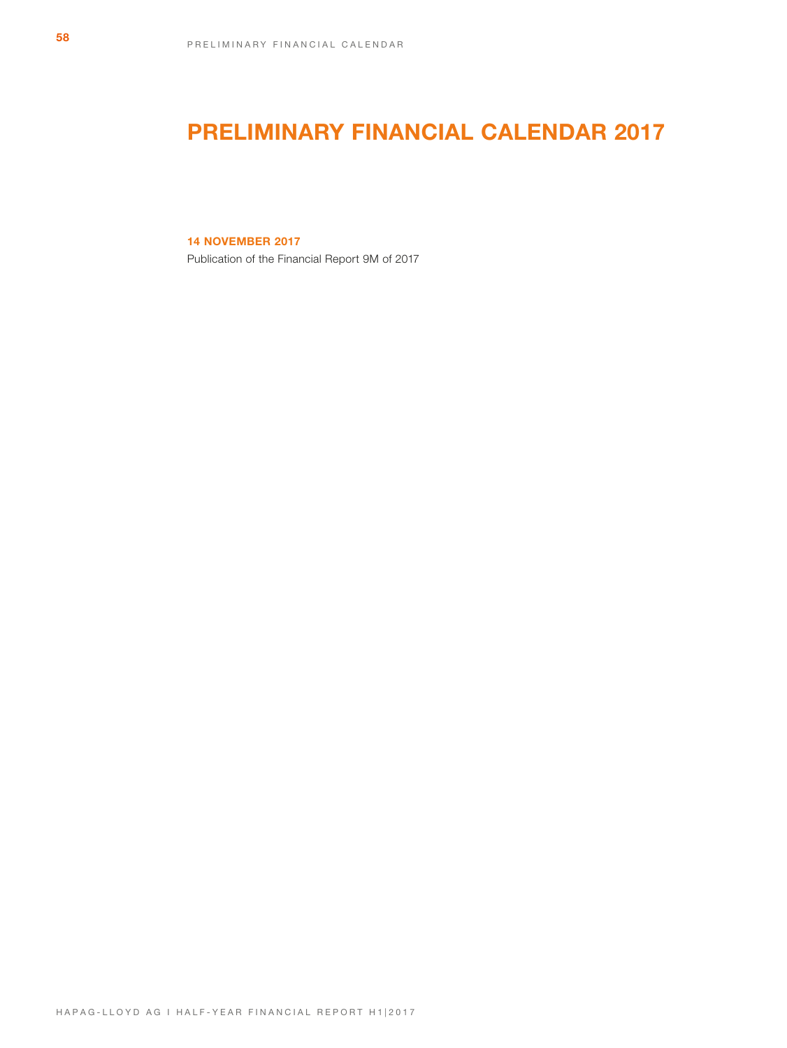# PRELIMINARY FINANCIAL CALENDAR 2017

**14 NOVEMBER 2017**

Publication of the Financial Report 9M of 2017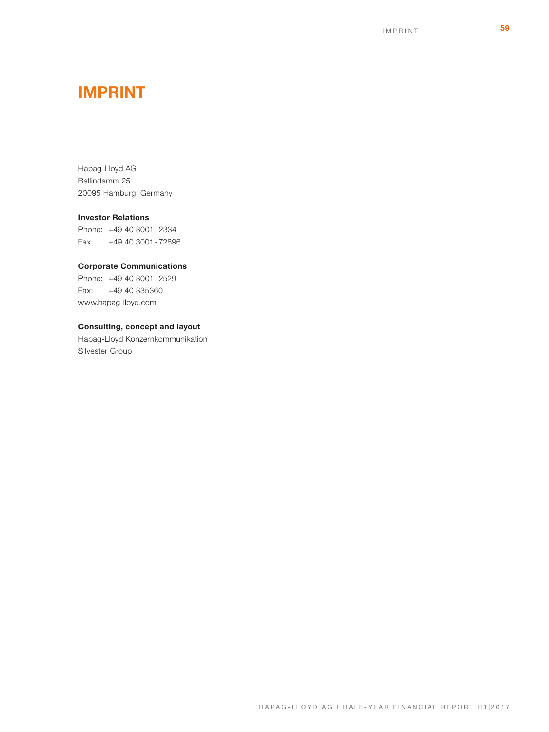# IMPRINT

Hapag-Lloyd AG
Ballindamm 25
20095 Hamburg, Germany

**Investor Relations**
Phone: +49 40 3001 - 2334
Fax: +49 40 3001 - 72896

**Corporate Communications**
Phone: +49 40 3001 - 2529
Fax: +49 40 335360
www.hapag-lloyd.com

**Consulting, concept and layout**
Hapag-Lloyd Konzernkommunikation
Silvester Group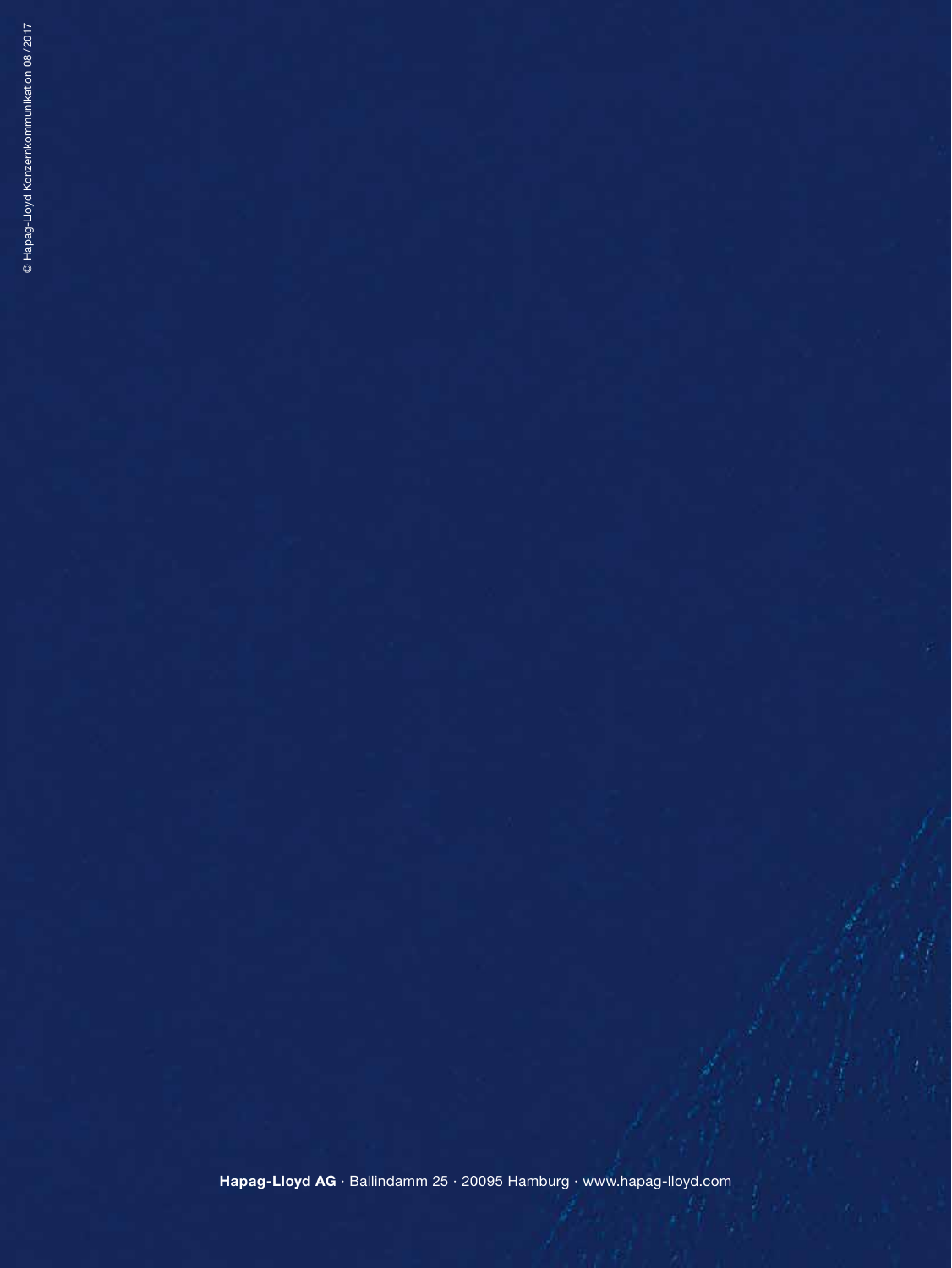© Hapag-Lloyd Konzernkommunikation 08/2017

**Hapag-Lloyd AG** · Ballindamm 25 · 20095 Hamburg · www.hapag-lloyd.com